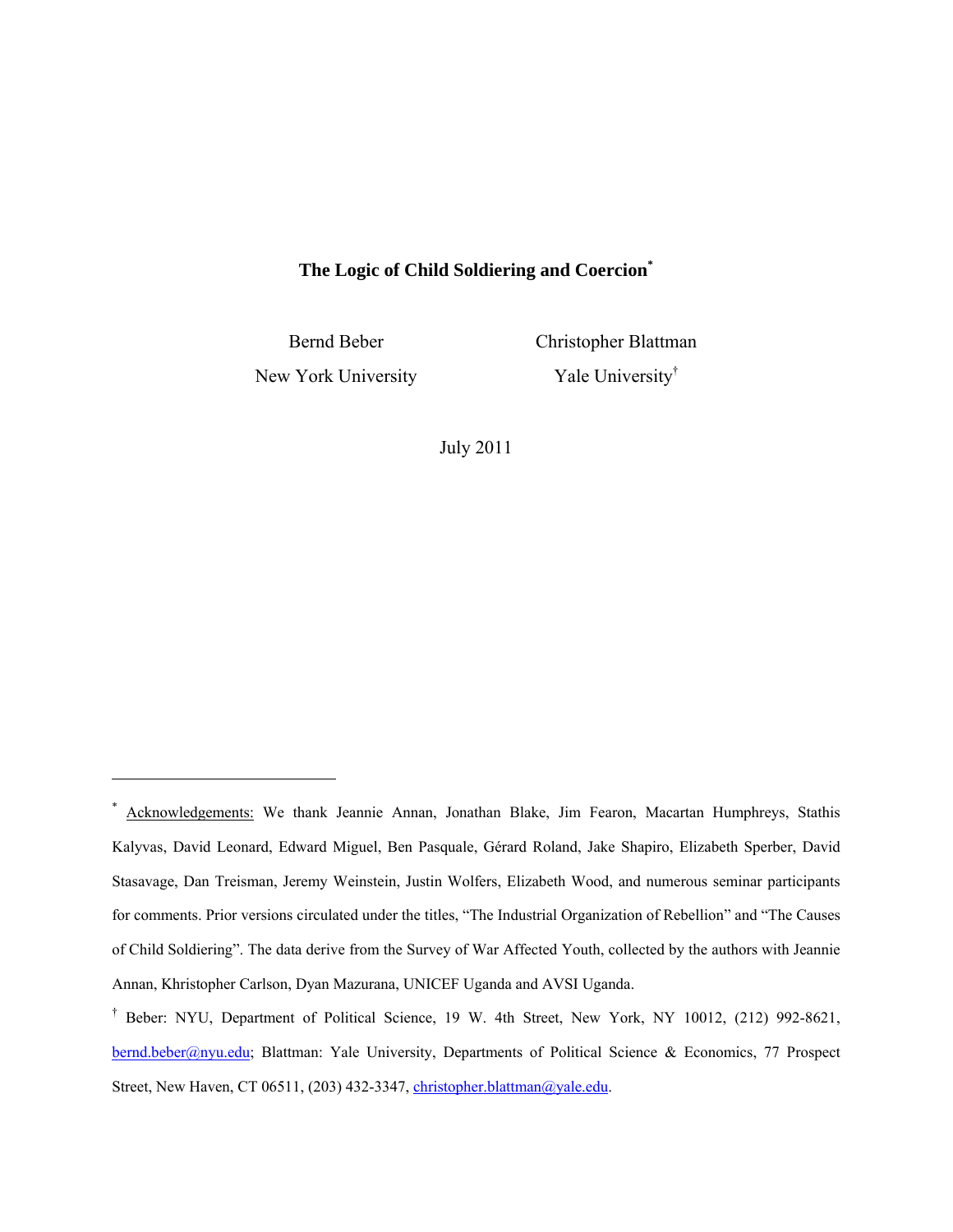# The Logic of Child Soldiering and Coercion[*]

Bernd Beber
New York University

Christopher Blattman
Yale University[†]

July 2011

---

[*] Acknowledgements: We thank Jeannie Annan, Jonathan Blake, Jim Fearon, Macartan Humphreys, Stathis Kalyvas, David Leonard, Edward Miguel, Ben Pasquale, Gérard Roland, Jake Shapiro, Elizabeth Sperber, David Stasavage, Dan Treisman, Jeremy Weinstein, Justin Wolfers, Elizabeth Wood, and numerous seminar participants for comments. Prior versions circulated under the titles, "The Industrial Organization of Rebellion" and "The Causes of Child Soldiering". The data derive from the Survey of War Affected Youth, collected by the authors with Jeannie Annan, Khristopher Carlson, Dyan Mazurana, UNICEF Uganda and AVSI Uganda.

[†] Beber: NYU, Department of Political Science, 19 W. 4th Street, New York, NY 10012, (212) 992-8621, bernd.beber@nyu.edu; Blattman: Yale University, Departments of Political Science & Economics, 77 Prospect Street, New Haven, CT 06511, (203) 432-3347, christopher.blattman@yale.edu.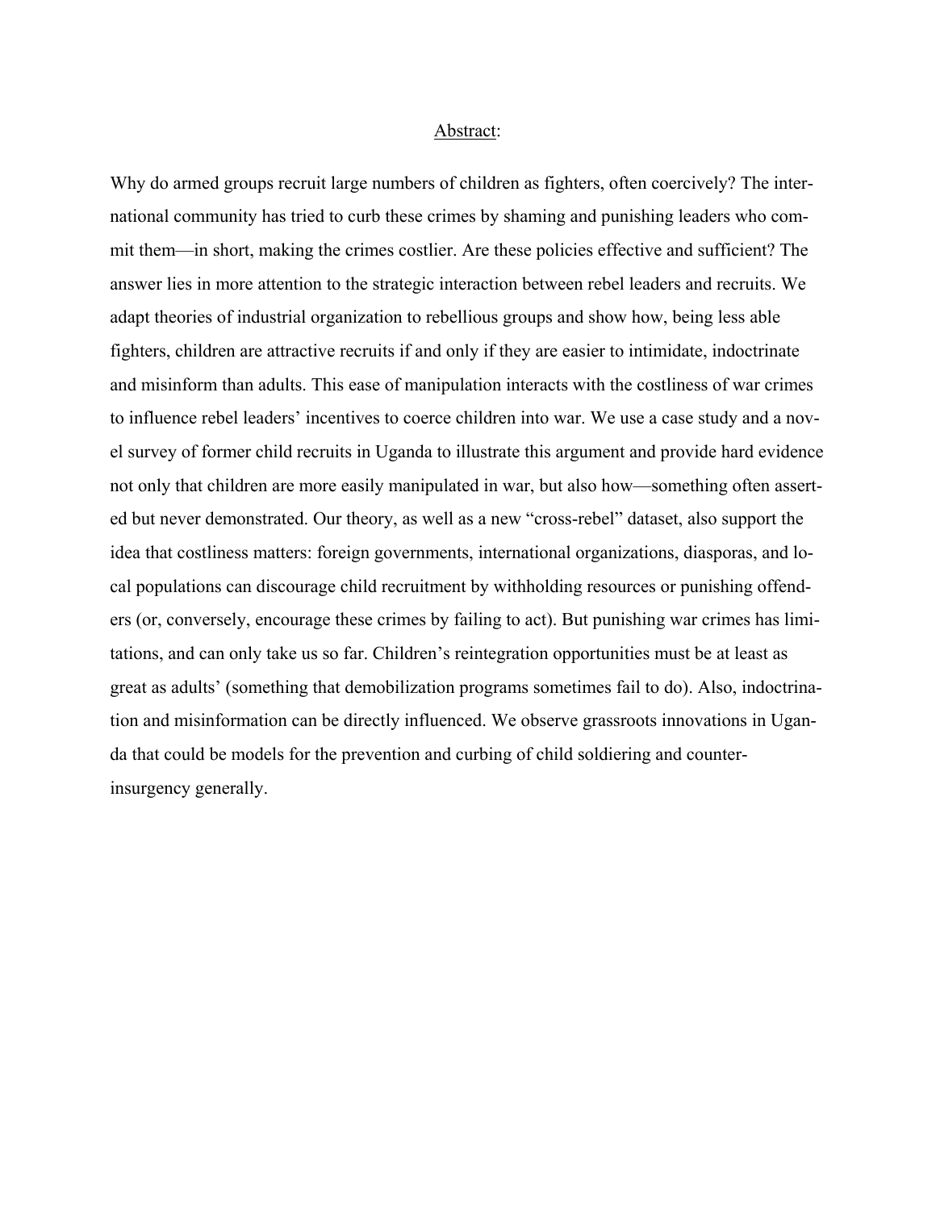Abstract:

Why do armed groups recruit large numbers of children as fighters, often coercively? The international community has tried to curb these crimes by shaming and punishing leaders who commit them—in short, making the crimes costlier. Are these policies effective and sufficient? The answer lies in more attention to the strategic interaction between rebel leaders and recruits. We adapt theories of industrial organization to rebellious groups and show how, being less able fighters, children are attractive recruits if and only if they are easier to intimidate, indoctrinate and misinform than adults. This ease of manipulation interacts with the costliness of war crimes to influence rebel leaders' incentives to coerce children into war. We use a case study and a novel survey of former child recruits in Uganda to illustrate this argument and provide hard evidence not only that children are more easily manipulated in war, but also how—something often asserted but never demonstrated. Our theory, as well as a new "cross-rebel" dataset, also support the idea that costliness matters: foreign governments, international organizations, diasporas, and local populations can discourage child recruitment by withholding resources or punishing offenders (or, conversely, encourage these crimes by failing to act). But punishing war crimes has limitations, and can only take us so far. Children's reintegration opportunities must be at least as great as adults' (something that demobilization programs sometimes fail to do). Also, indoctrination and misinformation can be directly influenced. We observe grassroots innovations in Uganda that could be models for the prevention and curbing of child soldiering and counter-insurgency generally.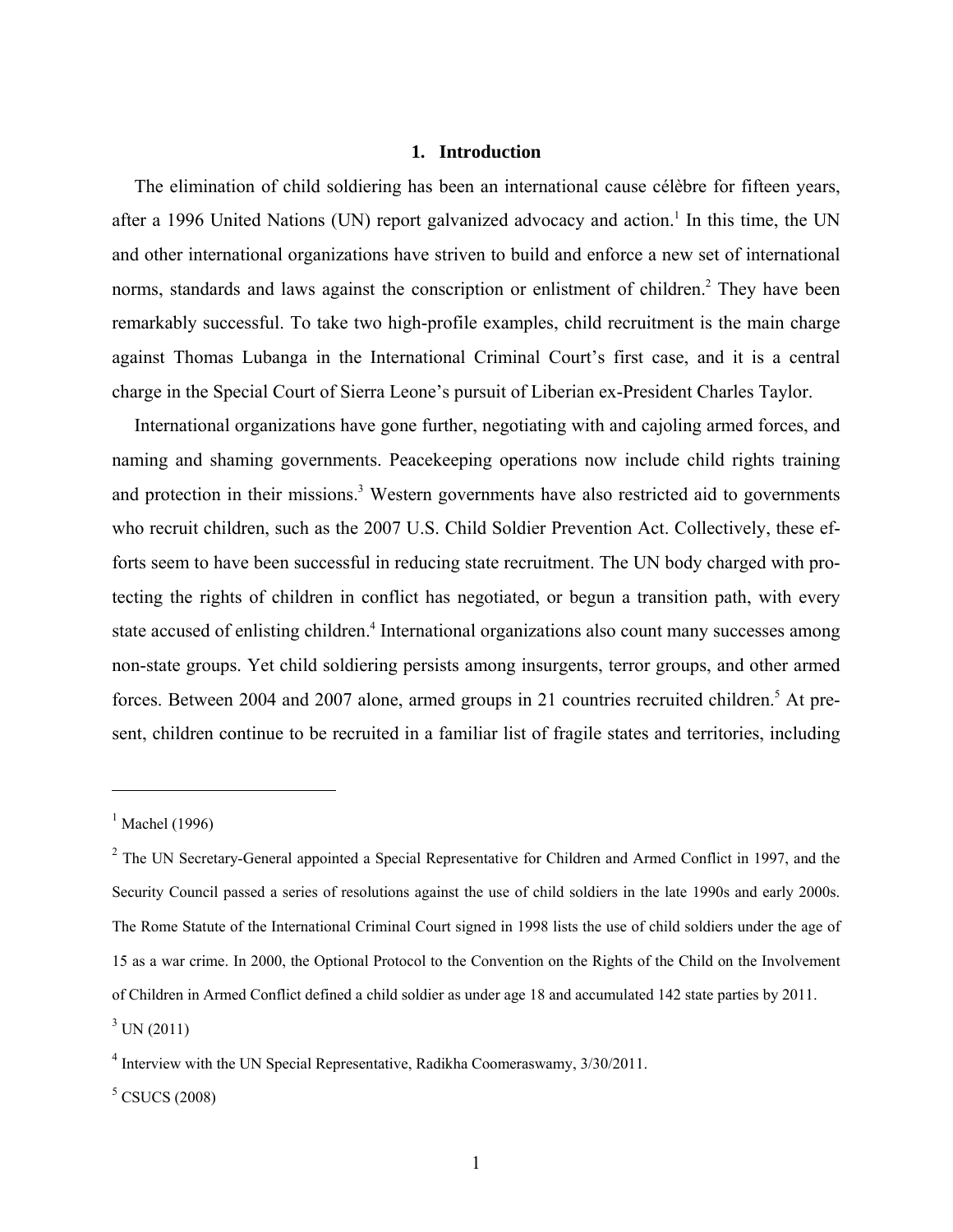# 1. Introduction

The elimination of child soldiering has been an international cause célèbre for fifteen years, after a 1996 United Nations (UN) report galvanized advocacy and action.[1] In this time, the UN and other international organizations have striven to build and enforce a new set of international norms, standards and laws against the conscription or enlistment of children.[2] They have been remarkably successful. To take two high-profile examples, child recruitment is the main charge against Thomas Lubanga in the International Criminal Court's first case, and it is a central charge in the Special Court of Sierra Leone's pursuit of Liberian ex-President Charles Taylor.

International organizations have gone further, negotiating with and cajoling armed forces, and naming and shaming governments. Peacekeeping operations now include child rights training and protection in their missions.[3] Western governments have also restricted aid to governments who recruit children, such as the 2007 U.S. Child Soldier Prevention Act. Collectively, these efforts seem to have been successful in reducing state recruitment. The UN body charged with protecting the rights of children in conflict has negotiated, or begun a transition path, with every state accused of enlisting children.[4] International organizations also count many successes among non-state groups. Yet child soldiering persists among insurgents, terror groups, and other armed forces. Between 2004 and 2007 alone, armed groups in 21 countries recruited children.[5] At present, children continue to be recruited in a familiar list of fragile states and territories, including

---

[1] Machel (1996)

[2] The UN Secretary-General appointed a Special Representative for Children and Armed Conflict in 1997, and the Security Council passed a series of resolutions against the use of child soldiers in the late 1990s and early 2000s. The Rome Statute of the International Criminal Court signed in 1998 lists the use of child soldiers under the age of 15 as a war crime. In 2000, the Optional Protocol to the Convention on the Rights of the Child on the Involvement of Children in Armed Conflict defined a child soldier as under age 18 and accumulated 142 state parties by 2011.

[3] UN (2011)

[4] Interview with the UN Special Representative, Radikha Coomeraswamy, 3/30/2011.

[5] CSUCS (2008)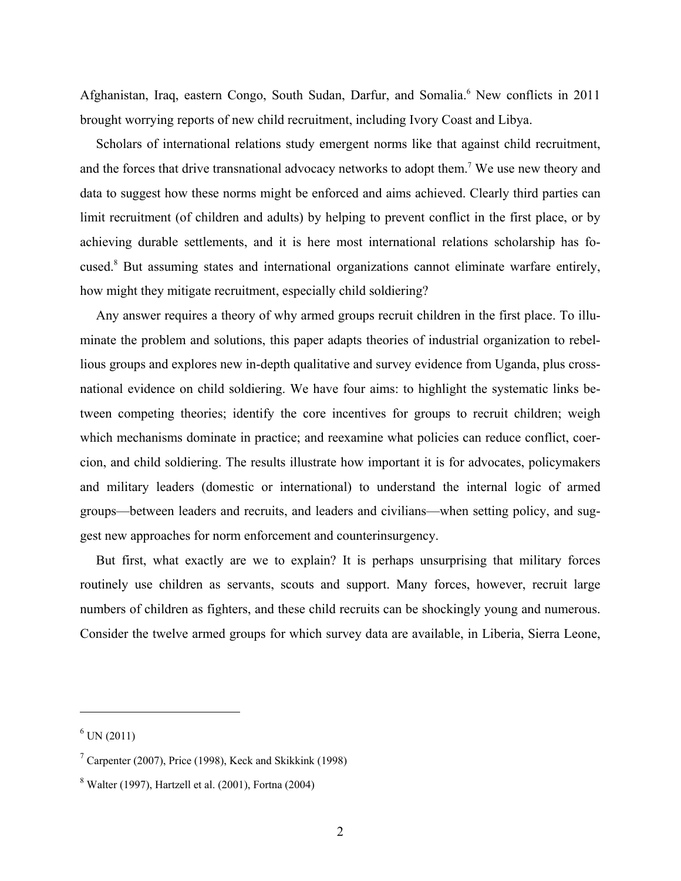Afghanistan, Iraq, eastern Congo, South Sudan, Darfur, and Somalia.[6] New conflicts in 2011 brought worrying reports of new child recruitment, including Ivory Coast and Libya.

Scholars of international relations study emergent norms like that against child recruitment, and the forces that drive transnational advocacy networks to adopt them.[7] We use new theory and data to suggest how these norms might be enforced and aims achieved. Clearly third parties can limit recruitment (of children and adults) by helping to prevent conflict in the first place, or by achieving durable settlements, and it is here most international relations scholarship has focused.[8] But assuming states and international organizations cannot eliminate warfare entirely, how might they mitigate recruitment, especially child soldiering?

Any answer requires a theory of why armed groups recruit children in the first place. To illuminate the problem and solutions, this paper adapts theories of industrial organization to rebellious groups and explores new in-depth qualitative and survey evidence from Uganda, plus cross-national evidence on child soldiering. We have four aims: to highlight the systematic links between competing theories; identify the core incentives for groups to recruit children; weigh which mechanisms dominate in practice; and reexamine what policies can reduce conflict, coercion, and child soldiering. The results illustrate how important it is for advocates, policymakers and military leaders (domestic or international) to understand the internal logic of armed groups—between leaders and recruits, and leaders and civilians—when setting policy, and suggest new approaches for norm enforcement and counterinsurgency.

But first, what exactly are we to explain? It is perhaps unsurprising that military forces routinely use children as servants, scouts and support. Many forces, however, recruit large numbers of children as fighters, and these child recruits can be shockingly young and numerous. Consider the twelve armed groups for which survey data are available, in Liberia, Sierra Leone,

---

[6] UN (2011)

[7] Carpenter (2007), Price (1998), Keck and Skikkink (1998)

[8] Walter (1997), Hartzell et al. (2001), Fortna (2004)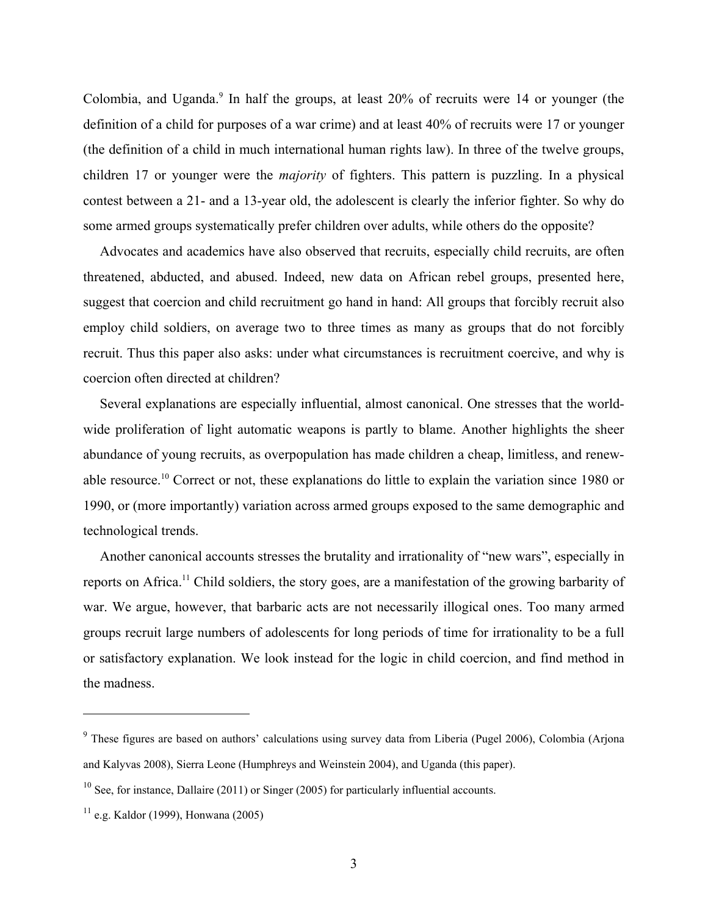Colombia, and Uganda.[9] In half the groups, at least 20% of recruits were 14 or younger (the definition of a child for purposes of a war crime) and at least 40% of recruits were 17 or younger (the definition of a child in much international human rights law). In three of the twelve groups, children 17 or younger were the *majority* of fighters. This pattern is puzzling. In a physical contest between a 21- and a 13-year old, the adolescent is clearly the inferior fighter. So why do some armed groups systematically prefer children over adults, while others do the opposite?

Advocates and academics have also observed that recruits, especially child recruits, are often threatened, abducted, and abused. Indeed, new data on African rebel groups, presented here, suggest that coercion and child recruitment go hand in hand: All groups that forcibly recruit also employ child soldiers, on average two to three times as many as groups that do not forcibly recruit. Thus this paper also asks: under what circumstances is recruitment coercive, and why is coercion often directed at children?

Several explanations are especially influential, almost canonical. One stresses that the world-wide proliferation of light automatic weapons is partly to blame. Another highlights the sheer abundance of young recruits, as overpopulation has made children a cheap, limitless, and renewable resource.[10] Correct or not, these explanations do little to explain the variation since 1980 or 1990, or (more importantly) variation across armed groups exposed to the same demographic and technological trends.

Another canonical accounts stresses the brutality and irrationality of "new wars", especially in reports on Africa.[11] Child soldiers, the story goes, are a manifestation of the growing barbarity of war. We argue, however, that barbaric acts are not necessarily illogical ones. Too many armed groups recruit large numbers of adolescents for long periods of time for irrationality to be a full or satisfactory explanation. We look instead for the logic in child coercion, and find method in the madness.

---

[9] These figures are based on authors' calculations using survey data from Liberia (Pugel 2006), Colombia (Arjona and Kalyvas 2008), Sierra Leone (Humphreys and Weinstein 2004), and Uganda (this paper).

[10] See, for instance, Dallaire (2011) or Singer (2005) for particularly influential accounts.

[11] e.g. Kaldor (1999), Honwana (2005)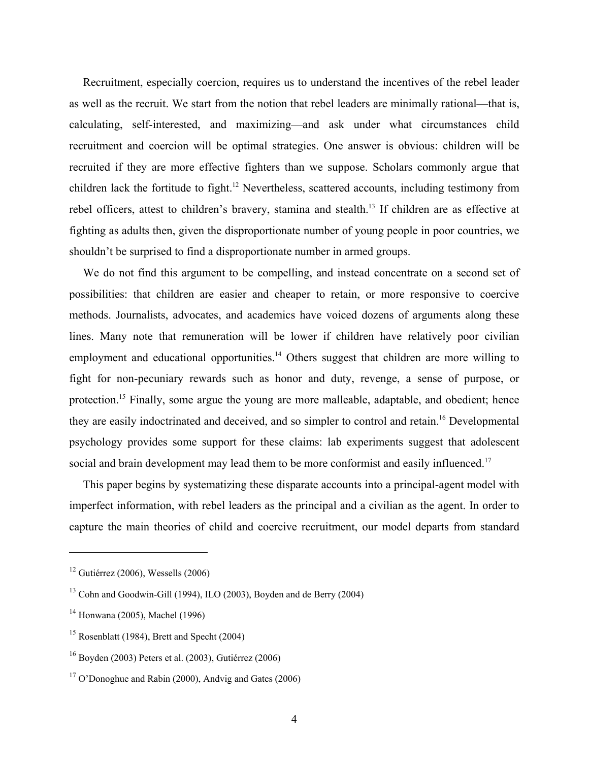Recruitment, especially coercion, requires us to understand the incentives of the rebel leader as well as the recruit. We start from the notion that rebel leaders are minimally rational—that is, calculating, self-interested, and maximizing—and ask under what circumstances child recruitment and coercion will be optimal strategies. One answer is obvious: children will be recruited if they are more effective fighters than we suppose. Scholars commonly argue that children lack the fortitude to fight.[12] Nevertheless, scattered accounts, including testimony from rebel officers, attest to children's bravery, stamina and stealth.[13] If children are as effective at fighting as adults then, given the disproportionate number of young people in poor countries, we shouldn't be surprised to find a disproportionate number in armed groups.

We do not find this argument to be compelling, and instead concentrate on a second set of possibilities: that children are easier and cheaper to retain, or more responsive to coercive methods. Journalists, advocates, and academics have voiced dozens of arguments along these lines. Many note that remuneration will be lower if children have relatively poor civilian employment and educational opportunities.[14] Others suggest that children are more willing to fight for non-pecuniary rewards such as honor and duty, revenge, a sense of purpose, or protection.[15] Finally, some argue the young are more malleable, adaptable, and obedient; hence they are easily indoctrinated and deceived, and so simpler to control and retain.[16] Developmental psychology provides some support for these claims: lab experiments suggest that adolescent social and brain development may lead them to be more conformist and easily influenced.[17]

This paper begins by systematizing these disparate accounts into a principal-agent model with imperfect information, with rebel leaders as the principal and a civilian as the agent. In order to capture the main theories of child and coercive recruitment, our model departs from standard

---

[12] Gutiérrez (2006), Wessells (2006)

[13] Cohn and Goodwin-Gill (1994), ILO (2003), Boyden and de Berry (2004)

[14] Honwana (2005), Machel (1996)

[15] Rosenblatt (1984), Brett and Specht (2004)

[16] Boyden (2003) Peters et al. (2003), Gutiérrez (2006)

[17] O'Donoghue and Rabin (2000), Andvig and Gates (2006)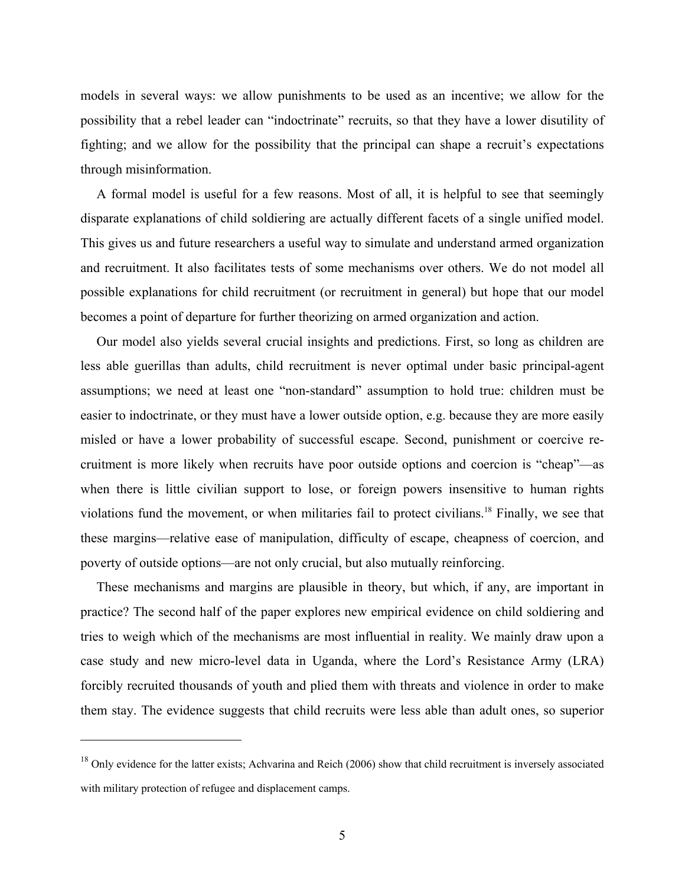models in several ways: we allow punishments to be used as an incentive; we allow for the possibility that a rebel leader can "indoctrinate" recruits, so that they have a lower disutility of fighting; and we allow for the possibility that the principal can shape a recruit's expectations through misinformation.

A formal model is useful for a few reasons. Most of all, it is helpful to see that seemingly disparate explanations of child soldiering are actually different facets of a single unified model. This gives us and future researchers a useful way to simulate and understand armed organization and recruitment. It also facilitates tests of some mechanisms over others. We do not model all possible explanations for child recruitment (or recruitment in general) but hope that our model becomes a point of departure for further theorizing on armed organization and action.

Our model also yields several crucial insights and predictions. First, so long as children are less able guerillas than adults, child recruitment is never optimal under basic principal-agent assumptions; we need at least one "non-standard" assumption to hold true: children must be easier to indoctrinate, or they must have a lower outside option, e.g. because they are more easily misled or have a lower probability of successful escape. Second, punishment or coercive recruitment is more likely when recruits have poor outside options and coercion is "cheap"—as when there is little civilian support to lose, or foreign powers insensitive to human rights violations fund the movement, or when militaries fail to protect civilians.[18] Finally, we see that these margins—relative ease of manipulation, difficulty of escape, cheapness of coercion, and poverty of outside options—are not only crucial, but also mutually reinforcing.

These mechanisms and margins are plausible in theory, but which, if any, are important in practice? The second half of the paper explores new empirical evidence on child soldiering and tries to weigh which of the mechanisms are most influential in reality. We mainly draw upon a case study and new micro-level data in Uganda, where the Lord's Resistance Army (LRA) forcibly recruited thousands of youth and plied them with threats and violence in order to make them stay. The evidence suggests that child recruits were less able than adult ones, so superior

[18] Only evidence for the latter exists; Achvarina and Reich (2006) show that child recruitment is inversely associated with military protection of refugee and displacement camps.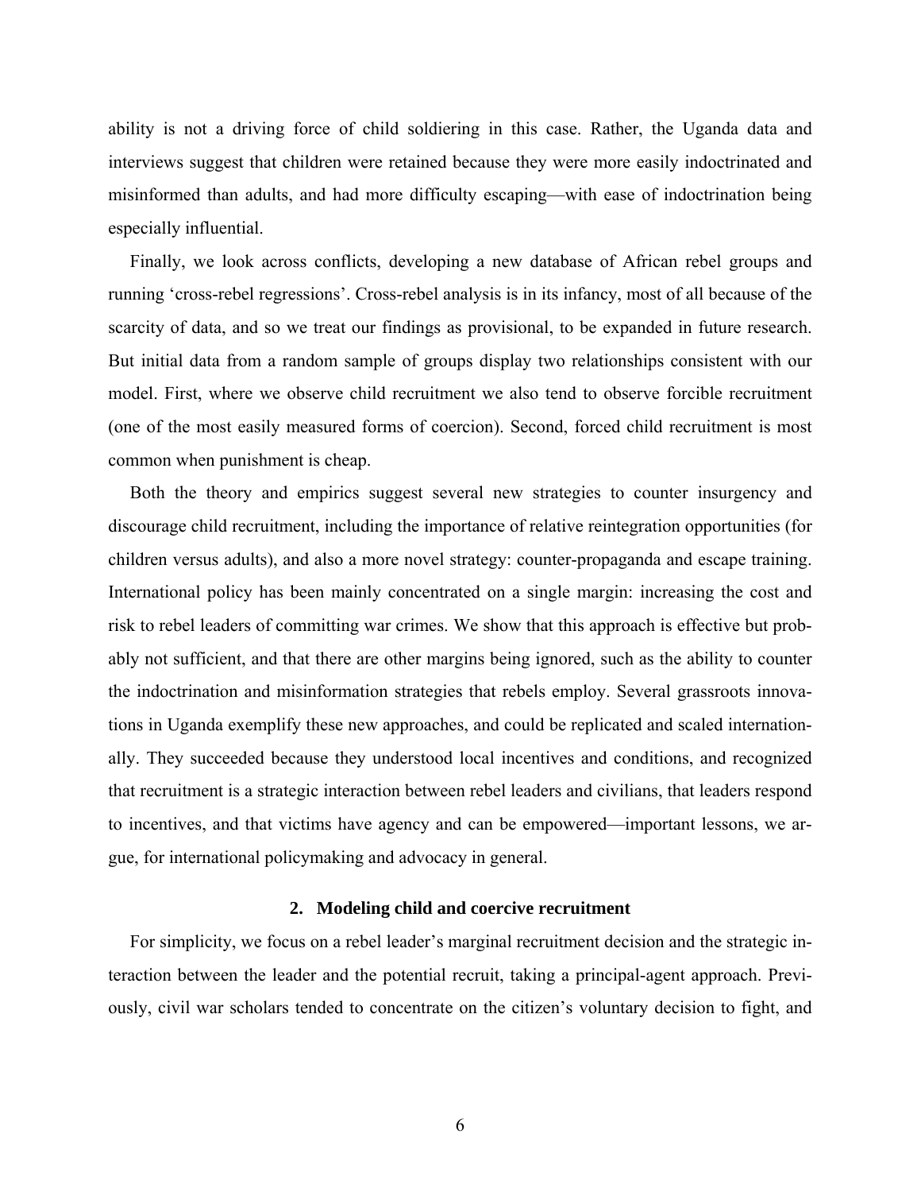ability is not a driving force of child soldiering in this case. Rather, the Uganda data and interviews suggest that children were retained because they were more easily indoctrinated and misinformed than adults, and had more difficulty escaping—with ease of indoctrination being especially influential.

Finally, we look across conflicts, developing a new database of African rebel groups and running 'cross-rebel regressions'. Cross-rebel analysis is in its infancy, most of all because of the scarcity of data, and so we treat our findings as provisional, to be expanded in future research. But initial data from a random sample of groups display two relationships consistent with our model. First, where we observe child recruitment we also tend to observe forcible recruitment (one of the most easily measured forms of coercion). Second, forced child recruitment is most common when punishment is cheap.

Both the theory and empirics suggest several new strategies to counter insurgency and discourage child recruitment, including the importance of relative reintegration opportunities (for children versus adults), and also a more novel strategy: counter-propaganda and escape training. International policy has been mainly concentrated on a single margin: increasing the cost and risk to rebel leaders of committing war crimes. We show that this approach is effective but probably not sufficient, and that there are other margins being ignored, such as the ability to counter the indoctrination and misinformation strategies that rebels employ. Several grassroots innovations in Uganda exemplify these new approaches, and could be replicated and scaled internationally. They succeeded because they understood local incentives and conditions, and recognized that recruitment is a strategic interaction between rebel leaders and civilians, that leaders respond to incentives, and that victims have agency and can be empowered—important lessons, we argue, for international policymaking and advocacy in general.

## 2. Modeling child and coercive recruitment

For simplicity, we focus on a rebel leader's marginal recruitment decision and the strategic interaction between the leader and the potential recruit, taking a principal-agent approach. Previously, civil war scholars tended to concentrate on the citizen's voluntary decision to fight, and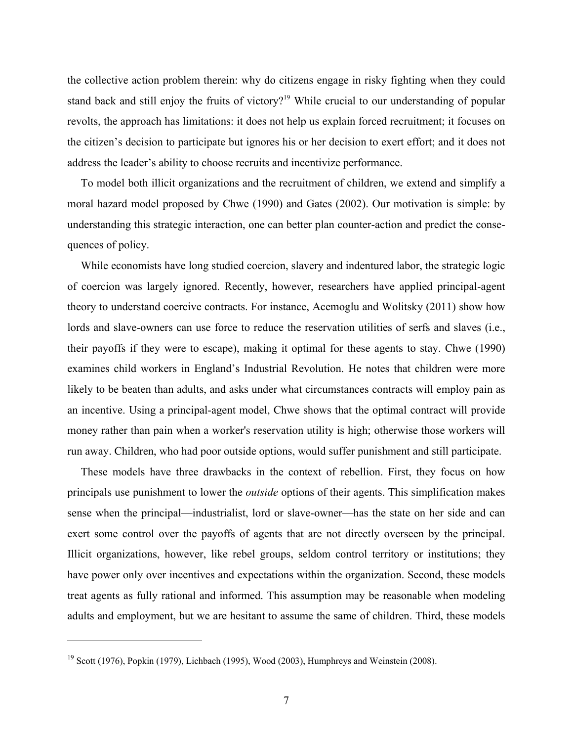the collective action problem therein: why do citizens engage in risky fighting when they could stand back and still enjoy the fruits of victory?[19] While crucial to our understanding of popular revolts, the approach has limitations: it does not help us explain forced recruitment; it focuses on the citizen's decision to participate but ignores his or her decision to exert effort; and it does not address the leader's ability to choose recruits and incentivize performance.

To model both illicit organizations and the recruitment of children, we extend and simplify a moral hazard model proposed by Chwe (1990) and Gates (2002). Our motivation is simple: by understanding this strategic interaction, one can better plan counter-action and predict the consequences of policy.

While economists have long studied coercion, slavery and indentured labor, the strategic logic of coercion was largely ignored. Recently, however, researchers have applied principal-agent theory to understand coercive contracts. For instance, Acemoglu and Wolitsky (2011) show how lords and slave-owners can use force to reduce the reservation utilities of serfs and slaves (i.e., their payoffs if they were to escape), making it optimal for these agents to stay. Chwe (1990) examines child workers in England's Industrial Revolution. He notes that children were more likely to be beaten than adults, and asks under what circumstances contracts will employ pain as an incentive. Using a principal-agent model, Chwe shows that the optimal contract will provide money rather than pain when a worker's reservation utility is high; otherwise those workers will run away. Children, who had poor outside options, would suffer punishment and still participate.

These models have three drawbacks in the context of rebellion. First, they focus on how principals use punishment to lower the *outside* options of their agents. This simplification makes sense when the principal—industrialist, lord or slave-owner—has the state on her side and can exert some control over the payoffs of agents that are not directly overseen by the principal. Illicit organizations, however, like rebel groups, seldom control territory or institutions; they have power only over incentives and expectations within the organization. Second, these models treat agents as fully rational and informed. This assumption may be reasonable when modeling adults and employment, but we are hesitant to assume the same of children. Third, these models

[19] Scott (1976), Popkin (1979), Lichbach (1995), Wood (2003), Humphreys and Weinstein (2008).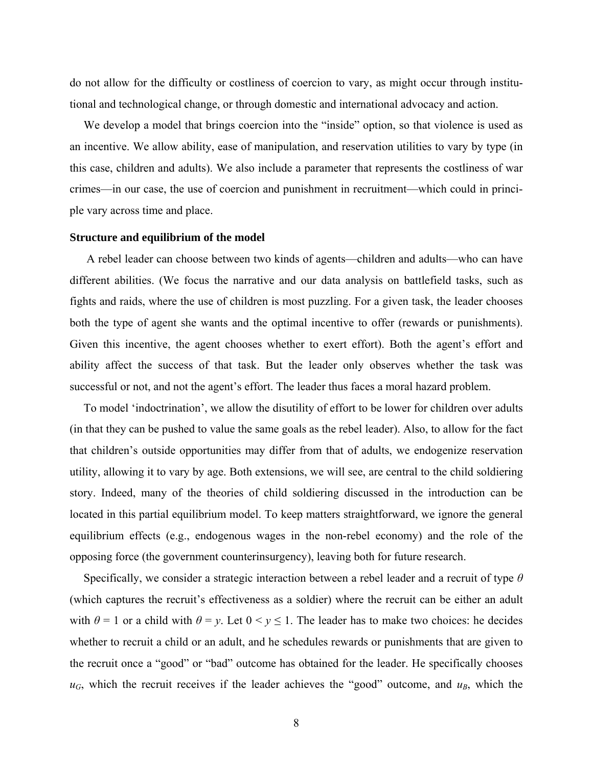do not allow for the difficulty or costliness of coercion to vary, as might occur through institutional and technological change, or through domestic and international advocacy and action.

We develop a model that brings coercion into the "inside" option, so that violence is used as an incentive. We allow ability, ease of manipulation, and reservation utilities to vary by type (in this case, children and adults). We also include a parameter that represents the costliness of war crimes—in our case, the use of coercion and punishment in recruitment—which could in principle vary across time and place.

**Structure and equilibrium of the model**

A rebel leader can choose between two kinds of agents—children and adults—who can have different abilities. (We focus the narrative and our data analysis on battlefield tasks, such as fights and raids, where the use of children is most puzzling. For a given task, the leader chooses both the type of agent she wants and the optimal incentive to offer (rewards or punishments). Given this incentive, the agent chooses whether to exert effort). Both the agent's effort and ability affect the success of that task. But the leader only observes whether the task was successful or not, and not the agent's effort. The leader thus faces a moral hazard problem.

To model 'indoctrination', we allow the disutility of effort to be lower for children over adults (in that they can be pushed to value the same goals as the rebel leader). Also, to allow for the fact that children's outside opportunities may differ from that of adults, we endogenize reservation utility, allowing it to vary by age. Both extensions, we will see, are central to the child soldiering story. Indeed, many of the theories of child soldiering discussed in the introduction can be located in this partial equilibrium model. To keep matters straightforward, we ignore the general equilibrium effects (e.g., endogenous wages in the non-rebel economy) and the role of the opposing force (the government counterinsurgency), leaving both for future research.

Specifically, we consider a strategic interaction between a rebel leader and a recruit of type $\theta$ (which captures the recruit's effectiveness as a soldier) where the recruit can be either an adult with $\theta = 1$ or a child with $\theta = y$. Let $0 < y \leq 1$. The leader has to make two choices: he decides whether to recruit a child or an adult, and he schedules rewards or punishments that are given to the recruit once a "good" or "bad" outcome has obtained for the leader. He specifically chooses $u_G$, which the recruit receives if the leader achieves the "good" outcome, and $u_B$, which the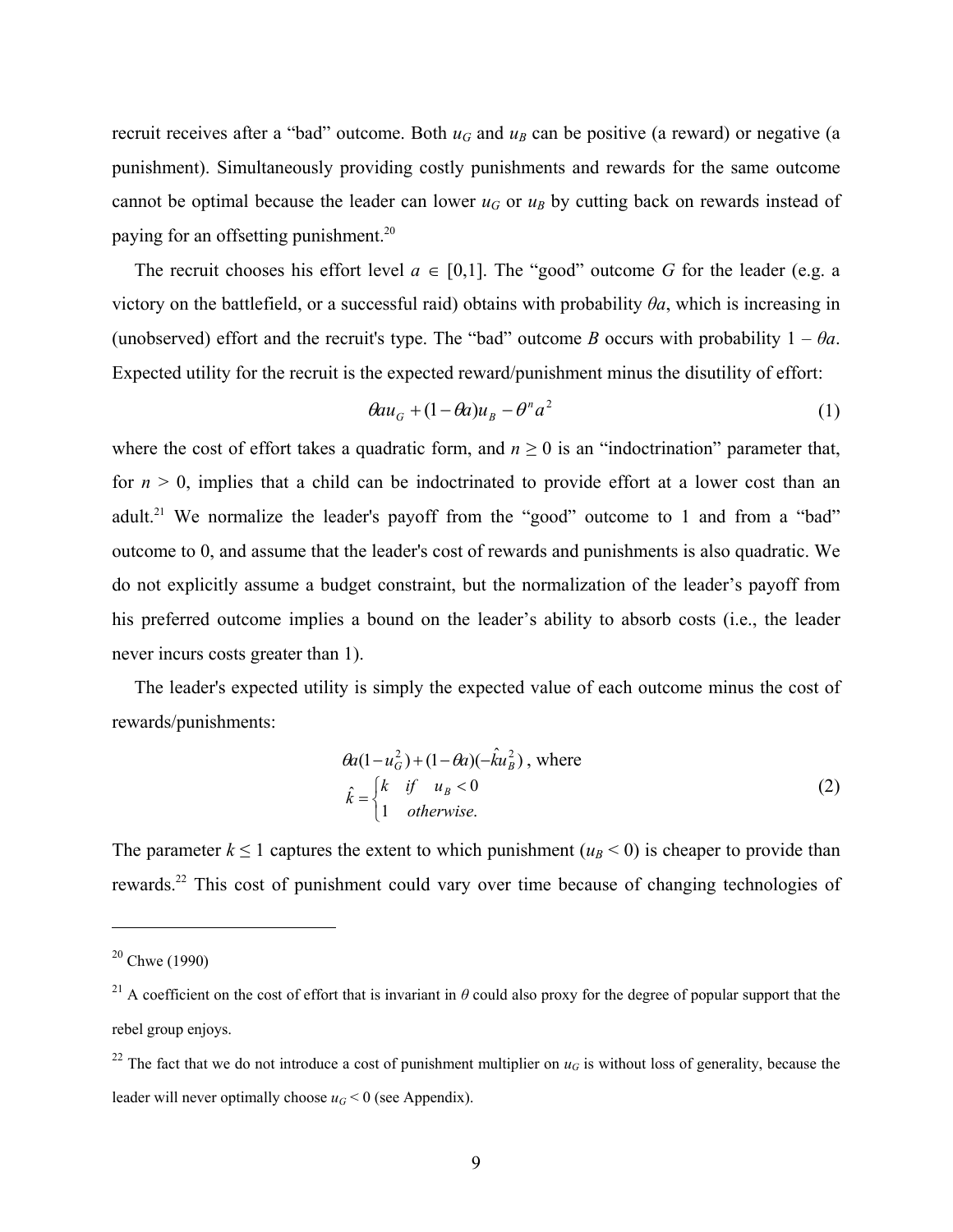recruit receives after a "bad" outcome. Both $u_G$ and $u_B$ can be positive (a reward) or negative (a punishment). Simultaneously providing costly punishments and rewards for the same outcome cannot be optimal because the leader can lower $u_G$ or $u_B$ by cutting back on rewards instead of paying for an offsetting punishment.[20]

The recruit chooses his effort level $a \in [0,1]$. The "good" outcome $G$ for the leader (e.g. a victory on the battlefield, or a successful raid) obtains with probability $\theta a$, which is increasing in (unobserved) effort and the recruit's type. The "bad" outcome $B$ occurs with probability $1 - \theta a$. Expected utility for the recruit is the expected reward/punishment minus the disutility of effort:

$$\theta a u_G + (1 - \theta a) u_B - \theta^n a^2 \tag{1}$$

where the cost of effort takes a quadratic form, and $n \geq 0$ is an "indoctrination" parameter that, for $n > 0$, implies that a child can be indoctrinated to provide effort at a lower cost than an adult.[21] We normalize the leader's payoff from the "good" outcome to 1 and from a "bad" outcome to 0, and assume that the leader's cost of rewards and punishments is also quadratic. We do not explicitly assume a budget constraint, but the normalization of the leader's payoff from his preferred outcome implies a bound on the leader's ability to absorb costs (i.e., the leader never incurs costs greater than 1).

The leader's expected utility is simply the expected value of each outcome minus the cost of rewards/punishments:

$$\theta a(1 - u_G^2) + (1 - \theta a)(-\hat{k} u_B^2)\text{, where} \qquad \hat{k} = \begin{cases} k & \text{if} \quad u_B < 0 \\ 1 & \text{otherwise.} \end{cases} \tag{2}$$

The parameter $k \leq 1$ captures the extent to which punishment ($u_B < 0$) is cheaper to provide than rewards.[22] This cost of punishment could vary over time because of changing technologies of

---

[20] Chwe (1990)

[21] A coefficient on the cost of effort that is invariant in $\theta$ could also proxy for the degree of popular support that the rebel group enjoys.

[22] The fact that we do not introduce a cost of punishment multiplier on $u_G$ is without loss of generality, because the leader will never optimally choose $u_G < 0$ (see Appendix).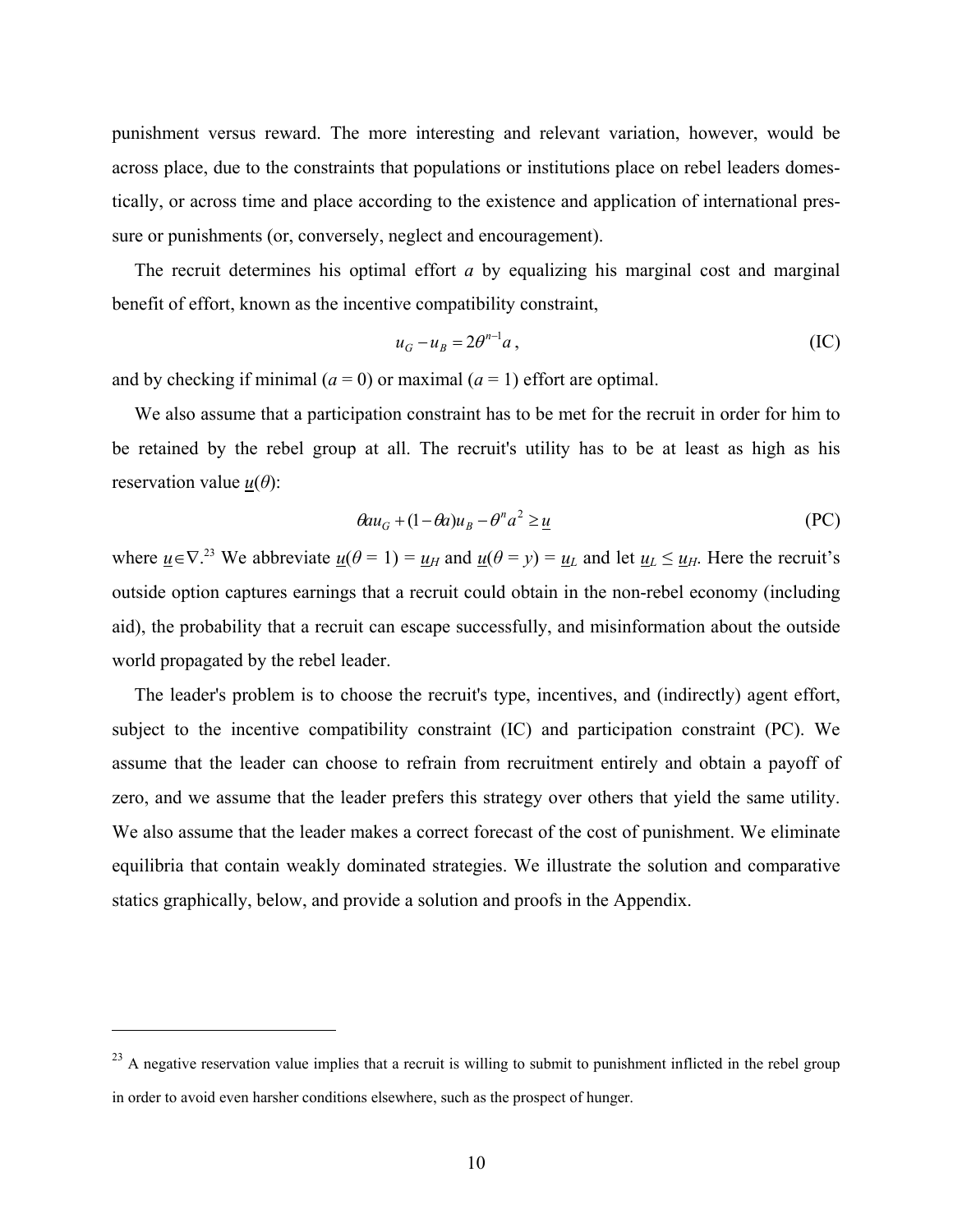punishment versus reward. The more interesting and relevant variation, however, would be across place, due to the constraints that populations or institutions place on rebel leaders domestically, or across time and place according to the existence and application of international pressure or punishments (or, conversely, neglect and encouragement).

The recruit determines his optimal effort $a$ by equalizing his marginal cost and marginal benefit of effort, known as the incentive compatibility constraint,

$$u_G - u_B = 2\theta^{n-1}a\,, \tag{IC}$$

and by checking if minimal ($a = 0$) or maximal ($a = 1$) effort are optimal.

We also assume that a participation constraint has to be met for the recruit in order for him to be retained by the rebel group at all. The recruit's utility has to be at least as high as his reservation value $\underline{u}(\theta)$:

$$\theta a u_G + (1-\theta a)u_B - \theta^n a^2 \geq \underline{u} \tag{PC}$$

where $\underline{u} \in \nabla$.[23] We abbreviate $\underline{u}(\theta = 1) = \underline{u}_H$ and $\underline{u}(\theta = y) = \underline{u}_L$ and let $\underline{u}_L \leq \underline{u}_H$. Here the recruit's outside option captures earnings that a recruit could obtain in the non-rebel economy (including aid), the probability that a recruit can escape successfully, and misinformation about the outside world propagated by the rebel leader.

The leader's problem is to choose the recruit's type, incentives, and (indirectly) agent effort, subject to the incentive compatibility constraint (IC) and participation constraint (PC). We assume that the leader can choose to refrain from recruitment entirely and obtain a payoff of zero, and we assume that the leader prefers this strategy over others that yield the same utility. We also assume that the leader makes a correct forecast of the cost of punishment. We eliminate equilibria that contain weakly dominated strategies. We illustrate the solution and comparative statics graphically, below, and provide a solution and proofs in the Appendix.

---

[23] A negative reservation value implies that a recruit is willing to submit to punishment inflicted in the rebel group in order to avoid even harsher conditions elsewhere, such as the prospect of hunger.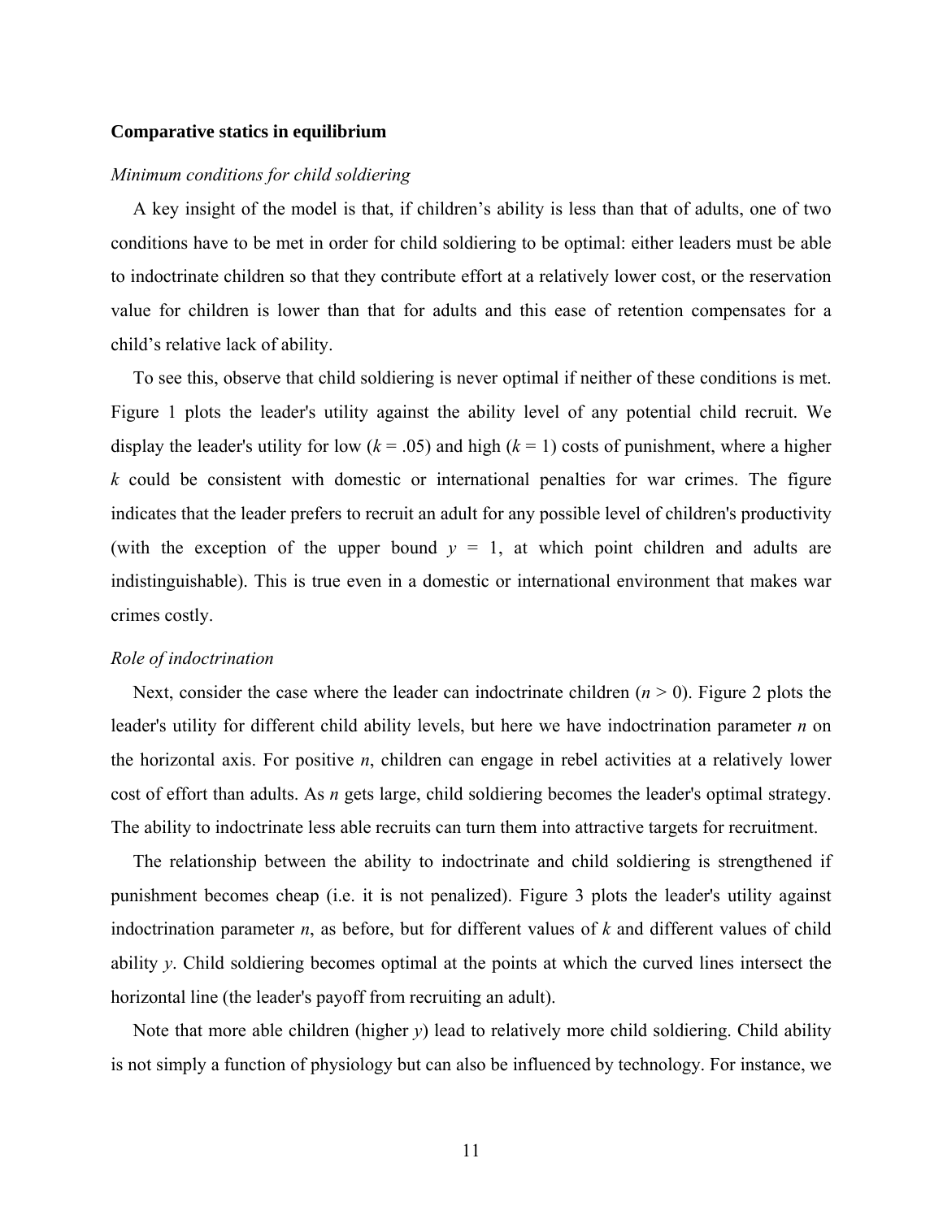### Comparative statics in equilibrium

*Minimum conditions for child soldiering*

A key insight of the model is that, if children's ability is less than that of adults, one of two conditions have to be met in order for child soldiering to be optimal: either leaders must be able to indoctrinate children so that they contribute effort at a relatively lower cost, or the reservation value for children is lower than that for adults and this ease of retention compensates for a child's relative lack of ability.

To see this, observe that child soldiering is never optimal if neither of these conditions is met. Figure 1 plots the leader's utility against the ability level of any potential child recruit. We display the leader's utility for low ($k$ = .05) and high ($k$ = 1) costs of punishment, where a higher $k$ could be consistent with domestic or international penalties for war crimes. The figure indicates that the leader prefers to recruit an adult for any possible level of children's productivity (with the exception of the upper bound $y$ = 1, at which point children and adults are indistinguishable). This is true even in a domestic or international environment that makes war crimes costly.

*Role of indoctrination*

Next, consider the case where the leader can indoctrinate children ($n$ > 0). Figure 2 plots the leader's utility for different child ability levels, but here we have indoctrination parameter $n$ on the horizontal axis. For positive $n$, children can engage in rebel activities at a relatively lower cost of effort than adults. As $n$ gets large, child soldiering becomes the leader's optimal strategy. The ability to indoctrinate less able recruits can turn them into attractive targets for recruitment.

The relationship between the ability to indoctrinate and child soldiering is strengthened if punishment becomes cheap (i.e. it is not penalized). Figure 3 plots the leader's utility against indoctrination parameter $n$, as before, but for different values of $k$ and different values of child ability $y$. Child soldiering becomes optimal at the points at which the curved lines intersect the horizontal line (the leader's payoff from recruiting an adult).

Note that more able children (higher $y$) lead to relatively more child soldiering. Child ability is not simply a function of physiology but can also be influenced by technology. For instance, we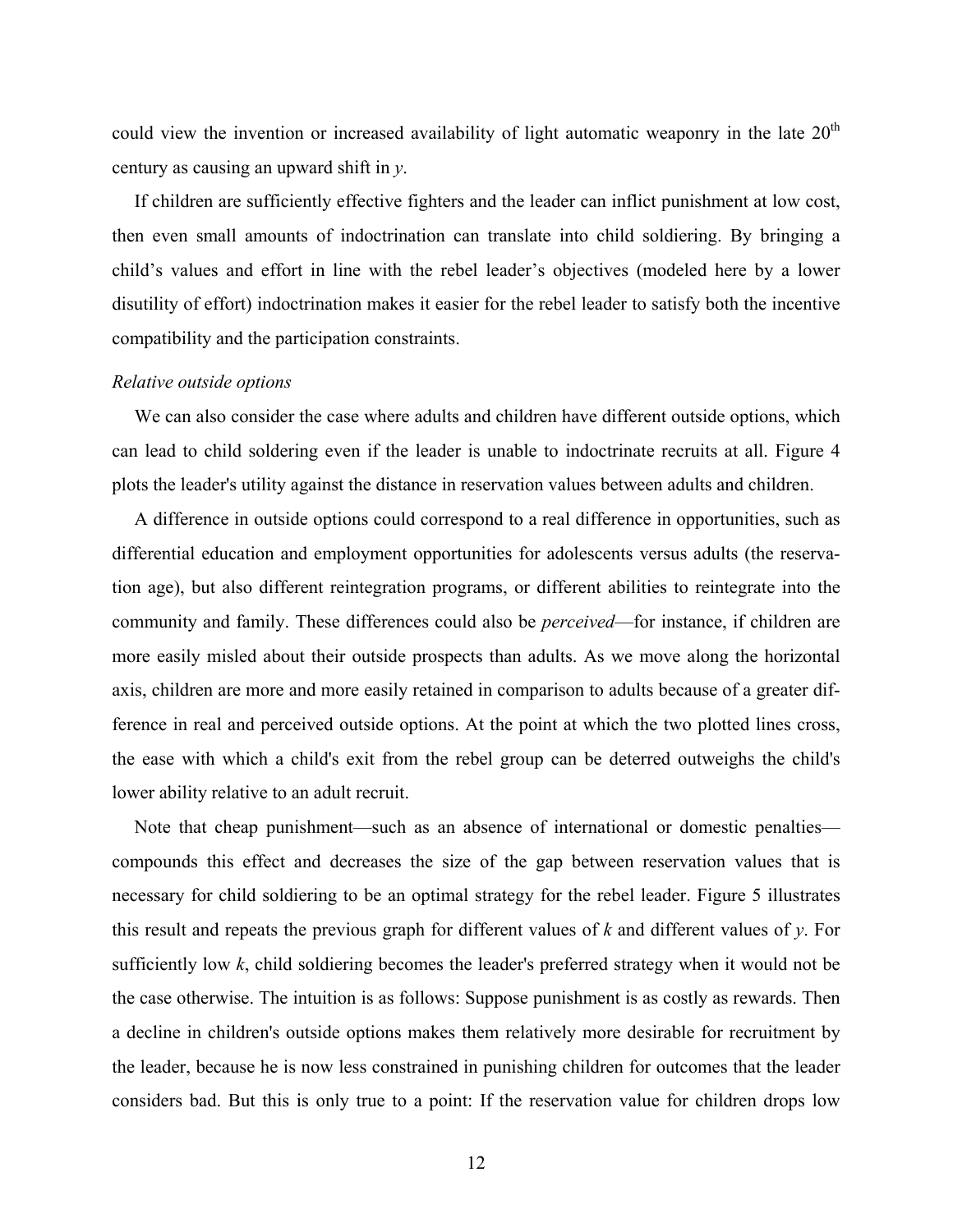could view the invention or increased availability of light automatic weaponry in the late 20th century as causing an upward shift in $y$.

If children are sufficiently effective fighters and the leader can inflict punishment at low cost, then even small amounts of indoctrination can translate into child soldiering. By bringing a child's values and effort in line with the rebel leader's objectives (modeled here by a lower disutility of effort) indoctrination makes it easier for the rebel leader to satisfy both the incentive compatibility and the participation constraints.

*Relative outside options*

We can also consider the case where adults and children have different outside options, which can lead to child soldering even if the leader is unable to indoctrinate recruits at all. Figure 4 plots the leader's utility against the distance in reservation values between adults and children.

A difference in outside options could correspond to a real difference in opportunities, such as differential education and employment opportunities for adolescents versus adults (the reservation age), but also different reintegration programs, or different abilities to reintegrate into the community and family. These differences could also be *perceived*—for instance, if children are more easily misled about their outside prospects than adults. As we move along the horizontal axis, children are more and more easily retained in comparison to adults because of a greater difference in real and perceived outside options. At the point at which the two plotted lines cross, the ease with which a child's exit from the rebel group can be deterred outweighs the child's lower ability relative to an adult recruit.

Note that cheap punishment—such as an absence of international or domestic penalties—compounds this effect and decreases the size of the gap between reservation values that is necessary for child soldiering to be an optimal strategy for the rebel leader. Figure 5 illustrates this result and repeats the previous graph for different values of $k$ and different values of $y$. For sufficiently low $k$, child soldiering becomes the leader's preferred strategy when it would not be the case otherwise. The intuition is as follows: Suppose punishment is as costly as rewards. Then a decline in children's outside options makes them relatively more desirable for recruitment by the leader, because he is now less constrained in punishing children for outcomes that the leader considers bad. But this is only true to a point: If the reservation value for children drops low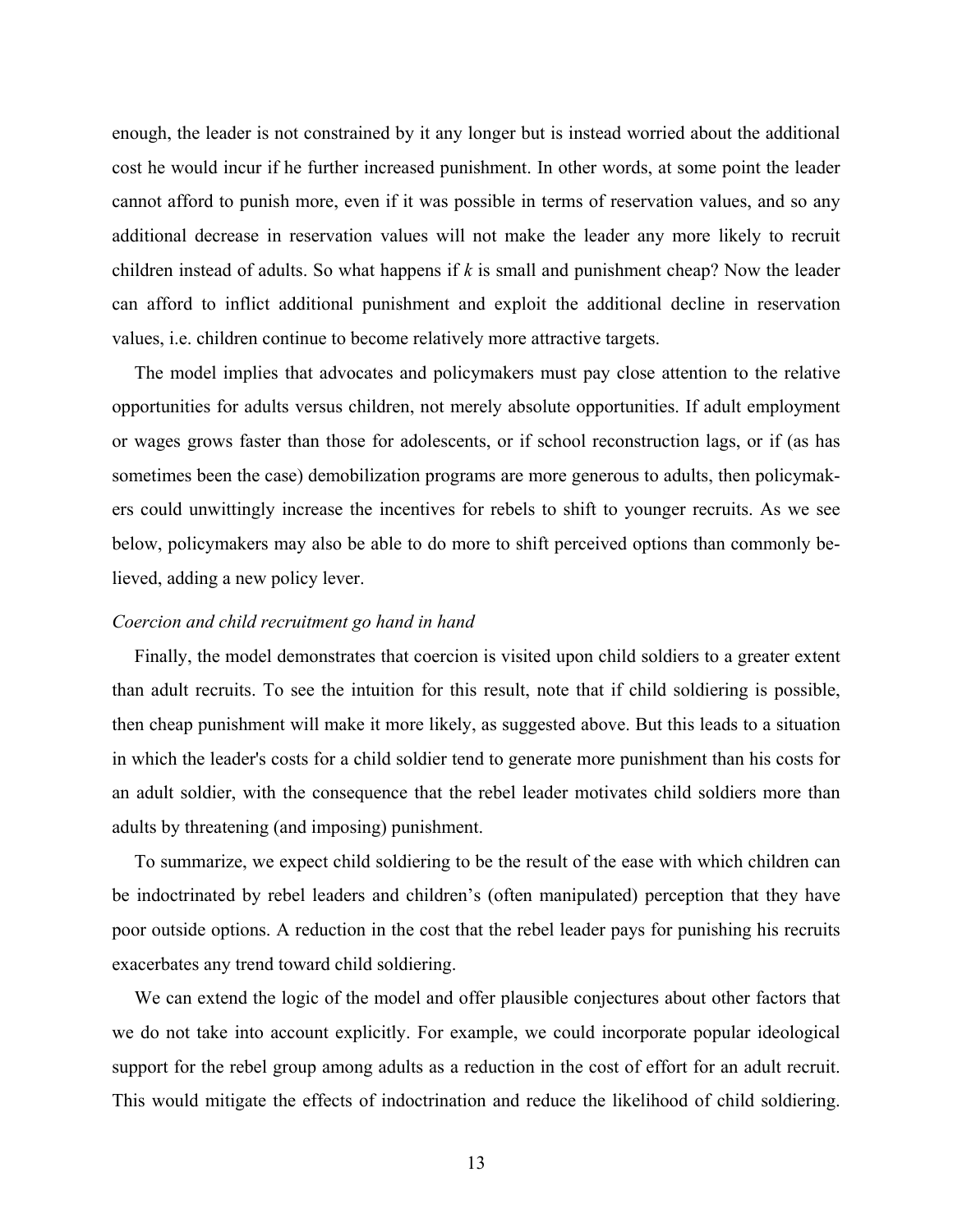enough, the leader is not constrained by it any longer but is instead worried about the additional cost he would incur if he further increased punishment. In other words, at some point the leader cannot afford to punish more, even if it was possible in terms of reservation values, and so any additional decrease in reservation values will not make the leader any more likely to recruit children instead of adults. So what happens if $k$ is small and punishment cheap? Now the leader can afford to inflict additional punishment and exploit the additional decline in reservation values, i.e. children continue to become relatively more attractive targets.

The model implies that advocates and policymakers must pay close attention to the relative opportunities for adults versus children, not merely absolute opportunities. If adult employment or wages grows faster than those for adolescents, or if school reconstruction lags, or if (as has sometimes been the case) demobilization programs are more generous to adults, then policymakers could unwittingly increase the incentives for rebels to shift to younger recruits. As we see below, policymakers may also be able to do more to shift perceived options than commonly believed, adding a new policy lever.

*Coercion and child recruitment go hand in hand*

Finally, the model demonstrates that coercion is visited upon child soldiers to a greater extent than adult recruits. To see the intuition for this result, note that if child soldiering is possible, then cheap punishment will make it more likely, as suggested above. But this leads to a situation in which the leader's costs for a child soldier tend to generate more punishment than his costs for an adult soldier, with the consequence that the rebel leader motivates child soldiers more than adults by threatening (and imposing) punishment.

To summarize, we expect child soldiering to be the result of the ease with which children can be indoctrinated by rebel leaders and children's (often manipulated) perception that they have poor outside options. A reduction in the cost that the rebel leader pays for punishing his recruits exacerbates any trend toward child soldiering.

We can extend the logic of the model and offer plausible conjectures about other factors that we do not take into account explicitly. For example, we could incorporate popular ideological support for the rebel group among adults as a reduction in the cost of effort for an adult recruit. This would mitigate the effects of indoctrination and reduce the likelihood of child soldiering.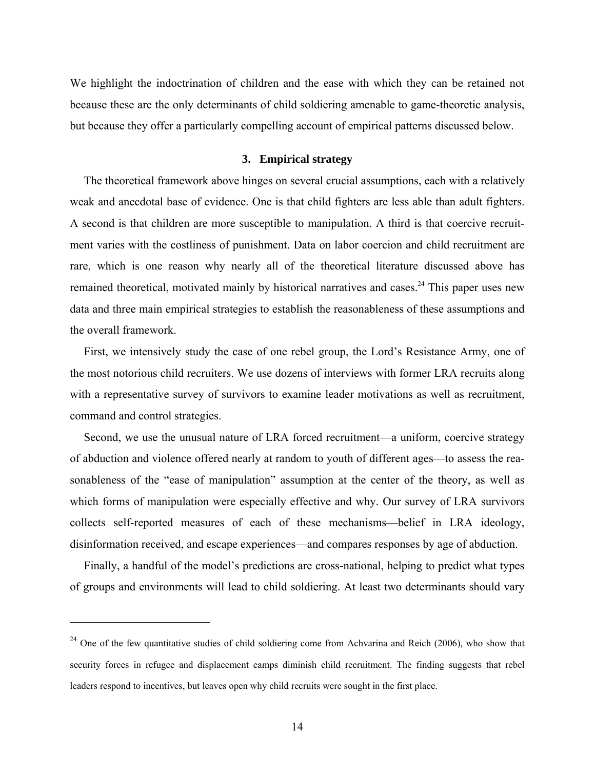We highlight the indoctrination of children and the ease with which they can be retained not because these are the only determinants of child soldiering amenable to game-theoretic analysis, but because they offer a particularly compelling account of empirical patterns discussed below.

## 3. Empirical strategy

The theoretical framework above hinges on several crucial assumptions, each with a relatively weak and anecdotal base of evidence. One is that child fighters are less able than adult fighters. A second is that children are more susceptible to manipulation. A third is that coercive recruitment varies with the costliness of punishment. Data on labor coercion and child recruitment are rare, which is one reason why nearly all of the theoretical literature discussed above has remained theoretical, motivated mainly by historical narratives and cases.[24] This paper uses new data and three main empirical strategies to establish the reasonableness of these assumptions and the overall framework.

First, we intensively study the case of one rebel group, the Lord's Resistance Army, one of the most notorious child recruiters. We use dozens of interviews with former LRA recruits along with a representative survey of survivors to examine leader motivations as well as recruitment, command and control strategies.

Second, we use the unusual nature of LRA forced recruitment—a uniform, coercive strategy of abduction and violence offered nearly at random to youth of different ages—to assess the reasonableness of the "ease of manipulation" assumption at the center of the theory, as well as which forms of manipulation were especially effective and why. Our survey of LRA survivors collects self-reported measures of each of these mechanisms—belief in LRA ideology, disinformation received, and escape experiences—and compares responses by age of abduction.

Finally, a handful of the model's predictions are cross-national, helping to predict what types of groups and environments will lead to child soldiering. At least two determinants should vary

---

[24] One of the few quantitative studies of child soldiering come from Achvarina and Reich (2006), who show that security forces in refugee and displacement camps diminish child recruitment. The finding suggests that rebel leaders respond to incentives, but leaves open why child recruits were sought in the first place.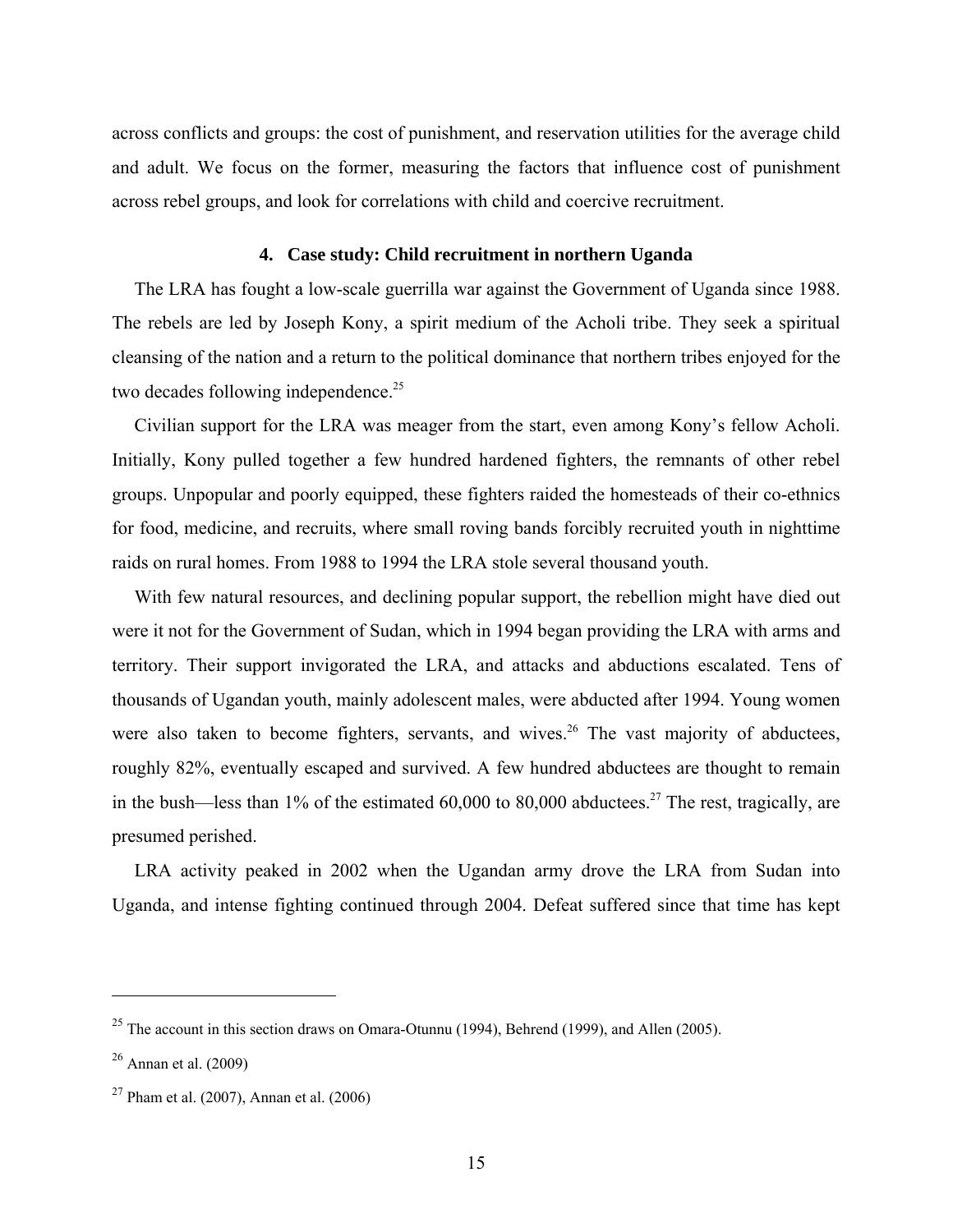across conflicts and groups: the cost of punishment, and reservation utilities for the average child and adult. We focus on the former, measuring the factors that influence cost of punishment across rebel groups, and look for correlations with child and coercive recruitment.

## 4. Case study: Child recruitment in northern Uganda

The LRA has fought a low-scale guerrilla war against the Government of Uganda since 1988. The rebels are led by Joseph Kony, a spirit medium of the Acholi tribe. They seek a spiritual cleansing of the nation and a return to the political dominance that northern tribes enjoyed for the two decades following independence.[25]

Civilian support for the LRA was meager from the start, even among Kony's fellow Acholi. Initially, Kony pulled together a few hundred hardened fighters, the remnants of other rebel groups. Unpopular and poorly equipped, these fighters raided the homesteads of their co-ethnics for food, medicine, and recruits, where small roving bands forcibly recruited youth in nighttime raids on rural homes. From 1988 to 1994 the LRA stole several thousand youth.

With few natural resources, and declining popular support, the rebellion might have died out were it not for the Government of Sudan, which in 1994 began providing the LRA with arms and territory. Their support invigorated the LRA, and attacks and abductions escalated. Tens of thousands of Ugandan youth, mainly adolescent males, were abducted after 1994. Young women were also taken to become fighters, servants, and wives.[26] The vast majority of abductees, roughly 82%, eventually escaped and survived. A few hundred abductees are thought to remain in the bush—less than 1% of the estimated 60,000 to 80,000 abductees.[27] The rest, tragically, are presumed perished.

LRA activity peaked in 2002 when the Ugandan army drove the LRA from Sudan into Uganda, and intense fighting continued through 2004. Defeat suffered since that time has kept

---

[25] The account in this section draws on Omara-Otunnu (1994), Behrend (1999), and Allen (2005).

[26] Annan et al. (2009)

[27] Pham et al. (2007), Annan et al. (2006)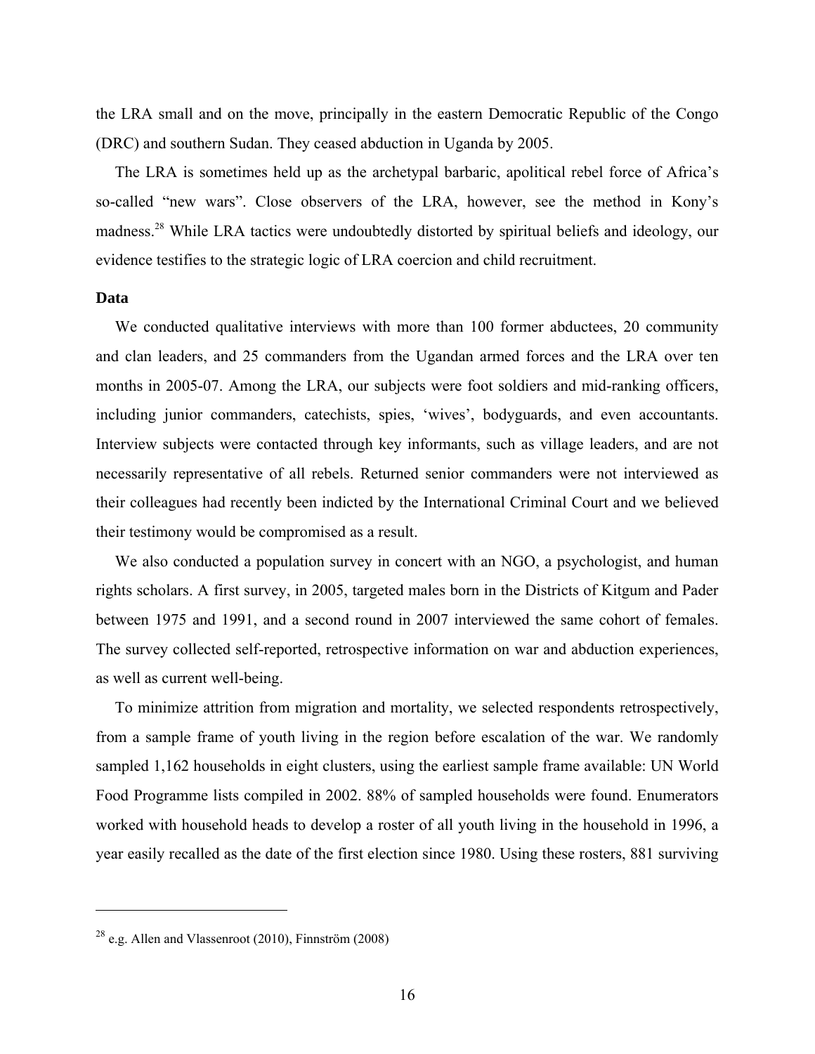the LRA small and on the move, principally in the eastern Democratic Republic of the Congo (DRC) and southern Sudan. They ceased abduction in Uganda by 2005.

The LRA is sometimes held up as the archetypal barbaric, apolitical rebel force of Africa's so-called "new wars". Close observers of the LRA, however, see the method in Kony's madness.[28] While LRA tactics were undoubtedly distorted by spiritual beliefs and ideology, our evidence testifies to the strategic logic of LRA coercion and child recruitment.

### Data

We conducted qualitative interviews with more than 100 former abductees, 20 community and clan leaders, and 25 commanders from the Ugandan armed forces and the LRA over ten months in 2005-07. Among the LRA, our subjects were foot soldiers and mid-ranking officers, including junior commanders, catechists, spies, 'wives', bodyguards, and even accountants. Interview subjects were contacted through key informants, such as village leaders, and are not necessarily representative of all rebels. Returned senior commanders were not interviewed as their colleagues had recently been indicted by the International Criminal Court and we believed their testimony would be compromised as a result.

We also conducted a population survey in concert with an NGO, a psychologist, and human rights scholars. A first survey, in 2005, targeted males born in the Districts of Kitgum and Pader between 1975 and 1991, and a second round in 2007 interviewed the same cohort of females. The survey collected self-reported, retrospective information on war and abduction experiences, as well as current well-being.

To minimize attrition from migration and mortality, we selected respondents retrospectively, from a sample frame of youth living in the region before escalation of the war. We randomly sampled 1,162 households in eight clusters, using the earliest sample frame available: UN World Food Programme lists compiled in 2002. 88% of sampled households were found. Enumerators worked with household heads to develop a roster of all youth living in the household in 1996, a year easily recalled as the date of the first election since 1980. Using these rosters, 881 surviving

---

[28] e.g. Allen and Vlassenroot (2010), Finnström (2008)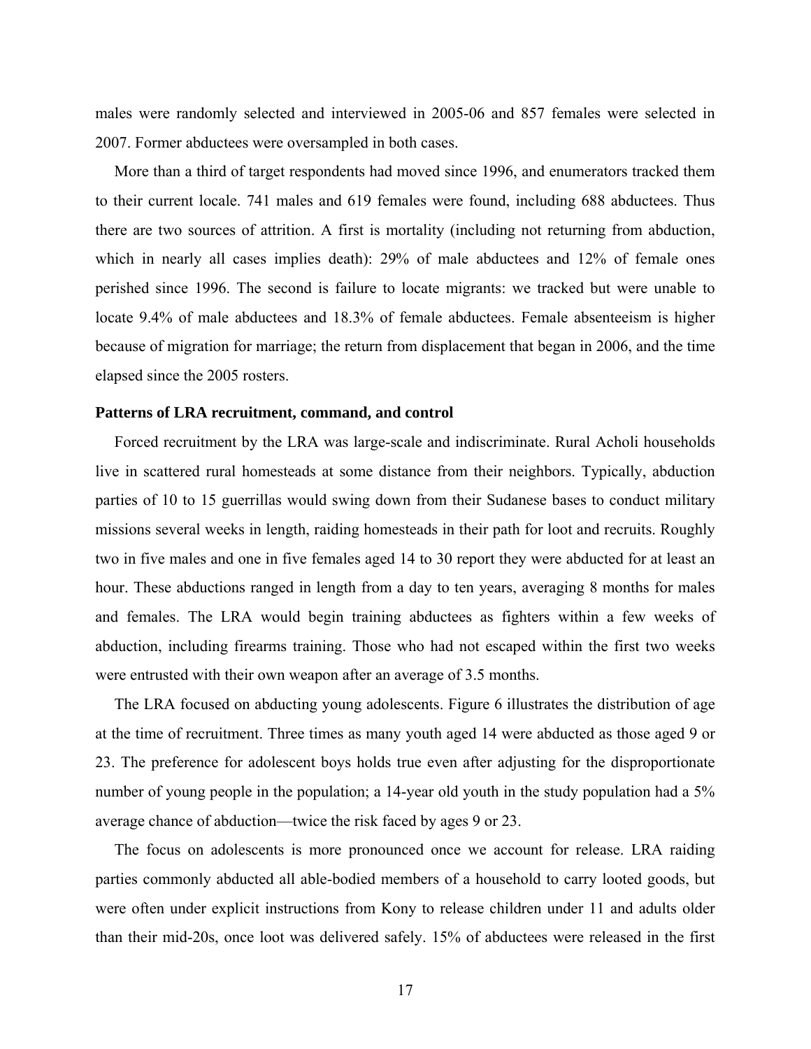males were randomly selected and interviewed in 2005-06 and 857 females were selected in 2007. Former abductees were oversampled in both cases.

More than a third of target respondents had moved since 1996, and enumerators tracked them to their current locale. 741 males and 619 females were found, including 688 abductees. Thus there are two sources of attrition. A first is mortality (including not returning from abduction, which in nearly all cases implies death): 29% of male abductees and 12% of female ones perished since 1996. The second is failure to locate migrants: we tracked but were unable to locate 9.4% of male abductees and 18.3% of female abductees. Female absenteeism is higher because of migration for marriage; the return from displacement that began in 2006, and the time elapsed since the 2005 rosters.

**Patterns of LRA recruitment, command, and control**

Forced recruitment by the LRA was large-scale and indiscriminate. Rural Acholi households live in scattered rural homesteads at some distance from their neighbors. Typically, abduction parties of 10 to 15 guerrillas would swing down from their Sudanese bases to conduct military missions several weeks in length, raiding homesteads in their path for loot and recruits. Roughly two in five males and one in five females aged 14 to 30 report they were abducted for at least an hour. These abductions ranged in length from a day to ten years, averaging 8 months for males and females. The LRA would begin training abductees as fighters within a few weeks of abduction, including firearms training. Those who had not escaped within the first two weeks were entrusted with their own weapon after an average of 3.5 months.

The LRA focused on abducting young adolescents. Figure 6 illustrates the distribution of age at the time of recruitment. Three times as many youth aged 14 were abducted as those aged 9 or 23. The preference for adolescent boys holds true even after adjusting for the disproportionate number of young people in the population; a 14-year old youth in the study population had a 5% average chance of abduction—twice the risk faced by ages 9 or 23.

The focus on adolescents is more pronounced once we account for release. LRA raiding parties commonly abducted all able-bodied members of a household to carry looted goods, but were often under explicit instructions from Kony to release children under 11 and adults older than their mid-20s, once loot was delivered safely. 15% of abductees were released in the first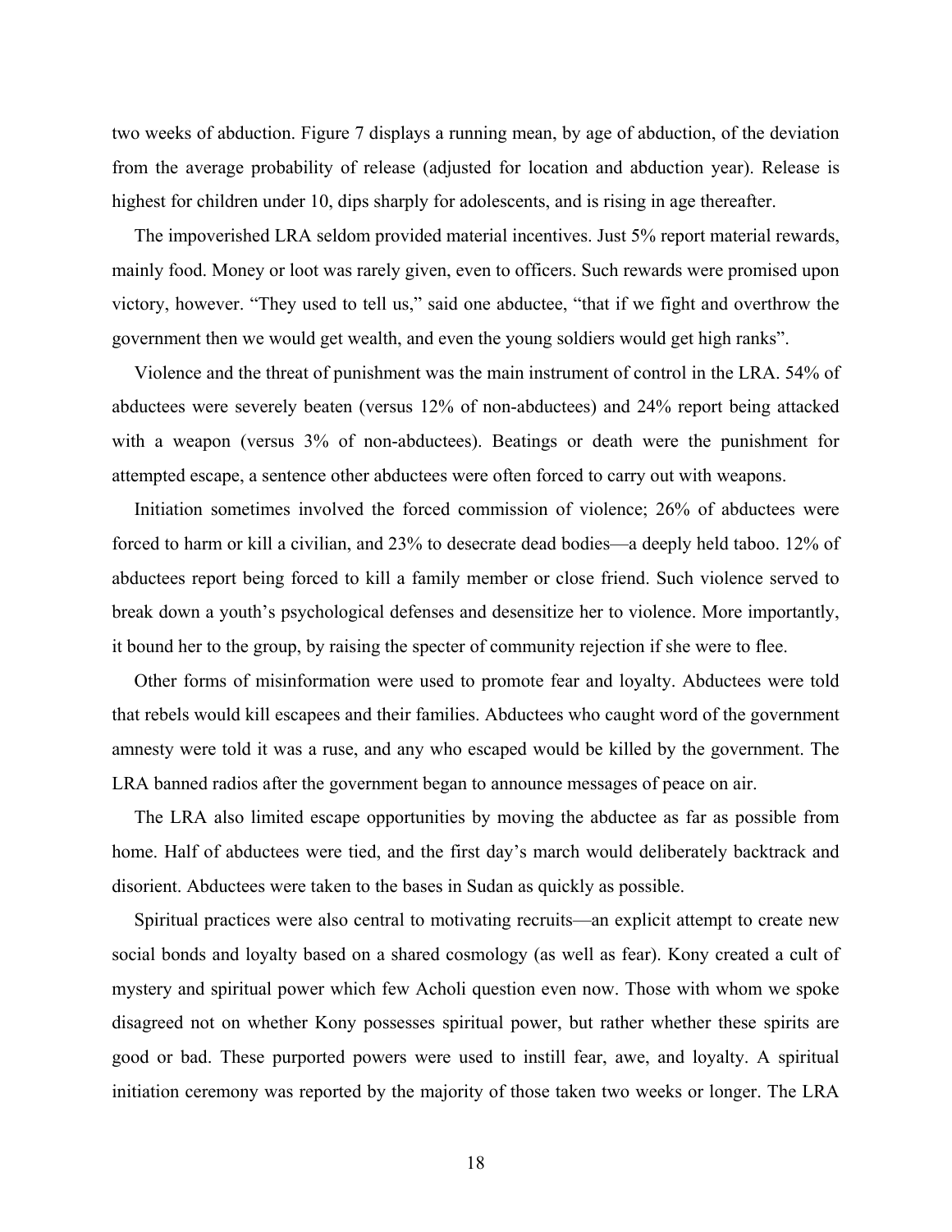two weeks of abduction. Figure 7 displays a running mean, by age of abduction, of the deviation from the average probability of release (adjusted for location and abduction year). Release is highest for children under 10, dips sharply for adolescents, and is rising in age thereafter.

The impoverished LRA seldom provided material incentives. Just 5% report material rewards, mainly food. Money or loot was rarely given, even to officers. Such rewards were promised upon victory, however. "They used to tell us," said one abductee, "that if we fight and overthrow the government then we would get wealth, and even the young soldiers would get high ranks".

Violence and the threat of punishment was the main instrument of control in the LRA. 54% of abductees were severely beaten (versus 12% of non-abductees) and 24% report being attacked with a weapon (versus 3% of non-abductees). Beatings or death were the punishment for attempted escape, a sentence other abductees were often forced to carry out with weapons.

Initiation sometimes involved the forced commission of violence; 26% of abductees were forced to harm or kill a civilian, and 23% to desecrate dead bodies—a deeply held taboo. 12% of abductees report being forced to kill a family member or close friend. Such violence served to break down a youth's psychological defenses and desensitize her to violence. More importantly, it bound her to the group, by raising the specter of community rejection if she were to flee.

Other forms of misinformation were used to promote fear and loyalty. Abductees were told that rebels would kill escapees and their families. Abductees who caught word of the government amnesty were told it was a ruse, and any who escaped would be killed by the government. The LRA banned radios after the government began to announce messages of peace on air.

The LRA also limited escape opportunities by moving the abductee as far as possible from home. Half of abductees were tied, and the first day's march would deliberately backtrack and disorient. Abductees were taken to the bases in Sudan as quickly as possible.

Spiritual practices were also central to motivating recruits—an explicit attempt to create new social bonds and loyalty based on a shared cosmology (as well as fear). Kony created a cult of mystery and spiritual power which few Acholi question even now. Those with whom we spoke disagreed not on whether Kony possesses spiritual power, but rather whether these spirits are good or bad. These purported powers were used to instill fear, awe, and loyalty. A spiritual initiation ceremony was reported by the majority of those taken two weeks or longer. The LRA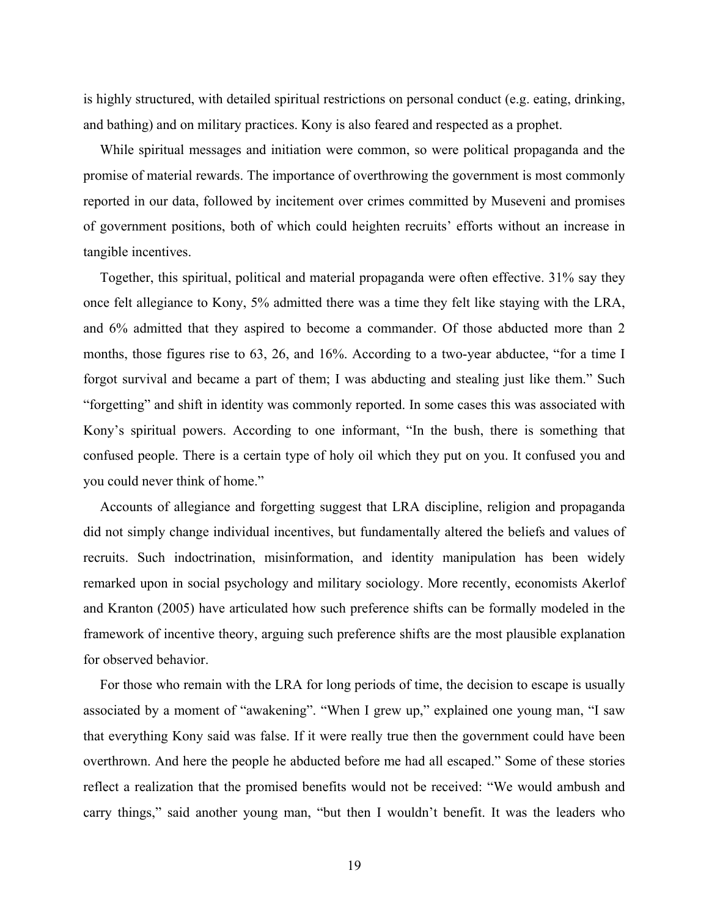is highly structured, with detailed spiritual restrictions on personal conduct (e.g. eating, drinking, and bathing) and on military practices. Kony is also feared and respected as a prophet.

While spiritual messages and initiation were common, so were political propaganda and the promise of material rewards. The importance of overthrowing the government is most commonly reported in our data, followed by incitement over crimes committed by Museveni and promises of government positions, both of which could heighten recruits' efforts without an increase in tangible incentives.

Together, this spiritual, political and material propaganda were often effective. 31% say they once felt allegiance to Kony, 5% admitted there was a time they felt like staying with the LRA, and 6% admitted that they aspired to become a commander. Of those abducted more than 2 months, those figures rise to 63, 26, and 16%. According to a two-year abductee, "for a time I forgot survival and became a part of them; I was abducting and stealing just like them." Such "forgetting" and shift in identity was commonly reported. In some cases this was associated with Kony's spiritual powers. According to one informant, "In the bush, there is something that confused people. There is a certain type of holy oil which they put on you. It confused you and you could never think of home."

Accounts of allegiance and forgetting suggest that LRA discipline, religion and propaganda did not simply change individual incentives, but fundamentally altered the beliefs and values of recruits. Such indoctrination, misinformation, and identity manipulation has been widely remarked upon in social psychology and military sociology. More recently, economists Akerlof and Kranton (2005) have articulated how such preference shifts can be formally modeled in the framework of incentive theory, arguing such preference shifts are the most plausible explanation for observed behavior.

For those who remain with the LRA for long periods of time, the decision to escape is usually associated by a moment of "awakening". "When I grew up," explained one young man, "I saw that everything Kony said was false. If it were really true then the government could have been overthrown. And here the people he abducted before me had all escaped." Some of these stories reflect a realization that the promised benefits would not be received: "We would ambush and carry things," said another young man, "but then I wouldn't benefit. It was the leaders who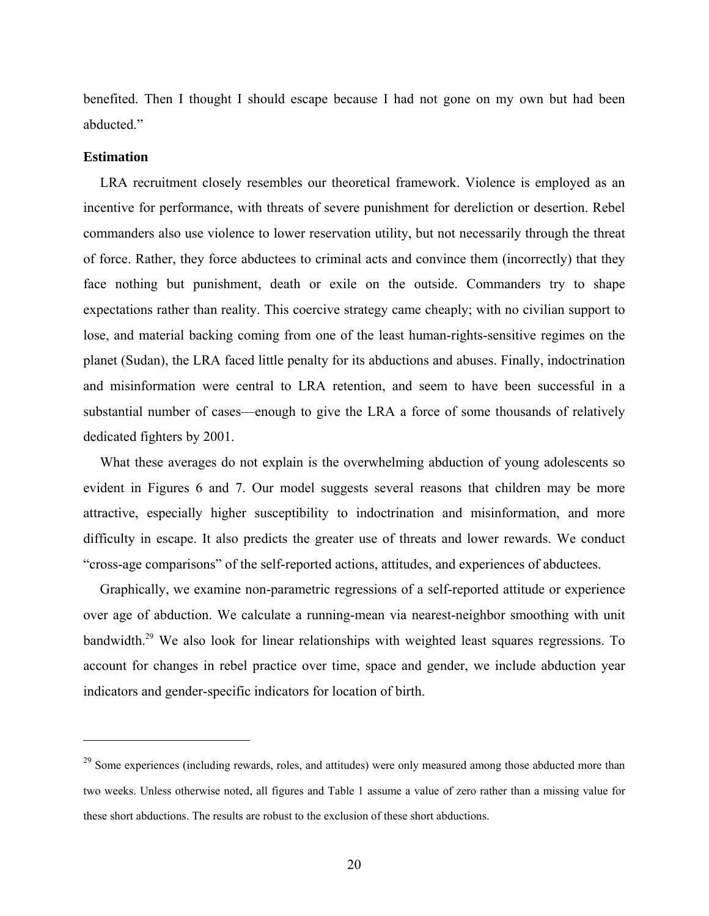benefited. Then I thought I should escape because I had not gone on my own but had been abducted."

**Estimation**

LRA recruitment closely resembles our theoretical framework. Violence is employed as an incentive for performance, with threats of severe punishment for dereliction or desertion. Rebel commanders also use violence to lower reservation utility, but not necessarily through the threat of force. Rather, they force abductees to criminal acts and convince them (incorrectly) that they face nothing but punishment, death or exile on the outside. Commanders try to shape expectations rather than reality. This coercive strategy came cheaply; with no civilian support to lose, and material backing coming from one of the least human-rights-sensitive regimes on the planet (Sudan), the LRA faced little penalty for its abductions and abuses. Finally, indoctrination and misinformation were central to LRA retention, and seem to have been successful in a substantial number of cases—enough to give the LRA a force of some thousands of relatively dedicated fighters by 2001.

What these averages do not explain is the overwhelming abduction of young adolescents so evident in Figures 6 and 7. Our model suggests several reasons that children may be more attractive, especially higher susceptibility to indoctrination and misinformation, and more difficulty in escape. It also predicts the greater use of threats and lower rewards. We conduct "cross-age comparisons" of the self-reported actions, attitudes, and experiences of abductees.

Graphically, we examine non-parametric regressions of a self-reported attitude or experience over age of abduction. We calculate a running-mean via nearest-neighbor smoothing with unit bandwidth.[29] We also look for linear relationships with weighted least squares regressions. To account for changes in rebel practice over time, space and gender, we include abduction year indicators and gender-specific indicators for location of birth.

[29] Some experiences (including rewards, roles, and attitudes) were only measured among those abducted more than two weeks. Unless otherwise noted, all figures and Table 1 assume a value of zero rather than a missing value for these short abductions. The results are robust to the exclusion of these short abductions.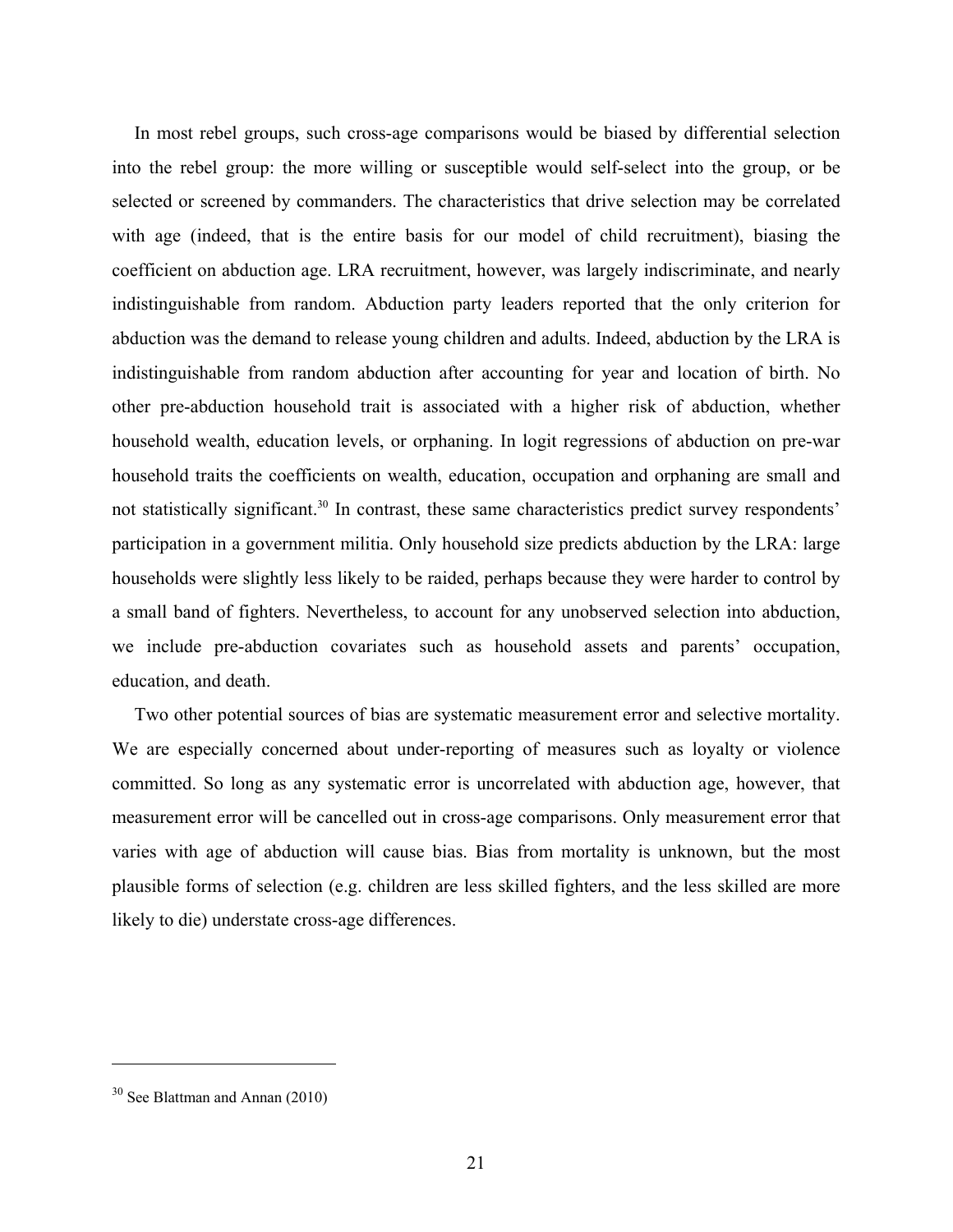In most rebel groups, such cross-age comparisons would be biased by differential selection into the rebel group: the more willing or susceptible would self-select into the group, or be selected or screened by commanders. The characteristics that drive selection may be correlated with age (indeed, that is the entire basis for our model of child recruitment), biasing the coefficient on abduction age. LRA recruitment, however, was largely indiscriminate, and nearly indistinguishable from random. Abduction party leaders reported that the only criterion for abduction was the demand to release young children and adults. Indeed, abduction by the LRA is indistinguishable from random abduction after accounting for year and location of birth. No other pre-abduction household trait is associated with a higher risk of abduction, whether household wealth, education levels, or orphaning. In logit regressions of abduction on pre-war household traits the coefficients on wealth, education, occupation and orphaning are small and not statistically significant.[30] In contrast, these same characteristics predict survey respondents' participation in a government militia. Only household size predicts abduction by the LRA: large households were slightly less likely to be raided, perhaps because they were harder to control by a small band of fighters. Nevertheless, to account for any unobserved selection into abduction, we include pre-abduction covariates such as household assets and parents' occupation, education, and death.

Two other potential sources of bias are systematic measurement error and selective mortality. We are especially concerned about under-reporting of measures such as loyalty or violence committed. So long as any systematic error is uncorrelated with abduction age, however, that measurement error will be cancelled out in cross-age comparisons. Only measurement error that varies with age of abduction will cause bias. Bias from mortality is unknown, but the most plausible forms of selection (e.g. children are less skilled fighters, and the less skilled are more likely to die) understate cross-age differences.

---

[30] See Blattman and Annan (2010)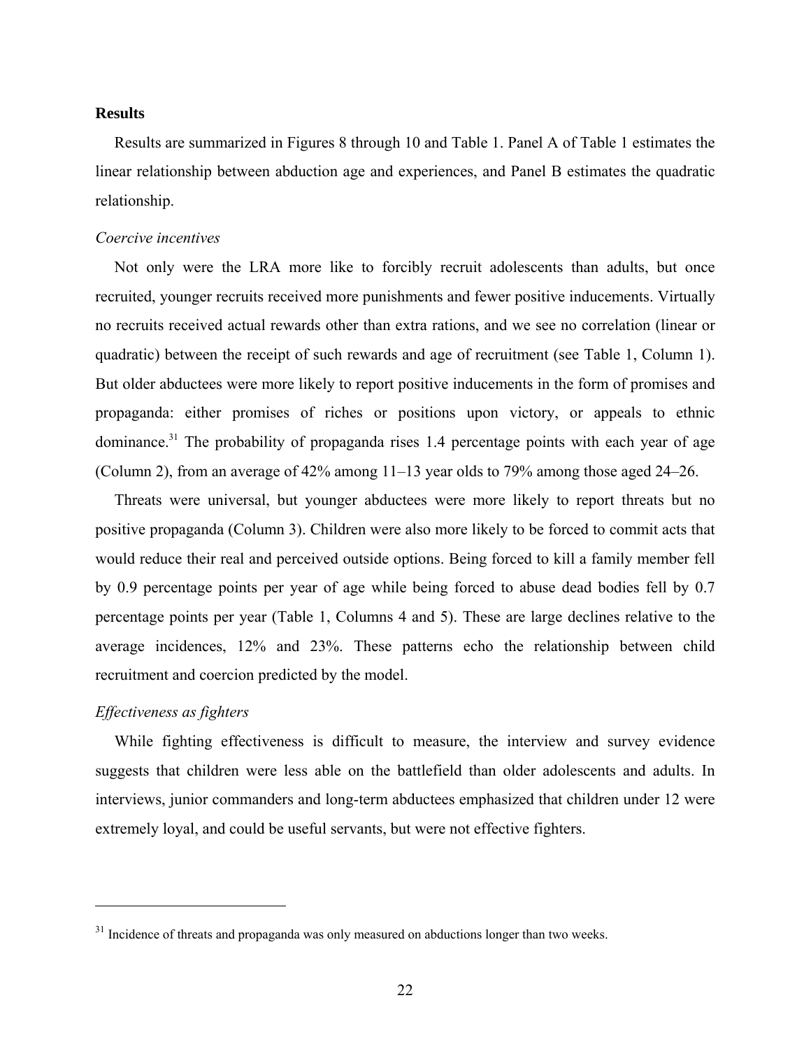### Results

Results are summarized in Figures 8 through 10 and Table 1. Panel A of Table 1 estimates the linear relationship between abduction age and experiences, and Panel B estimates the quadratic relationship.

*Coercive incentives*

Not only were the LRA more like to forcibly recruit adolescents than adults, but once recruited, younger recruits received more punishments and fewer positive inducements. Virtually no recruits received actual rewards other than extra rations, and we see no correlation (linear or quadratic) between the receipt of such rewards and age of recruitment (see Table 1, Column 1). But older abductees were more likely to report positive inducements in the form of promises and propaganda: either promises of riches or positions upon victory, or appeals to ethnic dominance.[31] The probability of propaganda rises 1.4 percentage points with each year of age (Column 2), from an average of 42% among 11–13 year olds to 79% among those aged 24–26.

Threats were universal, but younger abductees were more likely to report threats but no positive propaganda (Column 3). Children were also more likely to be forced to commit acts that would reduce their real and perceived outside options. Being forced to kill a family member fell by 0.9 percentage points per year of age while being forced to abuse dead bodies fell by 0.7 percentage points per year (Table 1, Columns 4 and 5). These are large declines relative to the average incidences, 12% and 23%. These patterns echo the relationship between child recruitment and coercion predicted by the model.

*Effectiveness as fighters*

While fighting effectiveness is difficult to measure, the interview and survey evidence suggests that children were less able on the battlefield than older adolescents and adults. In interviews, junior commanders and long-term abductees emphasized that children under 12 were extremely loyal, and could be useful servants, but were not effective fighters.

---

[31] Incidence of threats and propaganda was only measured on abductions longer than two weeks.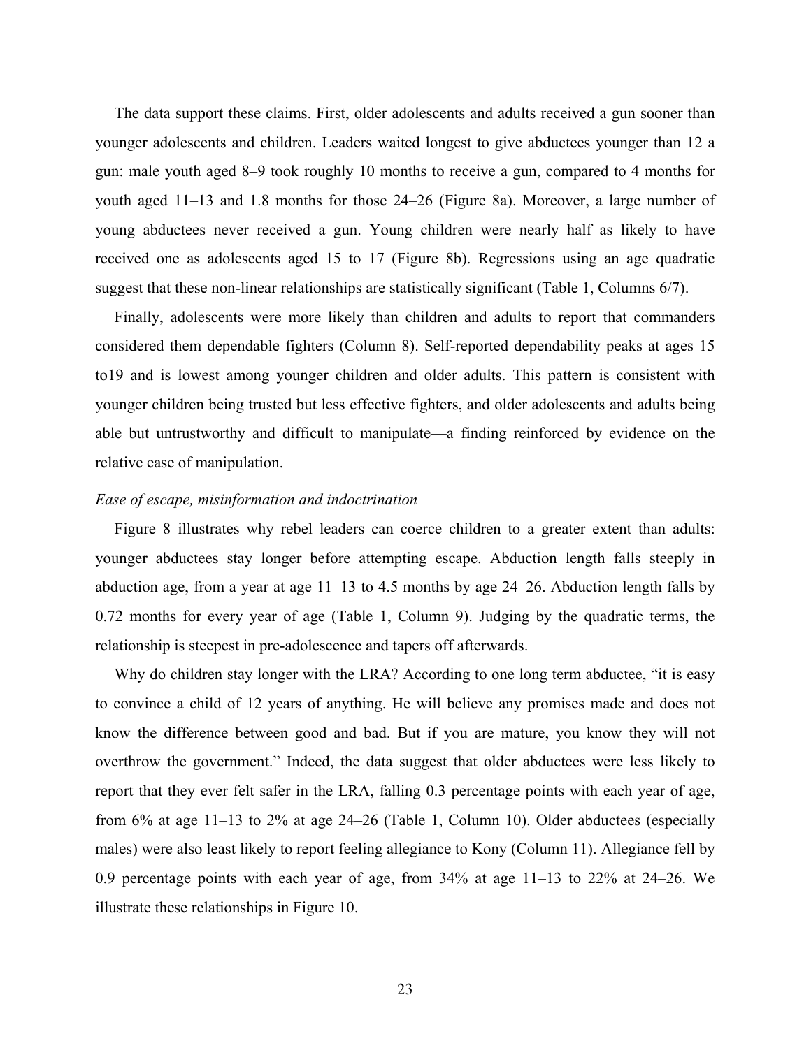The data support these claims. First, older adolescents and adults received a gun sooner than younger adolescents and children. Leaders waited longest to give abductees younger than 12 a gun: male youth aged 8–9 took roughly 10 months to receive a gun, compared to 4 months for youth aged 11–13 and 1.8 months for those 24–26 (Figure 8a). Moreover, a large number of young abductees never received a gun. Young children were nearly half as likely to have received one as adolescents aged 15 to 17 (Figure 8b). Regressions using an age quadratic suggest that these non-linear relationships are statistically significant (Table 1, Columns 6/7).

Finally, adolescents were more likely than children and adults to report that commanders considered them dependable fighters (Column 8). Self-reported dependability peaks at ages 15 to19 and is lowest among younger children and older adults. This pattern is consistent with younger children being trusted but less effective fighters, and older adolescents and adults being able but untrustworthy and difficult to manipulate—a finding reinforced by evidence on the relative ease of manipulation.

*Ease of escape, misinformation and indoctrination*

Figure 8 illustrates why rebel leaders can coerce children to a greater extent than adults: younger abductees stay longer before attempting escape. Abduction length falls steeply in abduction age, from a year at age 11–13 to 4.5 months by age 24–26. Abduction length falls by 0.72 months for every year of age (Table 1, Column 9). Judging by the quadratic terms, the relationship is steepest in pre-adolescence and tapers off afterwards.

Why do children stay longer with the LRA? According to one long term abductee, "it is easy to convince a child of 12 years of anything. He will believe any promises made and does not know the difference between good and bad. But if you are mature, you know they will not overthrow the government." Indeed, the data suggest that older abductees were less likely to report that they ever felt safer in the LRA, falling 0.3 percentage points with each year of age, from 6% at age 11–13 to 2% at age 24–26 (Table 1, Column 10). Older abductees (especially males) were also least likely to report feeling allegiance to Kony (Column 11). Allegiance fell by 0.9 percentage points with each year of age, from 34% at age 11–13 to 22% at 24–26. We illustrate these relationships in Figure 10.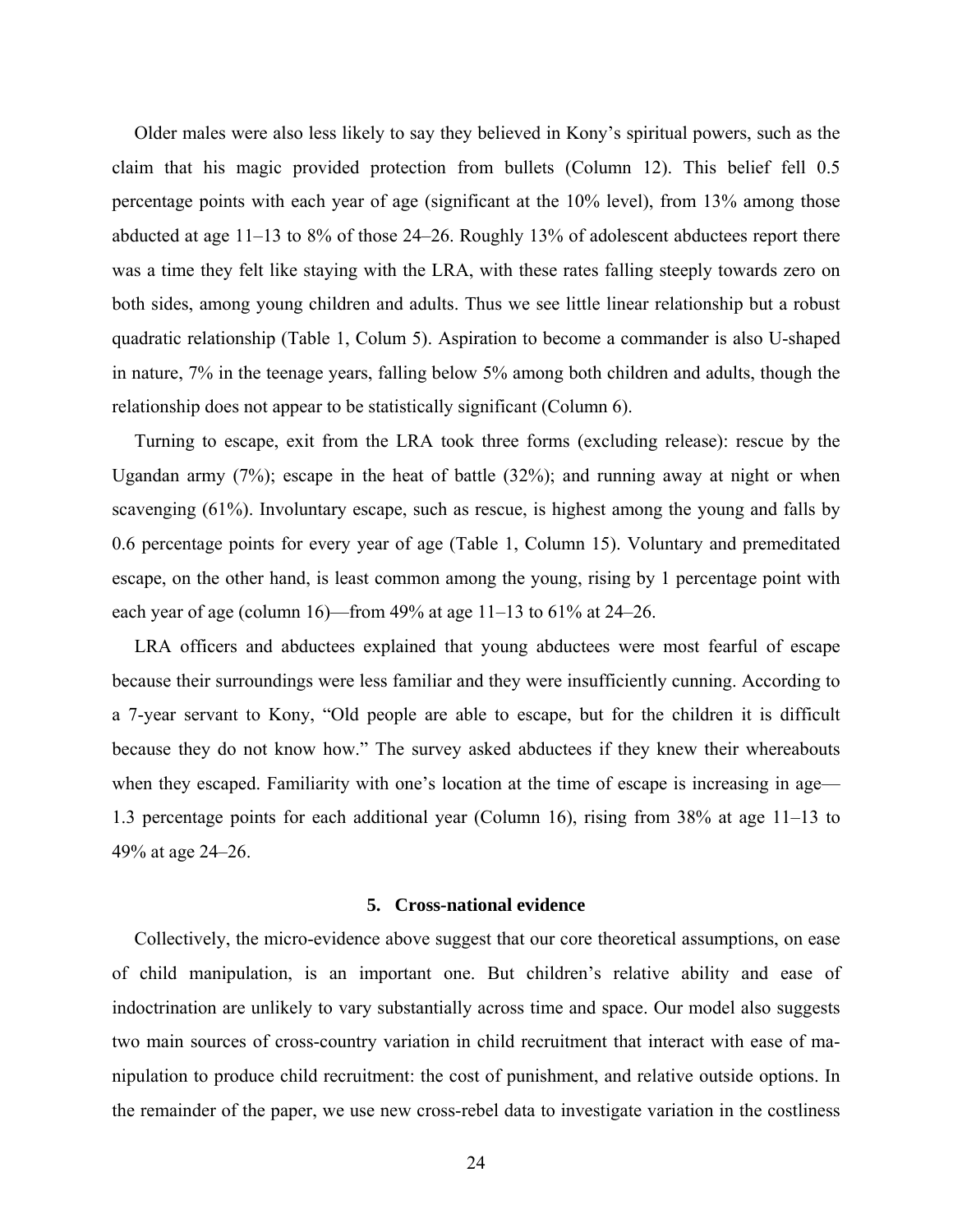Older males were also less likely to say they believed in Kony's spiritual powers, such as the claim that his magic provided protection from bullets (Column 12). This belief fell 0.5 percentage points with each year of age (significant at the 10% level), from 13% among those abducted at age 11–13 to 8% of those 24–26. Roughly 13% of adolescent abductees report there was a time they felt like staying with the LRA, with these rates falling steeply towards zero on both sides, among young children and adults. Thus we see little linear relationship but a robust quadratic relationship (Table 1, Colum 5). Aspiration to become a commander is also U-shaped in nature, 7% in the teenage years, falling below 5% among both children and adults, though the relationship does not appear to be statistically significant (Column 6).

Turning to escape, exit from the LRA took three forms (excluding release): rescue by the Ugandan army (7%); escape in the heat of battle (32%); and running away at night or when scavenging (61%). Involuntary escape, such as rescue, is highest among the young and falls by 0.6 percentage points for every year of age (Table 1, Column 15). Voluntary and premeditated escape, on the other hand, is least common among the young, rising by 1 percentage point with each year of age (column 16)—from 49% at age 11–13 to 61% at 24–26.

LRA officers and abductees explained that young abductees were most fearful of escape because their surroundings were less familiar and they were insufficiently cunning. According to a 7-year servant to Kony, "Old people are able to escape, but for the children it is difficult because they do not know how." The survey asked abductees if they knew their whereabouts when they escaped. Familiarity with one's location at the time of escape is increasing in age—1.3 percentage points for each additional year (Column 16), rising from 38% at age 11–13 to 49% at age 24–26.

## 5. Cross-national evidence

Collectively, the micro-evidence above suggest that our core theoretical assumptions, on ease of child manipulation, is an important one. But children's relative ability and ease of indoctrination are unlikely to vary substantially across time and space. Our model also suggests two main sources of cross-country variation in child recruitment that interact with ease of manipulation to produce child recruitment: the cost of punishment, and relative outside options. In the remainder of the paper, we use new cross-rebel data to investigate variation in the costliness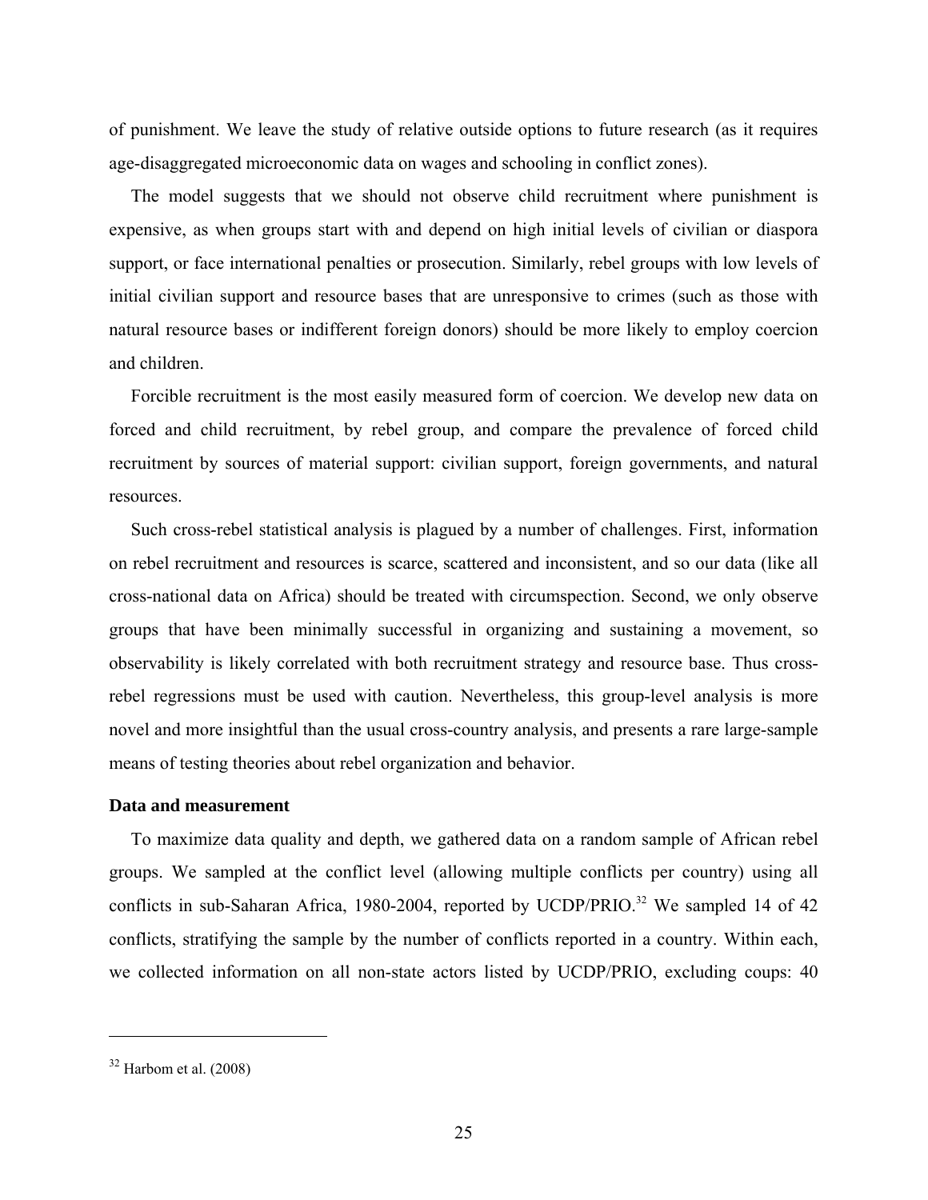of punishment. We leave the study of relative outside options to future research (as it requires age-disaggregated microeconomic data on wages and schooling in conflict zones).

The model suggests that we should not observe child recruitment where punishment is expensive, as when groups start with and depend on high initial levels of civilian or diaspora support, or face international penalties or prosecution. Similarly, rebel groups with low levels of initial civilian support and resource bases that are unresponsive to crimes (such as those with natural resource bases or indifferent foreign donors) should be more likely to employ coercion and children.

Forcible recruitment is the most easily measured form of coercion. We develop new data on forced and child recruitment, by rebel group, and compare the prevalence of forced child recruitment by sources of material support: civilian support, foreign governments, and natural resources.

Such cross-rebel statistical analysis is plagued by a number of challenges. First, information on rebel recruitment and resources is scarce, scattered and inconsistent, and so our data (like all cross-national data on Africa) should be treated with circumspection. Second, we only observe groups that have been minimally successful in organizing and sustaining a movement, so observability is likely correlated with both recruitment strategy and resource base. Thus cross-rebel regressions must be used with caution. Nevertheless, this group-level analysis is more novel and more insightful than the usual cross-country analysis, and presents a rare large-sample means of testing theories about rebel organization and behavior.

**Data and measurement**

To maximize data quality and depth, we gathered data on a random sample of African rebel groups. We sampled at the conflict level (allowing multiple conflicts per country) using all conflicts in sub-Saharan Africa, 1980-2004, reported by UCDP/PRIO.[32] We sampled 14 of 42 conflicts, stratifying the sample by the number of conflicts reported in a country. Within each, we collected information on all non-state actors listed by UCDP/PRIO, excluding coups: 40

[32] Harbom et al. (2008)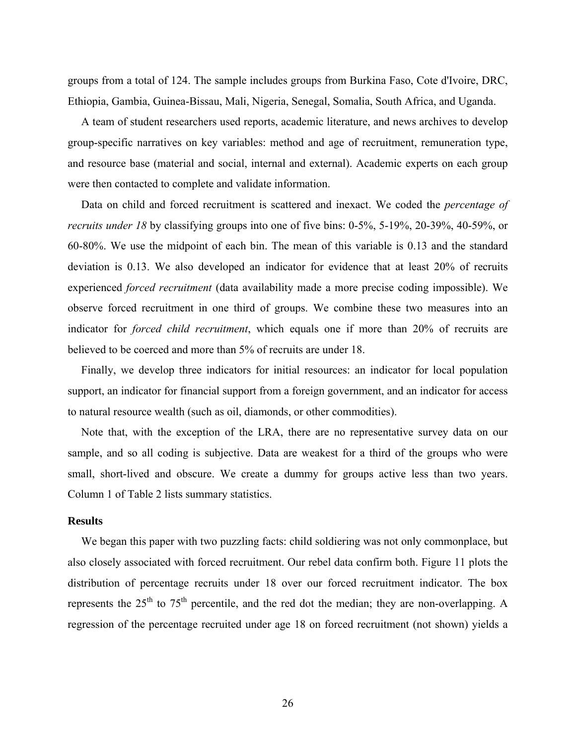groups from a total of 124. The sample includes groups from Burkina Faso, Cote d'Ivoire, DRC, Ethiopia, Gambia, Guinea-Bissau, Mali, Nigeria, Senegal, Somalia, South Africa, and Uganda.

A team of student researchers used reports, academic literature, and news archives to develop group-specific narratives on key variables: method and age of recruitment, remuneration type, and resource base (material and social, internal and external). Academic experts on each group were then contacted to complete and validate information.

Data on child and forced recruitment is scattered and inexact. We coded the *percentage of recruits under 18* by classifying groups into one of five bins: 0-5%, 5-19%, 20-39%, 40-59%, or 60-80%. We use the midpoint of each bin. The mean of this variable is 0.13 and the standard deviation is 0.13. We also developed an indicator for evidence that at least 20% of recruits experienced *forced recruitment* (data availability made a more precise coding impossible). We observe forced recruitment in one third of groups. We combine these two measures into an indicator for *forced child recruitment*, which equals one if more than 20% of recruits are believed to be coerced and more than 5% of recruits are under 18.

Finally, we develop three indicators for initial resources: an indicator for local population support, an indicator for financial support from a foreign government, and an indicator for access to natural resource wealth (such as oil, diamonds, or other commodities).

Note that, with the exception of the LRA, there are no representative survey data on our sample, and so all coding is subjective. Data are weakest for a third of the groups who were small, short-lived and obscure. We create a dummy for groups active less than two years. Column 1 of Table 2 lists summary statistics.

### Results

We began this paper with two puzzling facts: child soldiering was not only commonplace, but also closely associated with forced recruitment. Our rebel data confirm both. Figure 11 plots the distribution of percentage recruits under 18 over our forced recruitment indicator. The box represents the 25th to 75th percentile, and the red dot the median; they are non-overlapping. A regression of the percentage recruited under age 18 on forced recruitment (not shown) yields a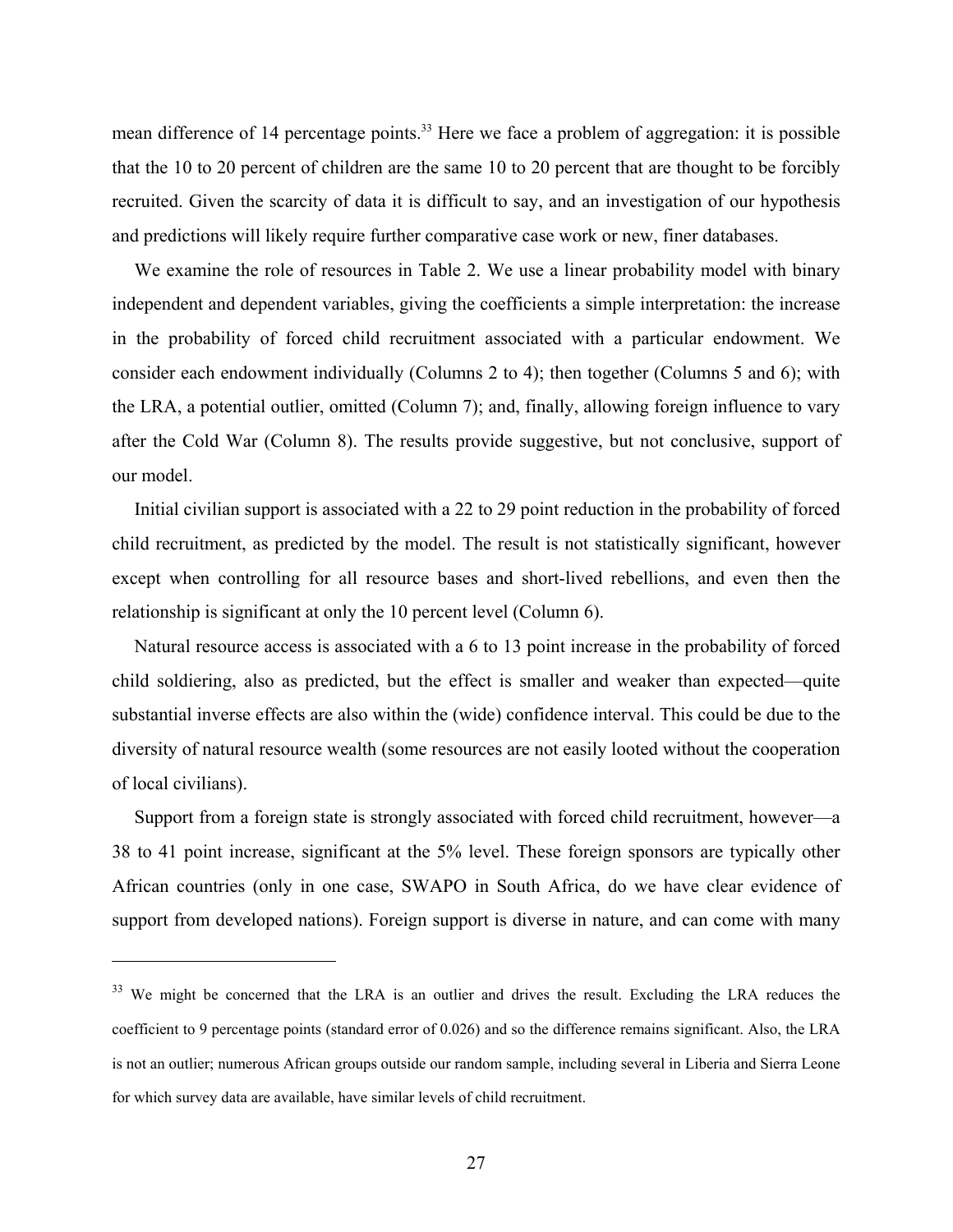mean difference of 14 percentage points.[33] Here we face a problem of aggregation: it is possible that the 10 to 20 percent of children are the same 10 to 20 percent that are thought to be forcibly recruited. Given the scarcity of data it is difficult to say, and an investigation of our hypothesis and predictions will likely require further comparative case work or new, finer databases.

We examine the role of resources in Table 2. We use a linear probability model with binary independent and dependent variables, giving the coefficients a simple interpretation: the increase in the probability of forced child recruitment associated with a particular endowment. We consider each endowment individually (Columns 2 to 4); then together (Columns 5 and 6); with the LRA, a potential outlier, omitted (Column 7); and, finally, allowing foreign influence to vary after the Cold War (Column 8). The results provide suggestive, but not conclusive, support of our model.

Initial civilian support is associated with a 22 to 29 point reduction in the probability of forced child recruitment, as predicted by the model. The result is not statistically significant, however except when controlling for all resource bases and short-lived rebellions, and even then the relationship is significant at only the 10 percent level (Column 6).

Natural resource access is associated with a 6 to 13 point increase in the probability of forced child soldiering, also as predicted, but the effect is smaller and weaker than expected—quite substantial inverse effects are also within the (wide) confidence interval. This could be due to the diversity of natural resource wealth (some resources are not easily looted without the cooperation of local civilians).

Support from a foreign state is strongly associated with forced child recruitment, however—a 38 to 41 point increase, significant at the 5% level. These foreign sponsors are typically other African countries (only in one case, SWAPO in South Africa, do we have clear evidence of support from developed nations). Foreign support is diverse in nature, and can come with many

---

[33] We might be concerned that the LRA is an outlier and drives the result. Excluding the LRA reduces the coefficient to 9 percentage points (standard error of 0.026) and so the difference remains significant. Also, the LRA is not an outlier; numerous African groups outside our random sample, including several in Liberia and Sierra Leone for which survey data are available, have similar levels of child recruitment.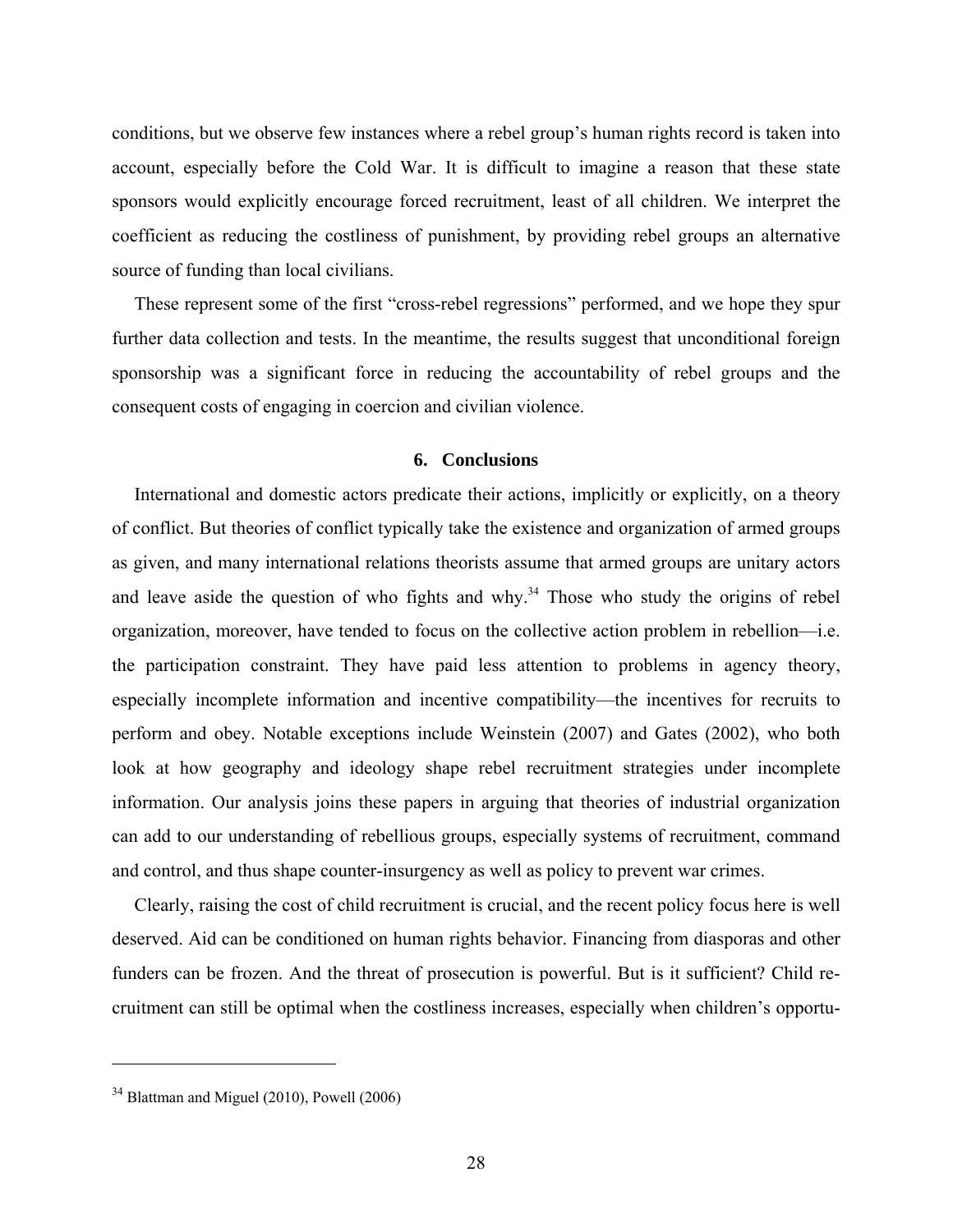conditions, but we observe few instances where a rebel group's human rights record is taken into account, especially before the Cold War. It is difficult to imagine a reason that these state sponsors would explicitly encourage forced recruitment, least of all children. We interpret the coefficient as reducing the costliness of punishment, by providing rebel groups an alternative source of funding than local civilians.

These represent some of the first "cross-rebel regressions" performed, and we hope they spur further data collection and tests. In the meantime, the results suggest that unconditional foreign sponsorship was a significant force in reducing the accountability of rebel groups and the consequent costs of engaging in coercion and civilian violence.

## 6. Conclusions

International and domestic actors predicate their actions, implicitly or explicitly, on a theory of conflict. But theories of conflict typically take the existence and organization of armed groups as given, and many international relations theorists assume that armed groups are unitary actors and leave aside the question of who fights and why.[34] Those who study the origins of rebel organization, moreover, have tended to focus on the collective action problem in rebellion—i.e. the participation constraint. They have paid less attention to problems in agency theory, especially incomplete information and incentive compatibility—the incentives for recruits to perform and obey. Notable exceptions include Weinstein (2007) and Gates (2002), who both look at how geography and ideology shape rebel recruitment strategies under incomplete information. Our analysis joins these papers in arguing that theories of industrial organization can add to our understanding of rebellious groups, especially systems of recruitment, command and control, and thus shape counter-insurgency as well as policy to prevent war crimes.

Clearly, raising the cost of child recruitment is crucial, and the recent policy focus here is well deserved. Aid can be conditioned on human rights behavior. Financing from diasporas and other funders can be frozen. And the threat of prosecution is powerful. But is it sufficient? Child recruitment can still be optimal when the costliness increases, especially when children's opportu-

[34] Blattman and Miguel (2010), Powell (2006)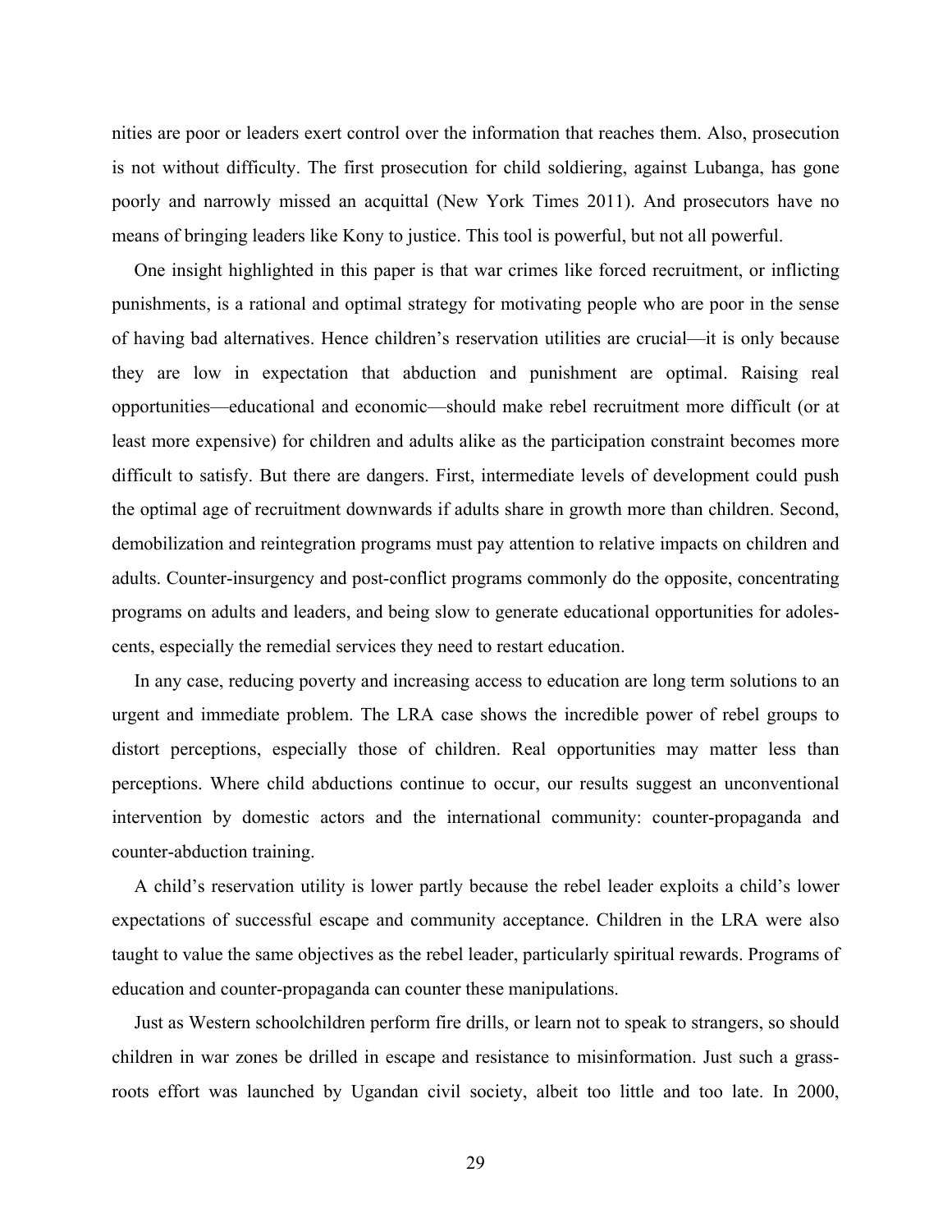nities are poor or leaders exert control over the information that reaches them. Also, prosecution is not without difficulty. The first prosecution for child soldiering, against Lubanga, has gone poorly and narrowly missed an acquittal (New York Times 2011). And prosecutors have no means of bringing leaders like Kony to justice. This tool is powerful, but not all powerful.

One insight highlighted in this paper is that war crimes like forced recruitment, or inflicting punishments, is a rational and optimal strategy for motivating people who are poor in the sense of having bad alternatives. Hence children's reservation utilities are crucial—it is only because they are low in expectation that abduction and punishment are optimal. Raising real opportunities—educational and economic—should make rebel recruitment more difficult (or at least more expensive) for children and adults alike as the participation constraint becomes more difficult to satisfy. But there are dangers. First, intermediate levels of development could push the optimal age of recruitment downwards if adults share in growth more than children. Second, demobilization and reintegration programs must pay attention to relative impacts on children and adults. Counter-insurgency and post-conflict programs commonly do the opposite, concentrating programs on adults and leaders, and being slow to generate educational opportunities for adolescents, especially the remedial services they need to restart education.

In any case, reducing poverty and increasing access to education are long term solutions to an urgent and immediate problem. The LRA case shows the incredible power of rebel groups to distort perceptions, especially those of children. Real opportunities may matter less than perceptions. Where child abductions continue to occur, our results suggest an unconventional intervention by domestic actors and the international community: counter-propaganda and counter-abduction training.

A child's reservation utility is lower partly because the rebel leader exploits a child's lower expectations of successful escape and community acceptance. Children in the LRA were also taught to value the same objectives as the rebel leader, particularly spiritual rewards. Programs of education and counter-propaganda can counter these manipulations.

Just as Western schoolchildren perform fire drills, or learn not to speak to strangers, so should children in war zones be drilled in escape and resistance to misinformation. Just such a grassroots effort was launched by Ugandan civil society, albeit too little and too late. In 2000,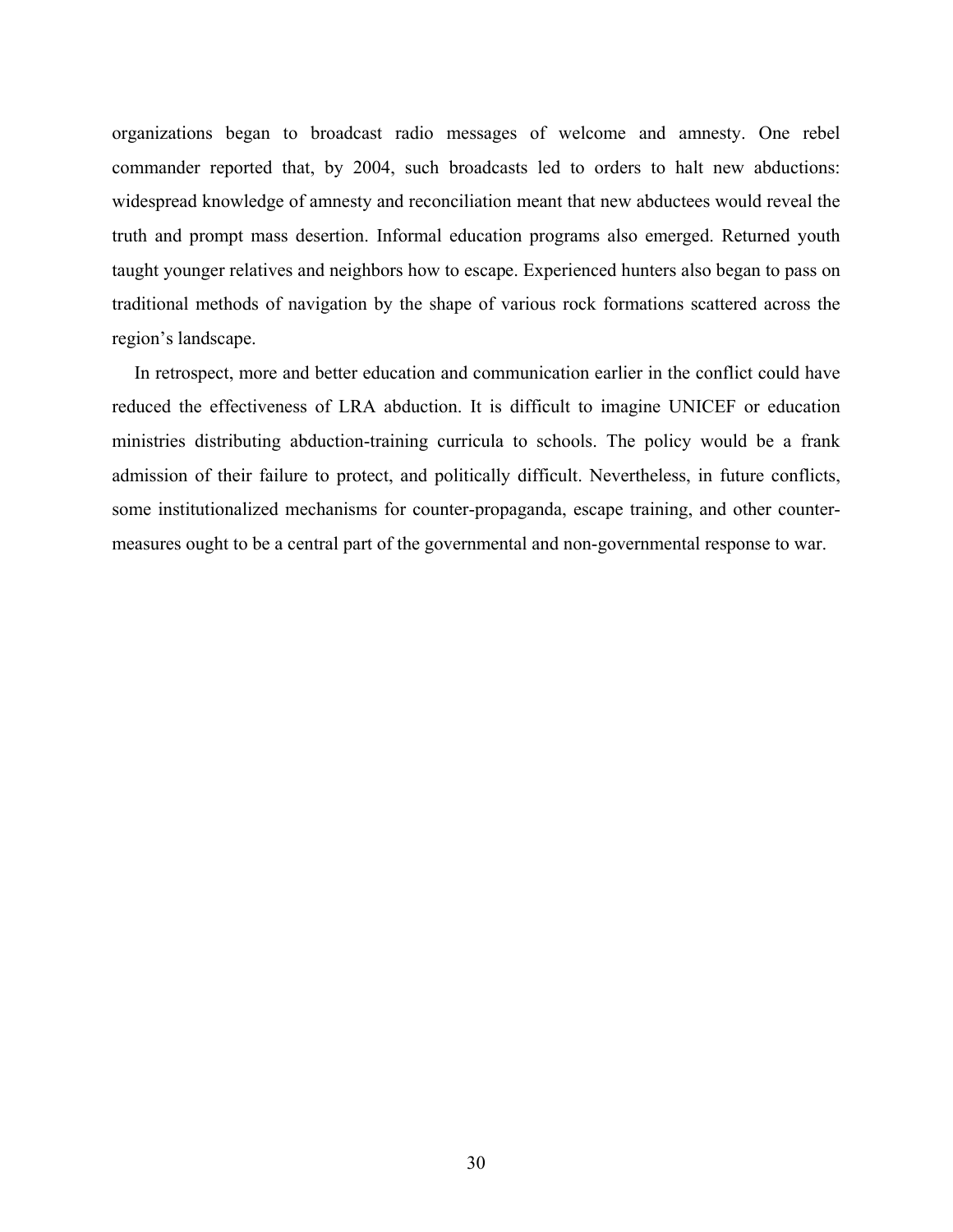organizations began to broadcast radio messages of welcome and amnesty. One rebel commander reported that, by 2004, such broadcasts led to orders to halt new abductions: widespread knowledge of amnesty and reconciliation meant that new abductees would reveal the truth and prompt mass desertion. Informal education programs also emerged. Returned youth taught younger relatives and neighbors how to escape. Experienced hunters also began to pass on traditional methods of navigation by the shape of various rock formations scattered across the region's landscape.

In retrospect, more and better education and communication earlier in the conflict could have reduced the effectiveness of LRA abduction. It is difficult to imagine UNICEF or education ministries distributing abduction-training curricula to schools. The policy would be a frank admission of their failure to protect, and politically difficult. Nevertheless, in future conflicts, some institutionalized mechanisms for counter-propaganda, escape training, and other counter-measures ought to be a central part of the governmental and non-governmental response to war.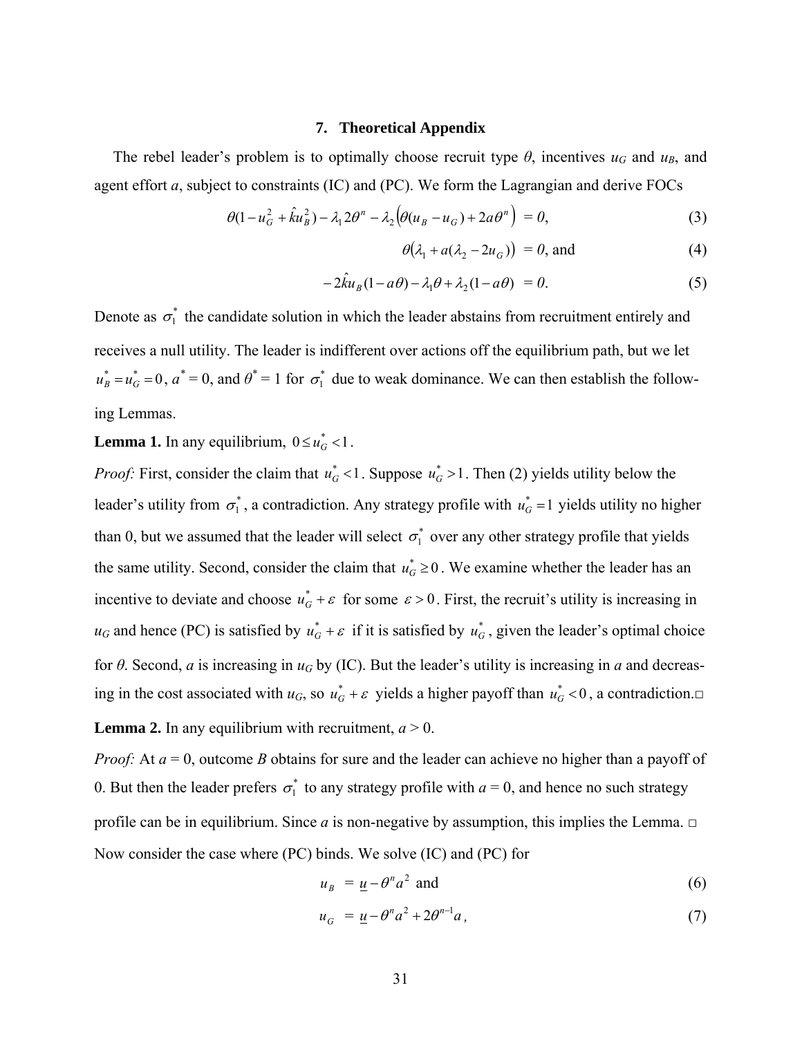## 7. Theoretical Appendix

The rebel leader's problem is to optimally choose recruit type $\theta$, incentives $u_G$ and $u_B$, and agent effort $a$, subject to constraints (IC) and (PC). We form the Lagrangian and derive FOCs

$$\theta(1-u_G^2+\hat{k}u_B^2)-\lambda_1 2\theta^n-\lambda_2\left(\theta(u_B-u_G)+2a\theta^n\right) = 0, \tag{3}$$

$$\theta\left(\lambda_1+a(\lambda_2-2u_G)\right) = 0, \text{ and} \tag{4}$$

$$-2\hat{k}u_B(1-a\theta)-\lambda_1\theta+\lambda_2(1-a\theta) = 0. \tag{5}$$

Denote as $\sigma_1^*$ the candidate solution in which the leader abstains from recruitment entirely and receives a null utility. The leader is indifferent over actions off the equilibrium path, but we let $u_B^*=u_G^*=0$, $a^*=0$, and $\theta^*=1$ for $\sigma_1^*$ due to weak dominance. We can then establish the following Lemmas.

**Lemma 1.** In any equilibrium, $0 \le u_G^* < 1$.

*Proof:* First, consider the claim that $u_G^* < 1$. Suppose $u_G^* > 1$. Then (2) yields utility below the leader's utility from $\sigma_1^*$, a contradiction. Any strategy profile with $u_G^* = 1$ yields utility no higher than 0, but we assumed that the leader will select $\sigma_1^*$ over any other strategy profile that yields the same utility. Second, consider the claim that $u_G^* \ge 0$. We examine whether the leader has an incentive to deviate and choose $u_G^* + \varepsilon$ for some $\varepsilon > 0$. First, the recruit's utility is increasing in $u_G$ and hence (PC) is satisfied by $u_G^* + \varepsilon$ if it is satisfied by $u_G^*$, given the leader's optimal choice for $\theta$. Second, $a$ is increasing in $u_G$ by (IC). But the leader's utility is increasing in $a$ and decreasing in the cost associated with $u_G$, so $u_G^* + \varepsilon$ yields a higher payoff than $u_G^* < 0$, a contradiction.□

**Lemma 2.** In any equilibrium with recruitment, $a > 0$.

*Proof:* At $a = 0$, outcome $B$ obtains for sure and the leader can achieve no higher than a payoff of 0. But then the leader prefers $\sigma_1^*$ to any strategy profile with $a = 0$, and hence no such strategy profile can be in equilibrium. Since $a$ is non-negative by assumption, this implies the Lemma. □

Now consider the case where (PC) binds. We solve (IC) and (PC) for

$$u_B = \underline{u}-\theta^n a^2 \text{ and} \tag{6}$$

$$u_G = \underline{u}-\theta^n a^2+2\theta^{n-1}a, \tag{7}$$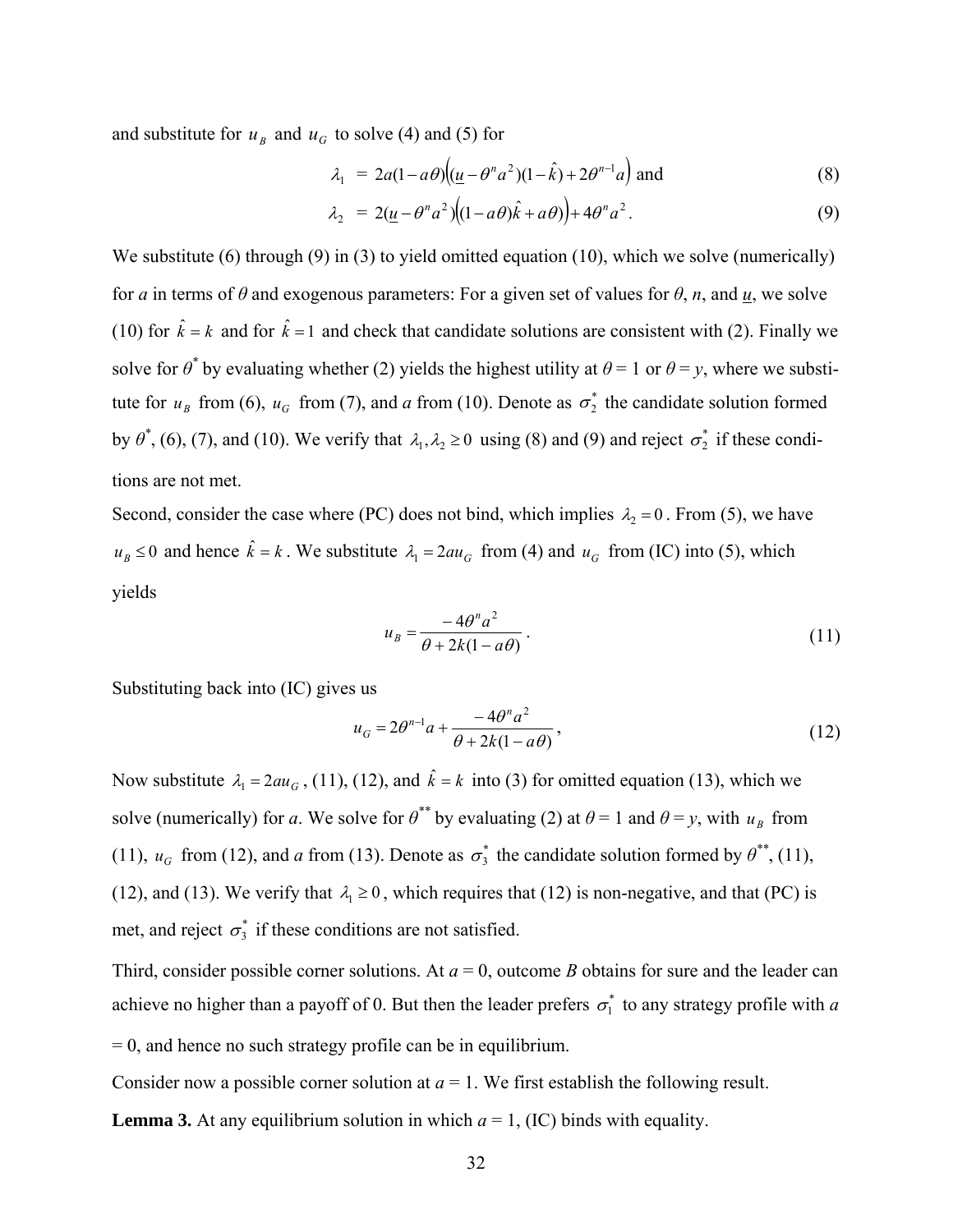and substitute for $u_B$ and $u_G$ to solve (4) and (5) for

$$\lambda_1 = 2a(1-a\theta)\left((\underline{u}-\theta^n a^2)(1-\hat{k})+2\theta^{n-1}a\right) \text{ and} \tag{8}$$

$$\lambda_2 = 2(\underline{u}-\theta^n a^2)\left((1-a\theta)\hat{k}+a\theta\right)+4\theta^n a^2. \tag{9}$$

We substitute (6) through (9) in (3) to yield omitted equation (10), which we solve (numerically) for *a* in terms of *θ* and exogenous parameters: For a given set of values for *θ*, *n*, and $\underline{u}$, we solve (10) for $\hat{k}=k$ and for $\hat{k}=1$ and check that candidate solutions are consistent with (2). Finally we solve for $\theta^*$ by evaluating whether (2) yields the highest utility at *θ* = 1 or *θ* = *y*, where we substitute for $u_B$ from (6), $u_G$ from (7), and *a* from (10). Denote as $\sigma_2^*$ the candidate solution formed by $\theta^*$, (6), (7), and (10). We verify that $\lambda_1, \lambda_2 \geq 0$ using (8) and (9) and reject $\sigma_2^*$ if these conditions are not met.

Second, consider the case where (PC) does not bind, which implies $\lambda_2 = 0$. From (5), we have $u_B \leq 0$ and hence $\hat{k}=k$. We substitute $\lambda_1 = 2au_G$ from (4) and $u_G$ from (IC) into (5), which yields

$$u_B = \frac{-4\theta^n a^2}{\theta + 2k(1-a\theta)}. \tag{11}$$

Substituting back into (IC) gives us

$$u_G = 2\theta^{n-1}a + \frac{-4\theta^n a^2}{\theta + 2k(1-a\theta)}, \tag{12}$$

Now substitute $\lambda_1 = 2au_G$, (11), (12), and $\hat{k}=k$ into (3) for omitted equation (13), which we solve (numerically) for *a*. We solve for $\theta^{**}$ by evaluating (2) at *θ* = 1 and *θ* = *y*, with $u_B$ from (11), $u_G$ from (12), and *a* from (13). Denote as $\sigma_3^*$ the candidate solution formed by $\theta^{**}$, (11), (12), and (13). We verify that $\lambda_1 \geq 0$, which requires that (12) is non-negative, and that (PC) is met, and reject $\sigma_3^*$ if these conditions are not satisfied.

Third, consider possible corner solutions. At *a* = 0, outcome *B* obtains for sure and the leader can achieve no higher than a payoff of 0. But then the leader prefers $\sigma_1^*$ to any strategy profile with *a* = 0, and hence no such strategy profile can be in equilibrium.

Consider now a possible corner solution at *a* = 1. We first establish the following result.

**Lemma 3.** At any equilibrium solution in which *a* = 1, (IC) binds with equality.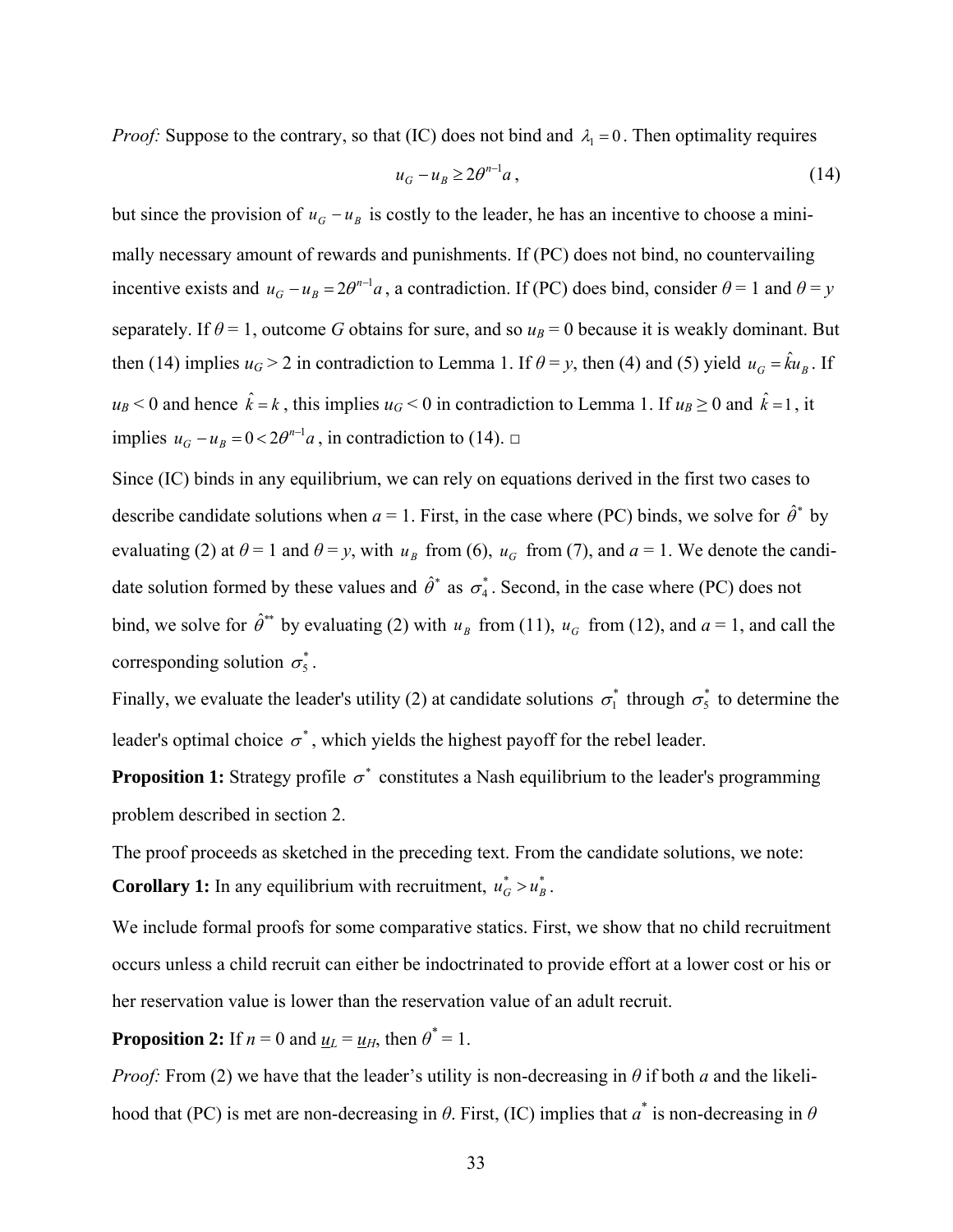*Proof:* Suppose to the contrary, so that (IC) does not bind and $\lambda_1 = 0$. Then optimality requires

$$u_G - u_B \geq 2\theta^{n-1}a\,, \tag{14}$$

but since the provision of $u_G - u_B$ is costly to the leader, he has an incentive to choose a minimally necessary amount of rewards and punishments. If (PC) does not bind, no countervailing incentive exists and $u_G - u_B = 2\theta^{n-1}a$, a contradiction. If (PC) does bind, consider $\theta = 1$ and $\theta = y$ separately. If $\theta = 1$, outcome $G$ obtains for sure, and so $u_B = 0$ because it is weakly dominant. But then (14) implies $u_G > 2$ in contradiction to Lemma 1. If $\theta = y$, then (4) and (5) yield $u_G = \hat{k}u_B$. If $u_B < 0$ and hence $\hat{k} = k$, this implies $u_G < 0$ in contradiction to Lemma 1. If $u_B \geq 0$ and $\hat{k} = 1$, it implies $u_G - u_B = 0 < 2\theta^{n-1}a$, in contradiction to (14). □

Since (IC) binds in any equilibrium, we can rely on equations derived in the first two cases to describe candidate solutions when $a = 1$. First, in the case where (PC) binds, we solve for $\hat{\theta}^*$ by evaluating (2) at $\theta = 1$ and $\theta = y$, with $u_B$ from (6), $u_G$ from (7), and $a = 1$. We denote the candidate solution formed by these values and $\hat{\theta}^*$ as $\sigma_4^*$. Second, in the case where (PC) does not bind, we solve for $\hat{\theta}^{**}$ by evaluating (2) with $u_B$ from (11), $u_G$ from (12), and $a = 1$, and call the corresponding solution $\sigma_5^*$.

Finally, we evaluate the leader's utility (2) at candidate solutions $\sigma_1^*$ through $\sigma_5^*$ to determine the leader's optimal choice $\sigma^*$, which yields the highest payoff for the rebel leader.

**Proposition 1:** Strategy profile $\sigma^*$ constitutes a Nash equilibrium to the leader's programming problem described in section 2.

The proof proceeds as sketched in the preceding text. From the candidate solutions, we note:

**Corollary 1:** In any equilibrium with recruitment, $u_G^* > u_B^*$.

We include formal proofs for some comparative statics. First, we show that no child recruitment occurs unless a child recruit can either be indoctrinated to provide effort at a lower cost or his or her reservation value is lower than the reservation value of an adult recruit.

**Proposition 2:** If $n = 0$ and $\underline{u}_L = \underline{u}_H$, then $\theta^* = 1$.

*Proof:* From (2) we have that the leader's utility is non-decreasing in $\theta$ if both $a$ and the likelihood that (PC) is met are non-decreasing in $\theta$. First, (IC) implies that $a^*$ is non-decreasing in $\theta$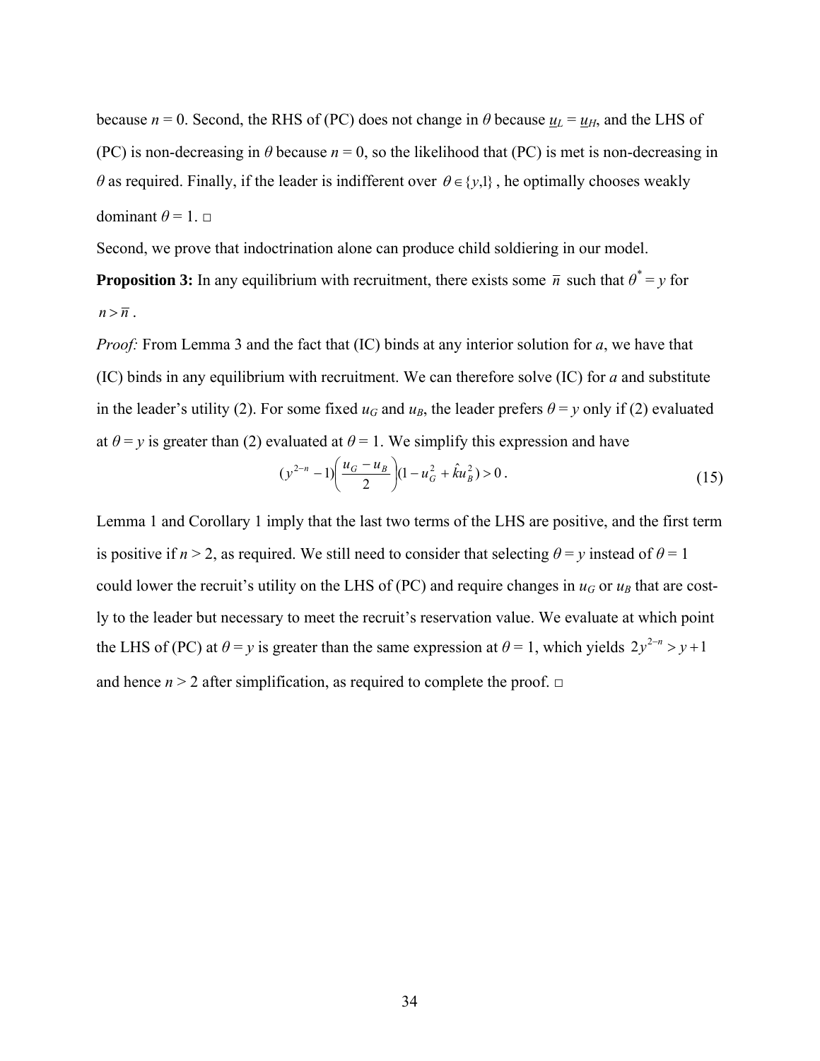because $n = 0$. Second, the RHS of (PC) does not change in $\theta$ because $\underline{u}_L = \underline{u}_H$, and the LHS of (PC) is non-decreasing in $\theta$ because $n = 0$, so the likelihood that (PC) is met is non-decreasing in $\theta$ as required. Finally, if the leader is indifferent over $\theta \in \{y,1\}$, he optimally chooses weakly dominant $\theta = 1$. □

Second, we prove that indoctrination alone can produce child soldiering in our model.

**Proposition 3:** In any equilibrium with recruitment, there exists some $\bar{n}$ such that $\theta^* = y$ for $n > \bar{n}$.

*Proof:* From Lemma 3 and the fact that (IC) binds at any interior solution for *a*, we have that (IC) binds in any equilibrium with recruitment. We can therefore solve (IC) for *a* and substitute in the leader's utility (2). For some fixed $u_G$ and $u_B$, the leader prefers $\theta = y$ only if (2) evaluated at $\theta = y$ is greater than (2) evaluated at $\theta = 1$. We simplify this expression and have

$$(y^{2-n} - 1)\left(\frac{u_G - u_B}{2}\right)(1 - u_G^2 + \hat{k}u_B^2) > 0\,. \tag{15}$$

Lemma 1 and Corollary 1 imply that the last two terms of the LHS are positive, and the first term is positive if $n > 2$, as required. We still need to consider that selecting $\theta = y$ instead of $\theta = 1$ could lower the recruit's utility on the LHS of (PC) and require changes in $u_G$ or $u_B$ that are costly to the leader but necessary to meet the recruit's reservation value. We evaluate at which point the LHS of (PC) at $\theta = y$ is greater than the same expression at $\theta = 1$, which yields $2y^{2-n} > y + 1$ and hence $n > 2$ after simplification, as required to complete the proof. □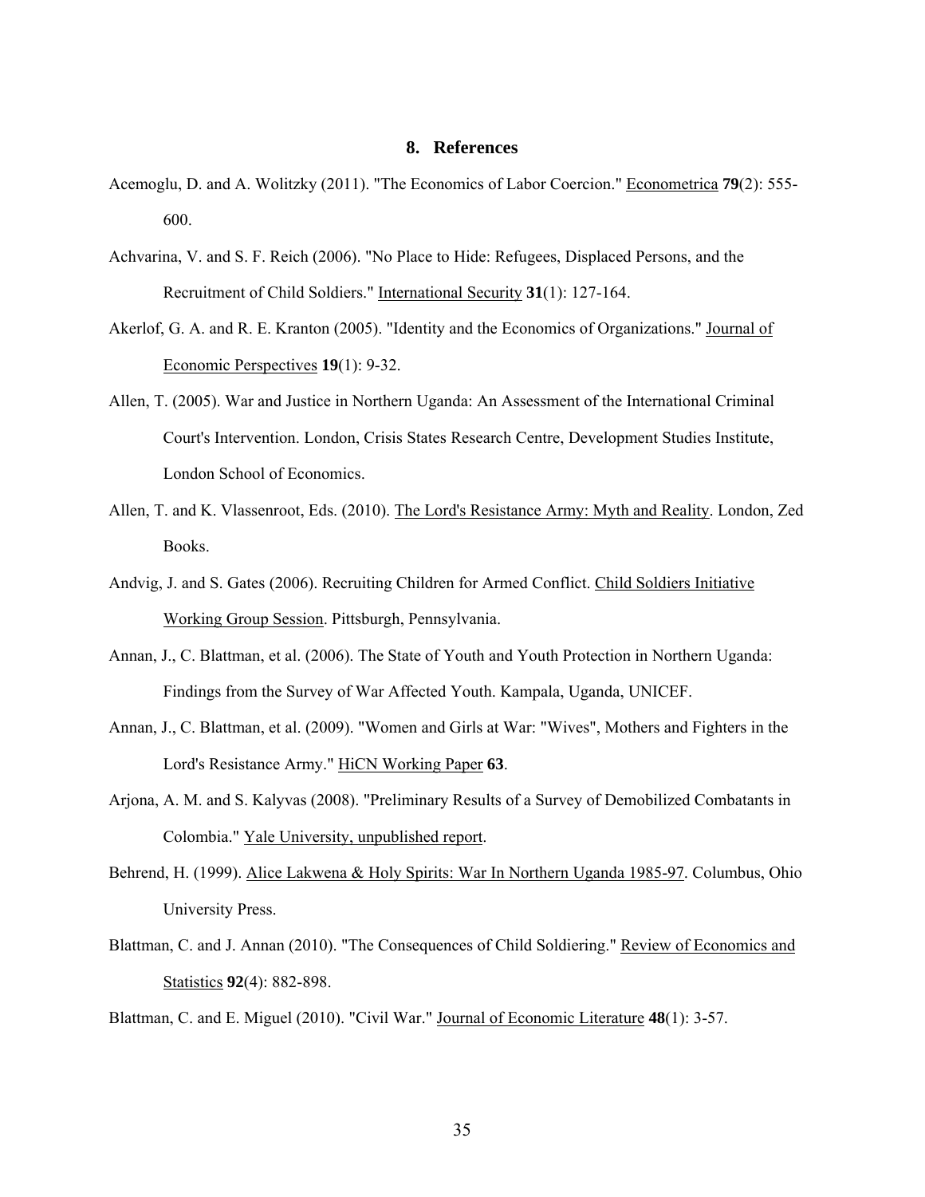## 8. References

Acemoglu, D. and A. Wolitzky (2011). "The Economics of Labor Coercion." Econometrica **79**(2): 555-600.

Achvarina, V. and S. F. Reich (2006). "No Place to Hide: Refugees, Displaced Persons, and the Recruitment of Child Soldiers." International Security **31**(1): 127-164.

Akerlof, G. A. and R. E. Kranton (2005). "Identity and the Economics of Organizations." Journal of Economic Perspectives **19**(1): 9-32.

Allen, T. (2005). War and Justice in Northern Uganda: An Assessment of the International Criminal Court's Intervention. London, Crisis States Research Centre, Development Studies Institute, London School of Economics.

Allen, T. and K. Vlassenroot, Eds. (2010). The Lord's Resistance Army: Myth and Reality. London, Zed Books.

Andvig, J. and S. Gates (2006). Recruiting Children for Armed Conflict. Child Soldiers Initiative Working Group Session. Pittsburgh, Pennsylvania.

Annan, J., C. Blattman, et al. (2006). The State of Youth and Youth Protection in Northern Uganda: Findings from the Survey of War Affected Youth. Kampala, Uganda, UNICEF.

Annan, J., C. Blattman, et al. (2009). "Women and Girls at War: "Wives", Mothers and Fighters in the Lord's Resistance Army." HiCN Working Paper **63**.

Arjona, A. M. and S. Kalyvas (2008). "Preliminary Results of a Survey of Demobilized Combatants in Colombia." Yale University, unpublished report.

Behrend, H. (1999). Alice Lakwena & Holy Spirits: War In Northern Uganda 1985-97. Columbus, Ohio University Press.

Blattman, C. and J. Annan (2010). "The Consequences of Child Soldiering." Review of Economics and Statistics **92**(4): 882-898.

Blattman, C. and E. Miguel (2010). "Civil War." Journal of Economic Literature **48**(1): 3-57.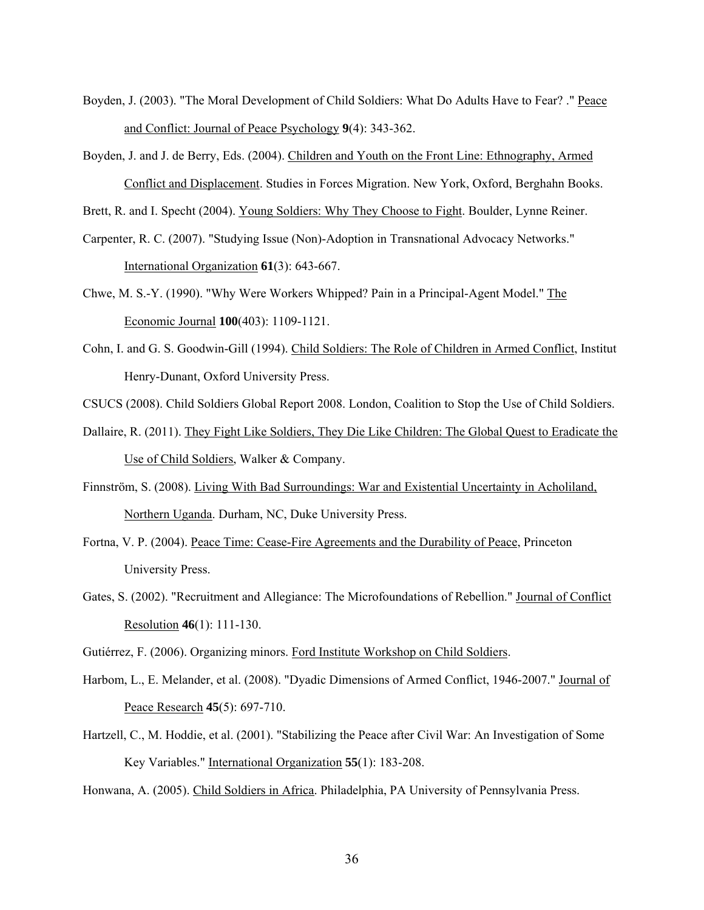Boyden, J. (2003). "The Moral Development of Child Soldiers: What Do Adults Have to Fear? ." Peace and Conflict: Journal of Peace Psychology **9**(4): 343-362.

Boyden, J. and J. de Berry, Eds. (2004). Children and Youth on the Front Line: Ethnography, Armed Conflict and Displacement. Studies in Forces Migration. New York, Oxford, Berghahn Books.

Brett, R. and I. Specht (2004). Young Soldiers: Why They Choose to Fight. Boulder, Lynne Reiner.

Carpenter, R. C. (2007). "Studying Issue (Non)-Adoption in Transnational Advocacy Networks." International Organization **61**(3): 643-667.

Chwe, M. S.-Y. (1990). "Why Were Workers Whipped? Pain in a Principal-Agent Model." The Economic Journal **100**(403): 1109-1121.

Cohn, I. and G. S. Goodwin-Gill (1994). Child Soldiers: The Role of Children in Armed Conflict, Institut Henry-Dunant, Oxford University Press.

CSUCS (2008). Child Soldiers Global Report 2008. London, Coalition to Stop the Use of Child Soldiers.

Dallaire, R. (2011). They Fight Like Soldiers, They Die Like Children: The Global Quest to Eradicate the Use of Child Soldiers, Walker & Company.

Finnström, S. (2008). Living With Bad Surroundings: War and Existential Uncertainty in Acholiland, Northern Uganda. Durham, NC, Duke University Press.

Fortna, V. P. (2004). Peace Time: Cease-Fire Agreements and the Durability of Peace, Princeton University Press.

Gates, S. (2002). "Recruitment and Allegiance: The Microfoundations of Rebellion." Journal of Conflict Resolution **46**(1): 111-130.

Gutiérrez, F. (2006). Organizing minors. Ford Institute Workshop on Child Soldiers.

Harbom, L., E. Melander, et al. (2008). "Dyadic Dimensions of Armed Conflict, 1946-2007." Journal of Peace Research **45**(5): 697-710.

Hartzell, C., M. Hoddie, et al. (2001). "Stabilizing the Peace after Civil War: An Investigation of Some Key Variables." International Organization **55**(1): 183-208.

Honwana, A. (2005). Child Soldiers in Africa. Philadelphia, PA University of Pennsylvania Press.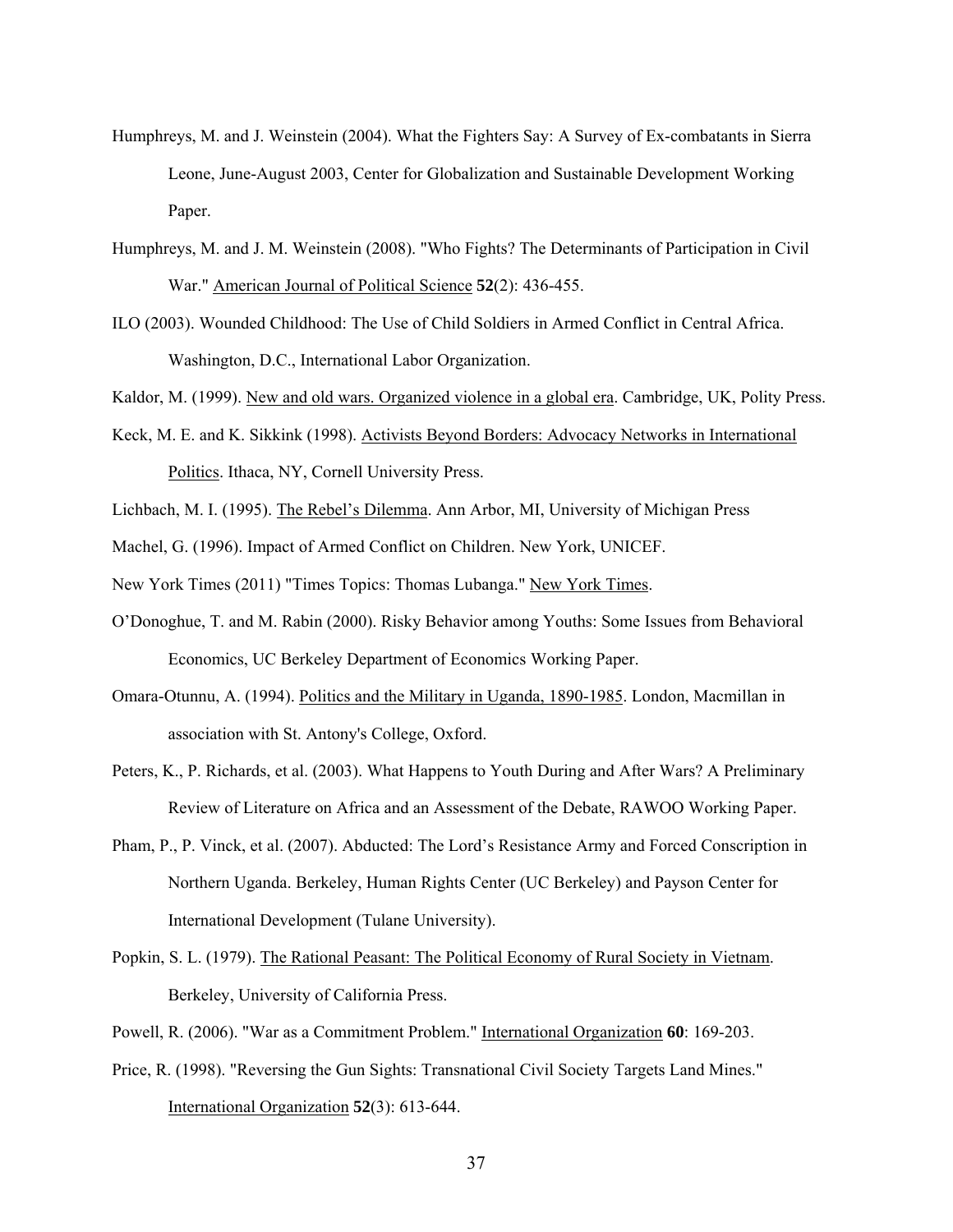Humphreys, M. and J. Weinstein (2004). What the Fighters Say: A Survey of Ex-combatants in Sierra Leone, June-August 2003, Center for Globalization and Sustainable Development Working Paper.

Humphreys, M. and J. M. Weinstein (2008). "Who Fights? The Determinants of Participation in Civil War." American Journal of Political Science **52**(2): 436-455.

ILO (2003). Wounded Childhood: The Use of Child Soldiers in Armed Conflict in Central Africa. Washington, D.C., International Labor Organization.

Kaldor, M. (1999). New and old wars. Organized violence in a global era. Cambridge, UK, Polity Press.

Keck, M. E. and K. Sikkink (1998). Activists Beyond Borders: Advocacy Networks in International Politics. Ithaca, NY, Cornell University Press.

Lichbach, M. I. (1995). The Rebel's Dilemma. Ann Arbor, MI, University of Michigan Press

Machel, G. (1996). Impact of Armed Conflict on Children. New York, UNICEF.

New York Times (2011) "Times Topics: Thomas Lubanga." New York Times.

O'Donoghue, T. and M. Rabin (2000). Risky Behavior among Youths: Some Issues from Behavioral Economics, UC Berkeley Department of Economics Working Paper.

Omara-Otunnu, A. (1994). Politics and the Military in Uganda, 1890-1985. London, Macmillan in association with St. Antony's College, Oxford.

Peters, K., P. Richards, et al. (2003). What Happens to Youth During and After Wars? A Preliminary Review of Literature on Africa and an Assessment of the Debate, RAWOO Working Paper.

Pham, P., P. Vinck, et al. (2007). Abducted: The Lord's Resistance Army and Forced Conscription in Northern Uganda. Berkeley, Human Rights Center (UC Berkeley) and Payson Center for International Development (Tulane University).

Popkin, S. L. (1979). The Rational Peasant: The Political Economy of Rural Society in Vietnam. Berkeley, University of California Press.

Powell, R. (2006). "War as a Commitment Problem." International Organization **60**: 169-203.

Price, R. (1998). "Reversing the Gun Sights: Transnational Civil Society Targets Land Mines." International Organization **52**(3): 613-644.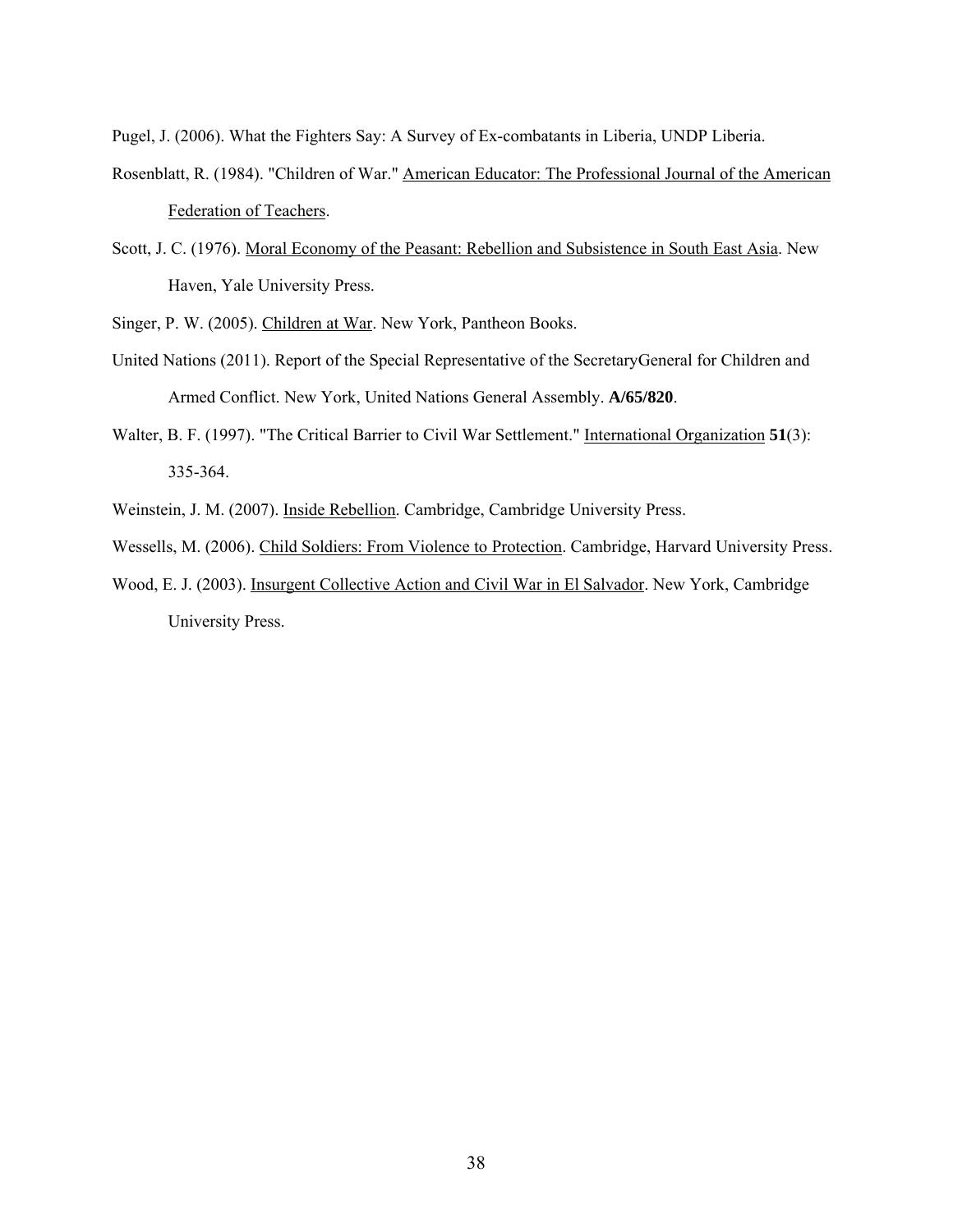Pugel, J. (2006). What the Fighters Say: A Survey of Ex-combatants in Liberia, UNDP Liberia.

Rosenblatt, R. (1984). "Children of War." American Educator: The Professional Journal of the American Federation of Teachers.

Scott, J. C. (1976). Moral Economy of the Peasant: Rebellion and Subsistence in South East Asia. New Haven, Yale University Press.

Singer, P. W. (2005). Children at War. New York, Pantheon Books.

United Nations (2011). Report of the Special Representative of the SecretaryGeneral for Children and Armed Conflict. New York, United Nations General Assembly. **A/65/820**.

Walter, B. F. (1997). "The Critical Barrier to Civil War Settlement." International Organization **51**(3): 335-364.

Weinstein, J. M. (2007). Inside Rebellion. Cambridge, Cambridge University Press.

Wessells, M. (2006). Child Soldiers: From Violence to Protection. Cambridge, Harvard University Press.

Wood, E. J. (2003). Insurgent Collective Action and Civil War in El Salvador. New York, Cambridge University Press.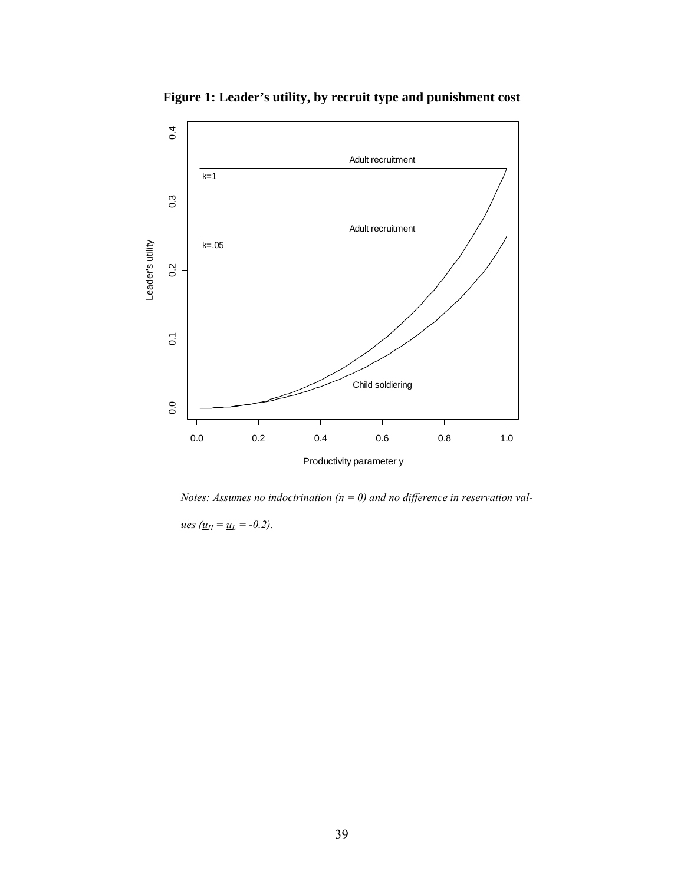**Figure 1: Leader's utility, by recruit type and punishment cost**

*Notes: Assumes no indoctrination ($n = 0$) and no difference in reservation values ($\underline{u}_H = \underline{u}_L = -0.2$).*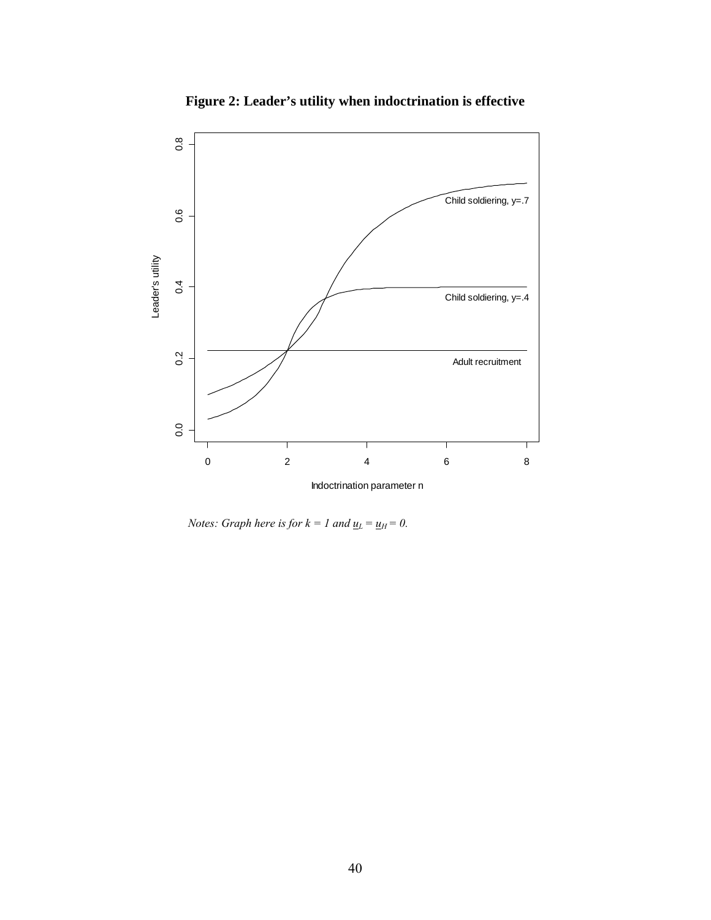**Figure 2: Leader's utility when indoctrination is effective**

*Notes: Graph here is for k = 1 and $\underline{u}_L = \underline{u}_H = 0$.*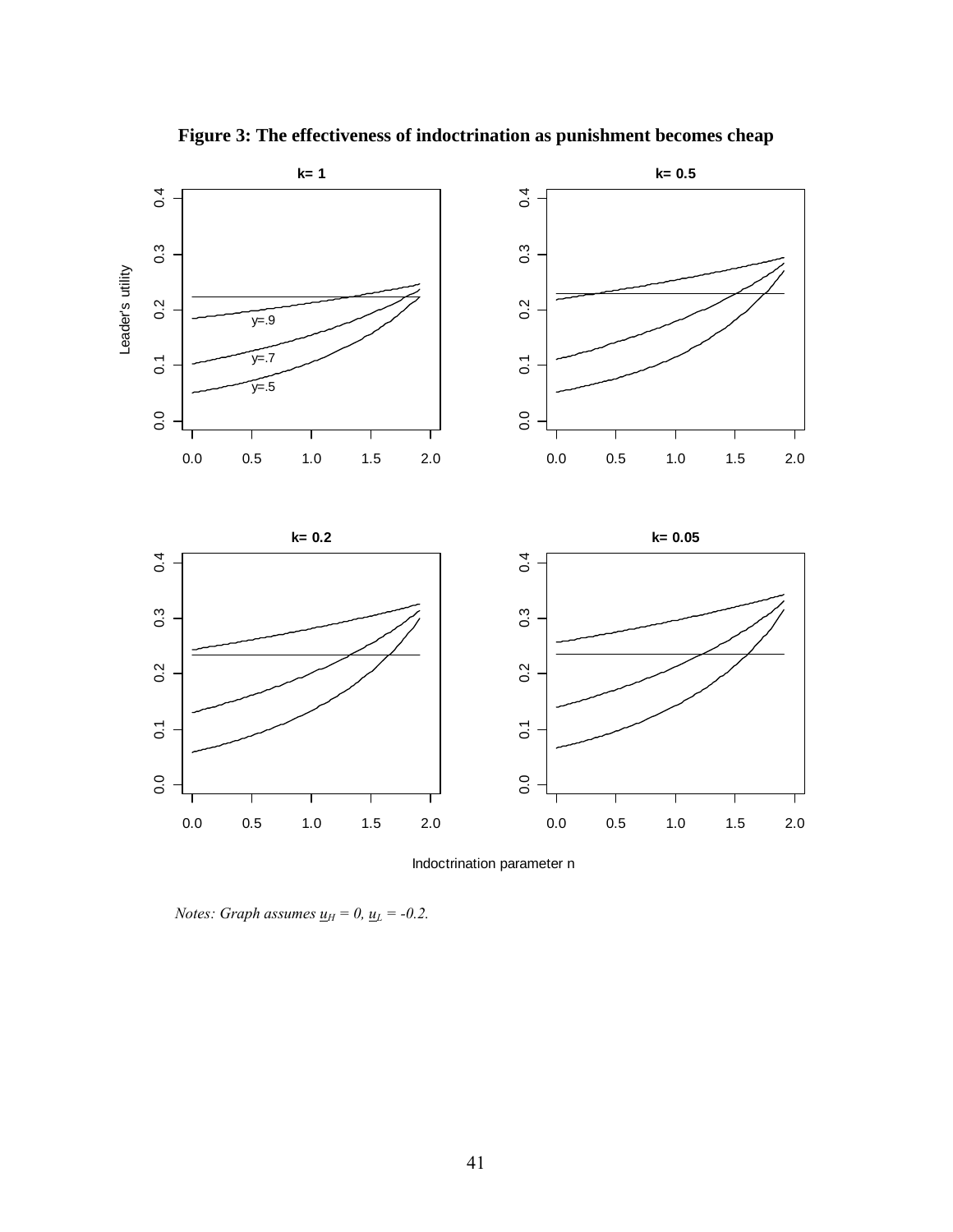**Figure 3: The effectiveness of indoctrination as punishment becomes cheap**

*Notes: Graph assumes $\underline{u}_H = 0$, $\underline{u}_L = -0.2$.*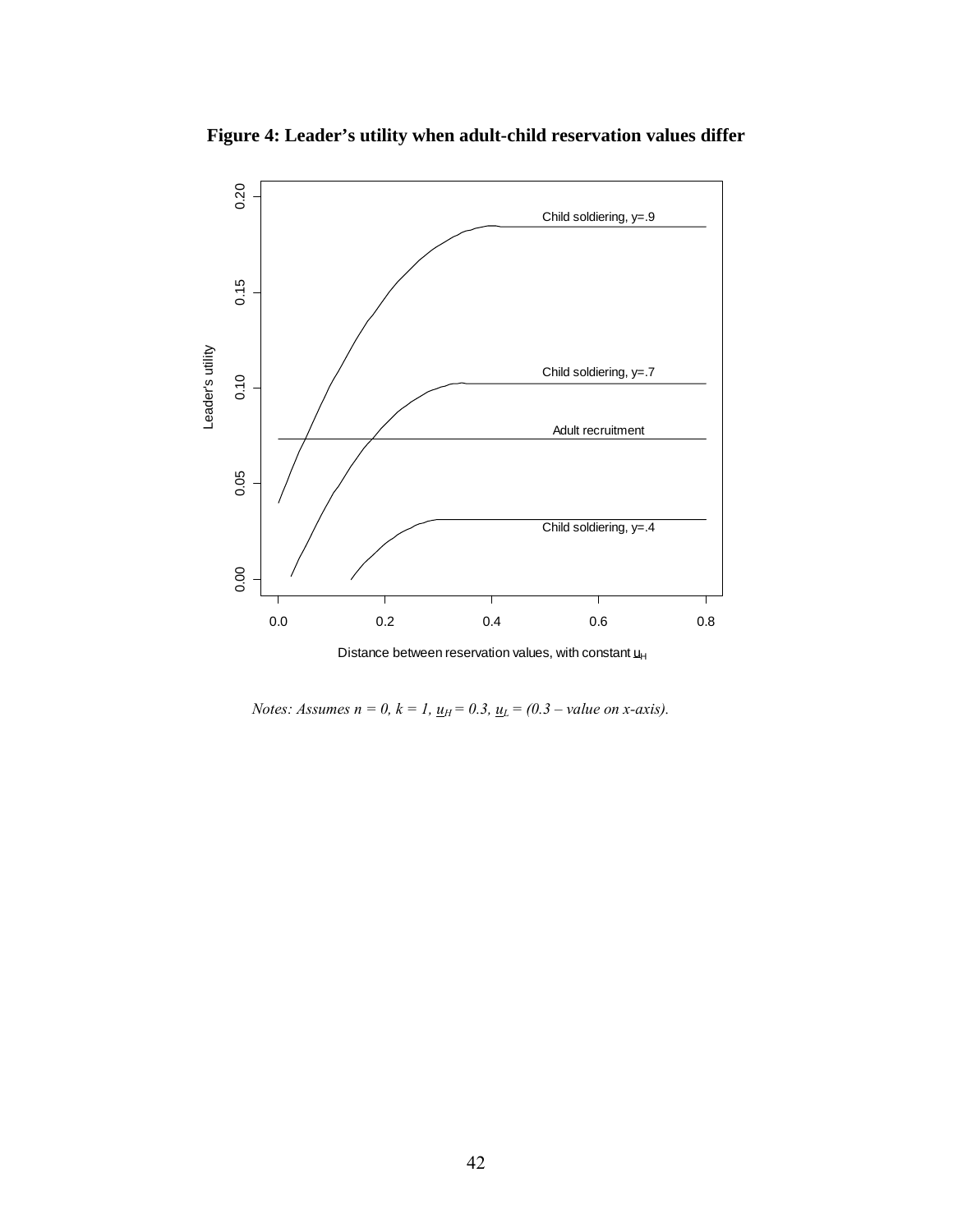**Figure 4: Leader's utility when adult-child reservation values differ**

*Notes: Assumes n = 0, k = 1,* $\underline{u}_H = 0.3$*,* $\underline{u}_L = (0.3 - \text{value on x-axis})$*.*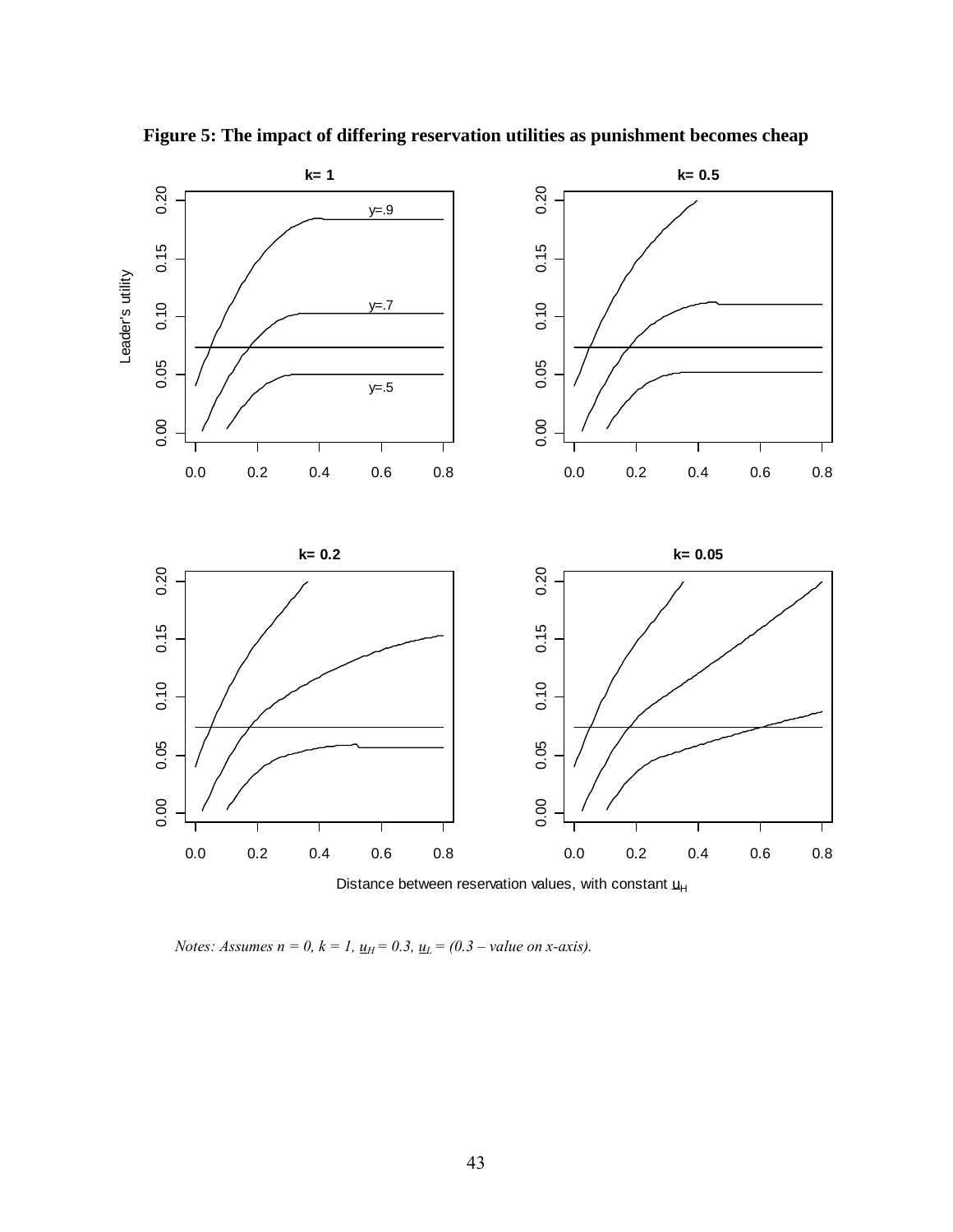**Figure 5: The impact of differing reservation utilities as punishment becomes cheap**

*Notes: Assumes n = 0, k = 1, $\underline{u}_H$ = 0.3, $\underline{u}_L$ = (0.3 – value on x-axis).*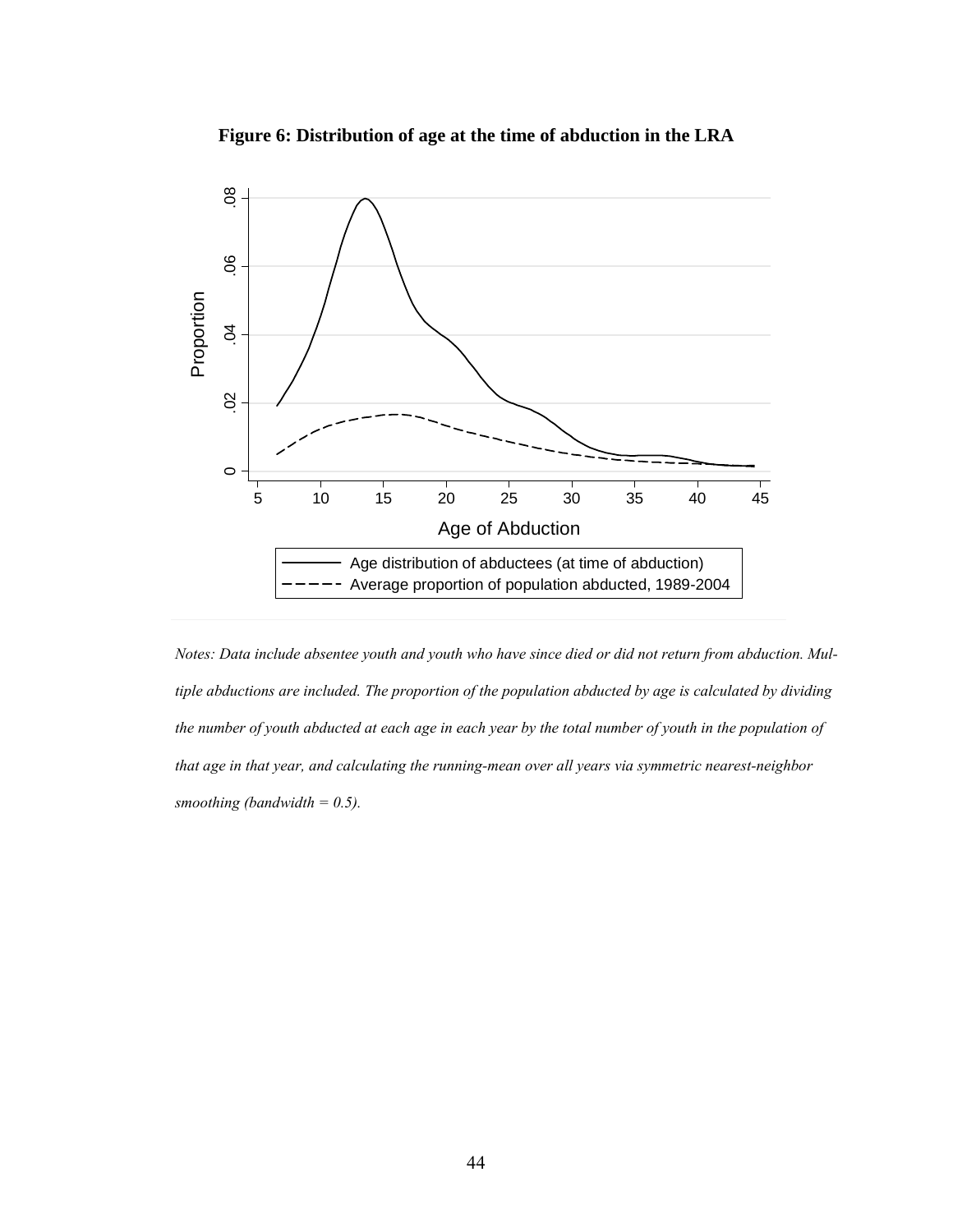**Figure 6: Distribution of age at the time of abduction in the LRA**

*Notes: Data include absentee youth and youth who have since died or did not return from abduction. Multiple abductions are included. The proportion of the population abducted by age is calculated by dividing the number of youth abducted at each age in each year by the total number of youth in the population of that age in that year, and calculating the running-mean over all years via symmetric nearest-neighbor smoothing (bandwidth = 0.5).*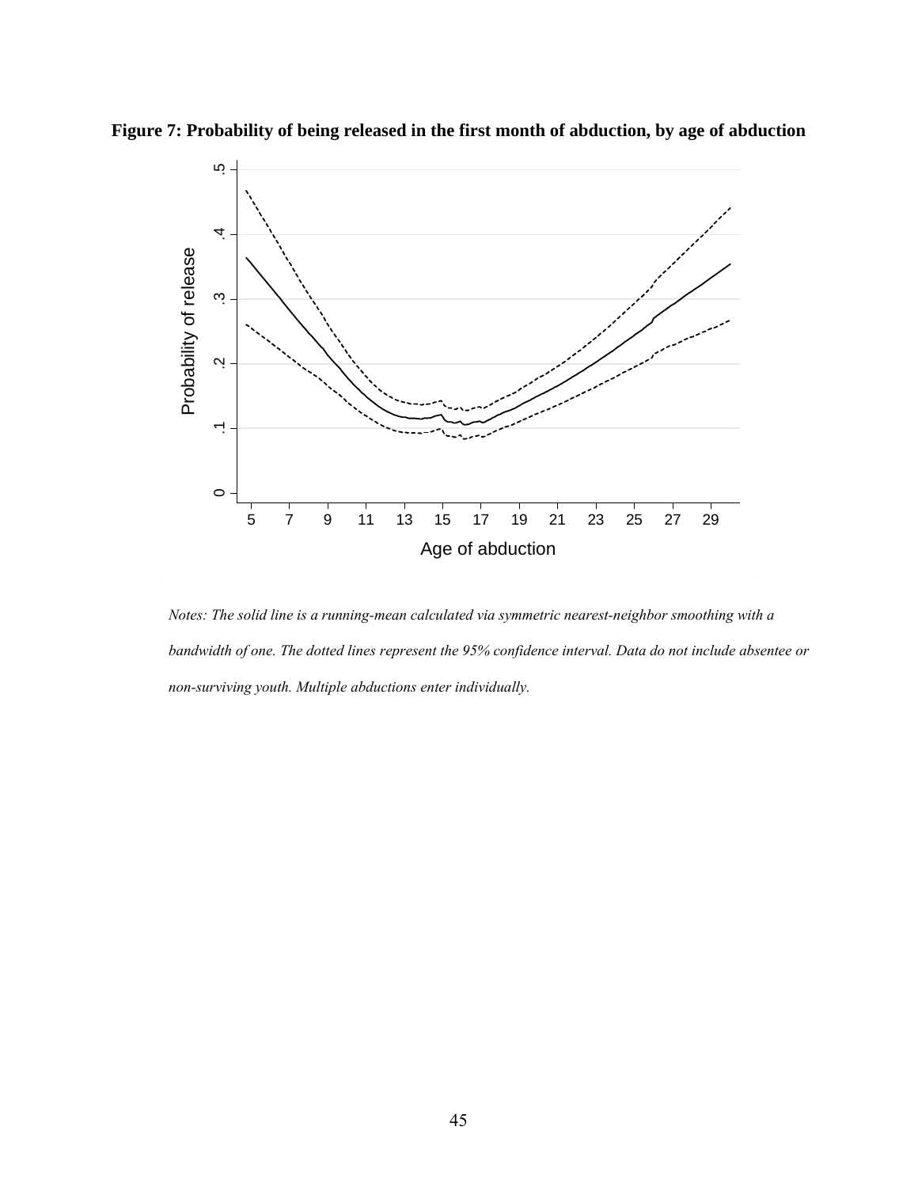**Figure 7: Probability of being released in the first month of abduction, by age of abduction**

*Notes: The solid line is a running-mean calculated via symmetric nearest-neighbor smoothing with a bandwidth of one. The dotted lines represent the 95% confidence interval. Data do not include absentee or non-surviving youth. Multiple abductions enter individually.*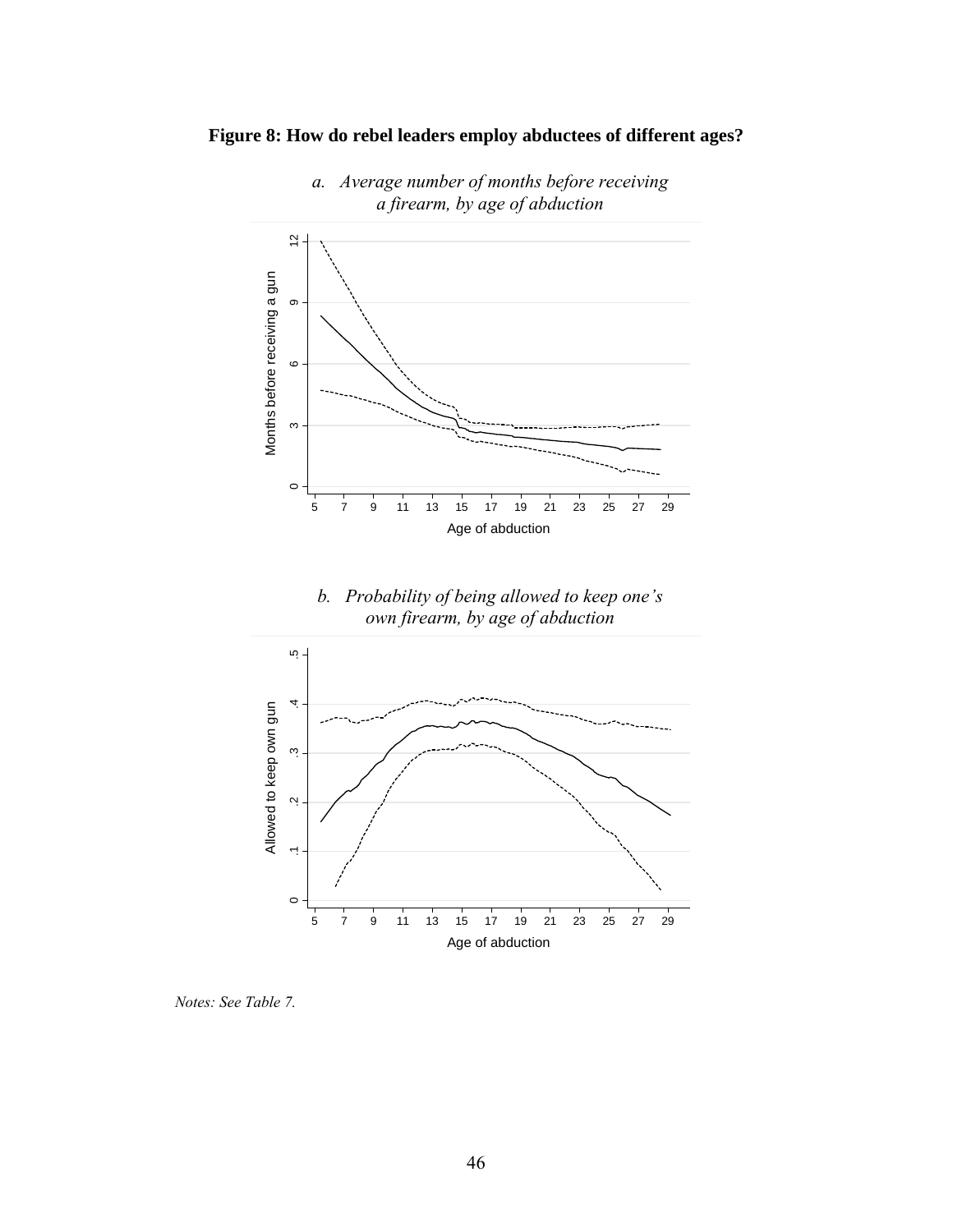**Figure 8: How do rebel leaders employ abductees of different ages?**

*a. Average number of months before receiving a firearm, by age of abduction*

*b. Probability of being allowed to keep one's own firearm, by age of abduction*

*Notes: See Table 7.*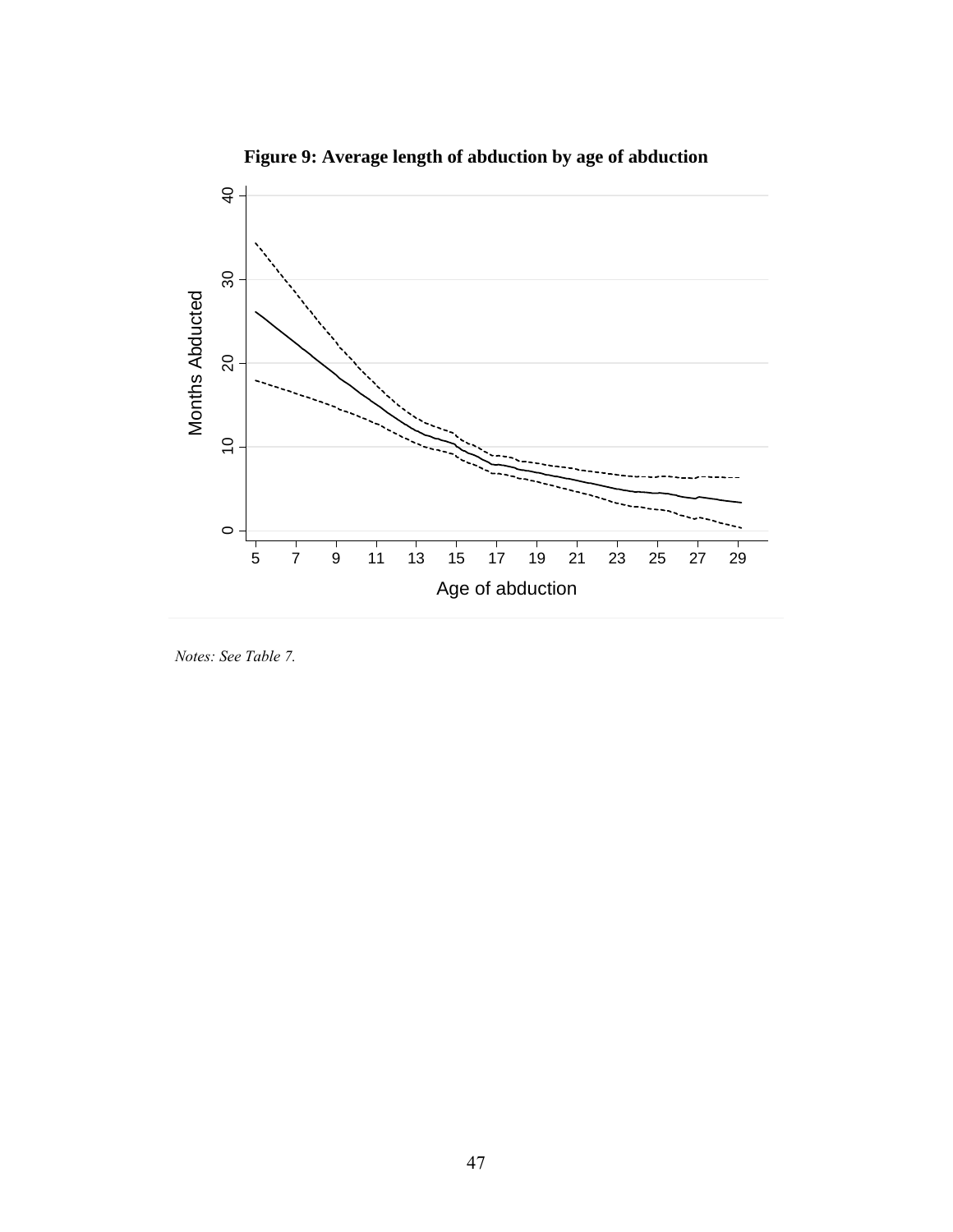**Figure 9: Average length of abduction by age of abduction**

*Notes: See Table 7.*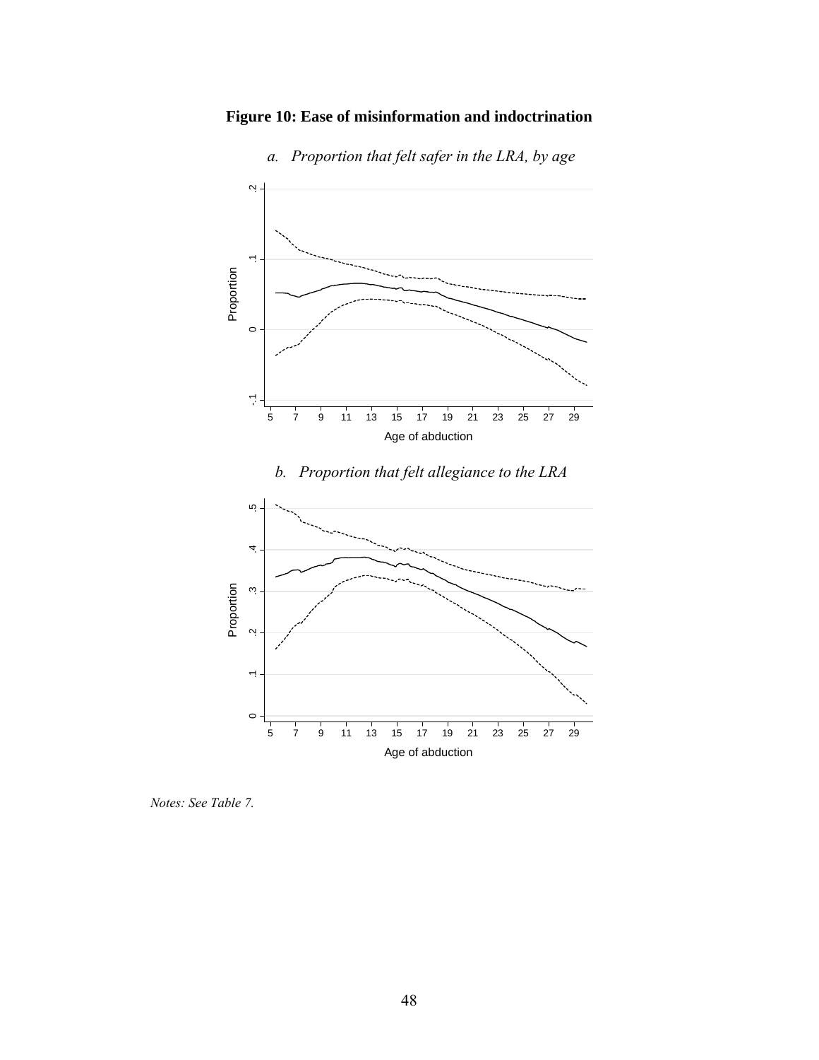**Figure 10: Ease of misinformation and indoctrination**

*a. Proportion that felt safer in the LRA, by age*

*b. Proportion that felt allegiance to the LRA*

*Notes: See Table 7.*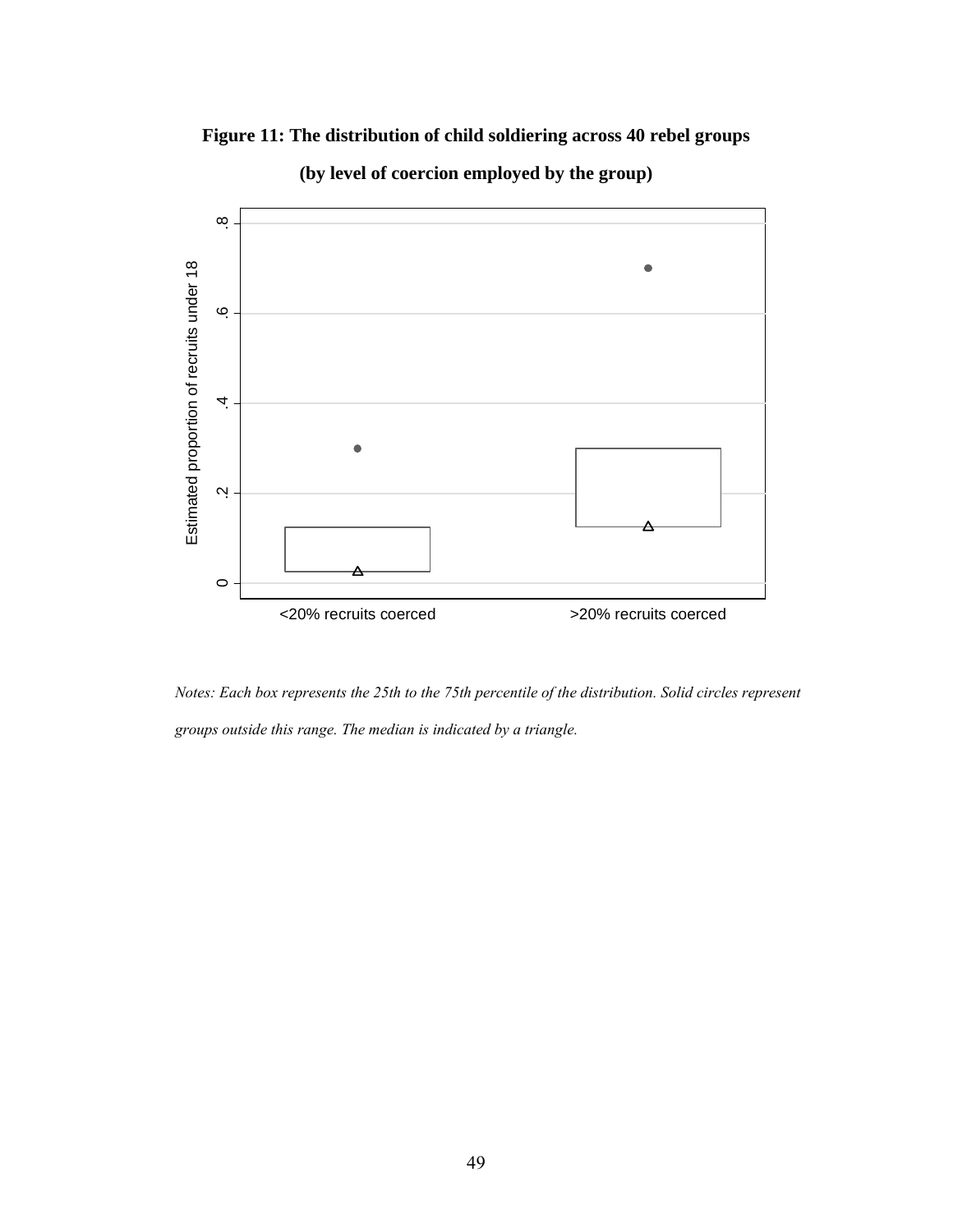**Figure 11: The distribution of child soldiering across 40 rebel groups**

**(by level of coercion employed by the group)**

*Notes: Each box represents the 25th to the 75th percentile of the distribution. Solid circles represent groups outside this range. The median is indicated by a triangle.*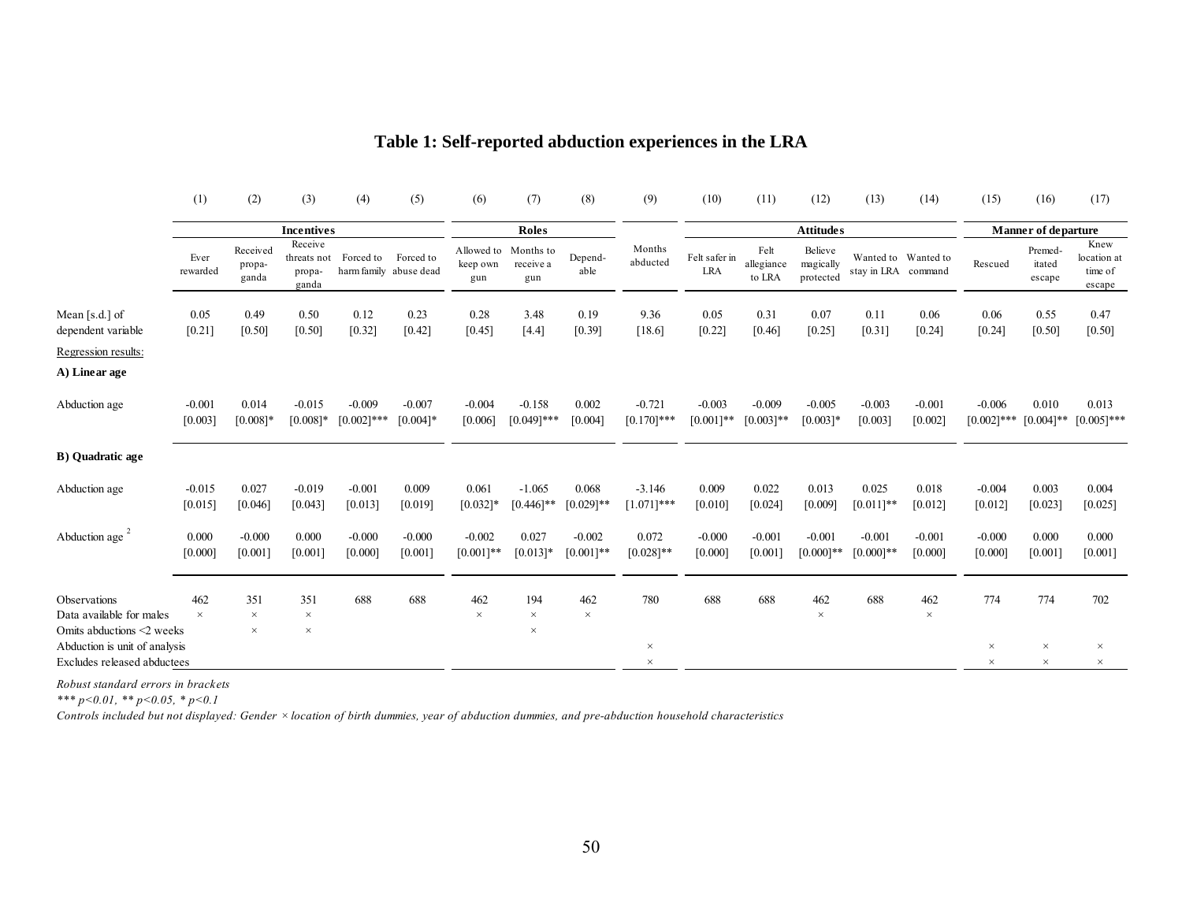# Table 1: Self-reported abduction experiences in the LRA

| | (1) | (2) | (3) | (4) | (5) | (6) | (7) | (8) | (9) | (10) | (11) | (12) | (13) | (14) | (15) | (16) | (17) |
|---|---|---|---|---|---|---|---|---|---|---|---|---|---|---|---|---|---|
| | Incentives | | | | | Roles | | | | Attitudes | | | | | Manner of departure | | |
| | Ever rewarded | Received propaganda | Receive threats not propaganda | Forced to harm family | Forced to abuse dead | Allowed to keep own gun | Months to receive a gun | Dependable | Months abducted | Felt safer in LRA | Felt allegiance to LRA | Believe magically protected | Wanted to stay in LRA | Wanted to command | Rescued | Premeditated escape | Knew location at time of escape |
| Mean [s.d.] of dependent variable | 0.05 | 0.49 | 0.50 | 0.12 | 0.23 | 0.28 | 3.48 | 0.19 | 9.36 | 0.05 | 0.31 | 0.07 | 0.11 | 0.06 | 0.06 | 0.55 | 0.47 |
| | [0.21] | [0.50] | [0.50] | [0.32] | [0.42] | [0.45] | [4.4] | [0.39] | [18.6] | [0.22] | [0.46] | [0.25] | [0.31] | [0.24] | [0.24] | [0.50] | [0.50] |
| Regression results: | | | | | | | | | | | | | | | | | |
| **A) Linear age** | | | | | | | | | | | | | | | | | |
| Abduction age | -0.001 | 0.014 | -0.015 | -0.009 | -0.007 | -0.004 | -0.158 | 0.002 | -0.721 | -0.003 | -0.009 | -0.005 | -0.003 | -0.001 | -0.006 | 0.010 | 0.013 |
| | [0.003] | [0.008]* | [0.008]* | [0.002]*** | [0.004]* | [0.006] | [0.049]*** | [0.004] | [0.170]*** | [0.001]** | [0.003]** | [0.003]* | [0.003] | [0.002] | [0.002]*** | [0.004]** | [0.005]*** |
| **B) Quadratic age** | | | | | | | | | | | | | | | | | |
| Abduction age | -0.015 | 0.027 | -0.019 | -0.001 | 0.009 | 0.061 | -1.065 | 0.068 | -3.146 | 0.009 | 0.022 | 0.013 | 0.025 | 0.018 | -0.004 | 0.003 | 0.004 |
| | [0.015] | [0.046] | [0.043] | [0.013] | [0.019] | [0.032]* | [0.446]** | [0.029]** | [1.071]*** | [0.010] | [0.024] | [0.009] | [0.011]** | [0.012] | [0.012] | [0.023] | [0.025] |
| Abduction age $^2$ | 0.000 | -0.000 | 0.000 | -0.000 | -0.000 | -0.002 | 0.027 | -0.002 | 0.072 | -0.000 | -0.001 | -0.001 | -0.001 | -0.001 | -0.000 | 0.000 | 0.000 |
| | [0.000] | [0.001] | [0.001] | [0.000] | [0.001] | [0.001]** | [0.013]* | [0.001]** | [0.028]** | [0.000] | [0.001] | [0.000]** | [0.000]** | [0.000] | [0.000] | [0.001] | [0.001] |
| Observations | 462 | 351 | 351 | 688 | 688 | 462 | 194 | 462 | 780 | 688 | 688 | 462 | 688 | 462 | 774 | 774 | 702 |
| Data available for males | × | × | × | | | × | × | × | | | | × | | × | | | |
| Omits abductions <2 weeks | | × | × | | | | × | | | | | | | | | | |
| Abduction is unit of analysis | | | | | | | | | × | | | | | | × | × | × |
| Excludes released abductees | | | | | | | | | × | | | | | | × | × | × |

*Robust standard errors in brackets*

*\*\*\* p<0.01, \*\* p<0.05, \* p<0.1*

*Controls included but not displayed: Gender × location of birth dummies, year of abduction dummies, and pre-abduction household characteristics*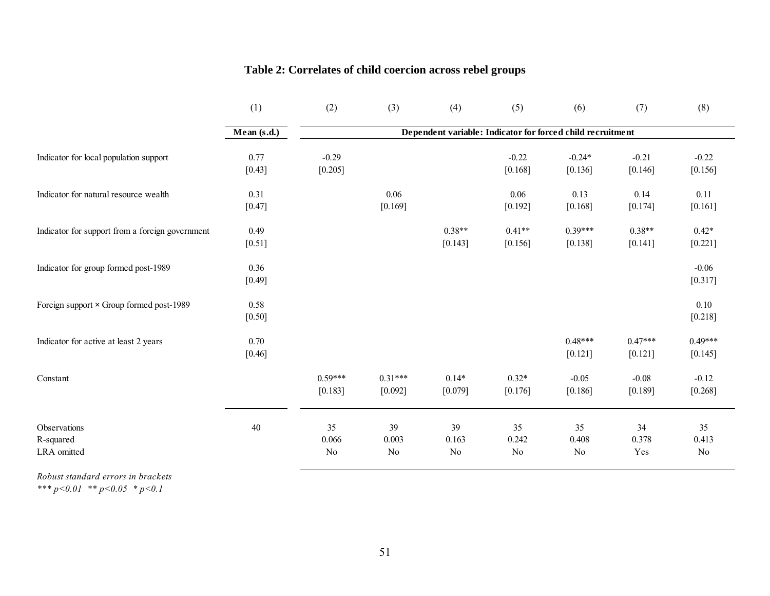## Table 2: Correlates of child coercion across rebel groups

| | (1) | (2) | (3) | (4) | (5) | (6) | (7) | (8) |
|---|---|---|---|---|---|---|---|---|
| | Mean (s.d.) | Dependent variable: Indicator for forced child recruitment | | | | | | |
| Indicator for local population support | 0.77 | -0.29 | | | -0.22 | -0.24* | -0.21 | -0.22 |
| | [0.43] | [0.205] | | | [0.168] | [0.136] | [0.146] | [0.156] |
| Indicator for natural resource wealth | 0.31 | | 0.06 | | 0.06 | 0.13 | 0.14 | 0.11 |
| | [0.47] | | [0.169] | | [0.192] | [0.168] | [0.174] | [0.161] |
| Indicator for support from a foreign government | 0.49 | | | 0.38** | 0.41** | 0.39*** | 0.38** | 0.42* |
| | [0.51] | | | [0.143] | [0.156] | [0.138] | [0.141] | [0.221] |
| Indicator for group formed post-1989 | 0.36 | | | | | | | -0.06 |
| | [0.49] | | | | | | | [0.317] |
| Foreign support × Group formed post-1989 | 0.58 | | | | | | | 0.10 |
| | [0.50] | | | | | | | [0.218] |
| Indicator for active at least 2 years | 0.70 | | | | | 0.48*** | 0.47*** | 0.49*** |
| | [0.46] | | | | | [0.121] | [0.121] | [0.145] |
| Constant | | 0.59*** | 0.31*** | 0.14* | 0.32* | -0.05 | -0.08 | -0.12 |
| | | [0.183] | [0.092] | [0.079] | [0.176] | [0.186] | [0.189] | [0.268] |
| Observations | 40 | 35 | 39 | 39 | 35 | 35 | 34 | 35 |
| R-squared | | 0.066 | 0.003 | 0.163 | 0.242 | 0.408 | 0.378 | 0.413 |
| LRA omitted | | No | No | No | No | No | Yes | No |

*Robust standard errors in brackets*
*\*\*\* p<0.01 \*\* p<0.05 \* p<0.1*